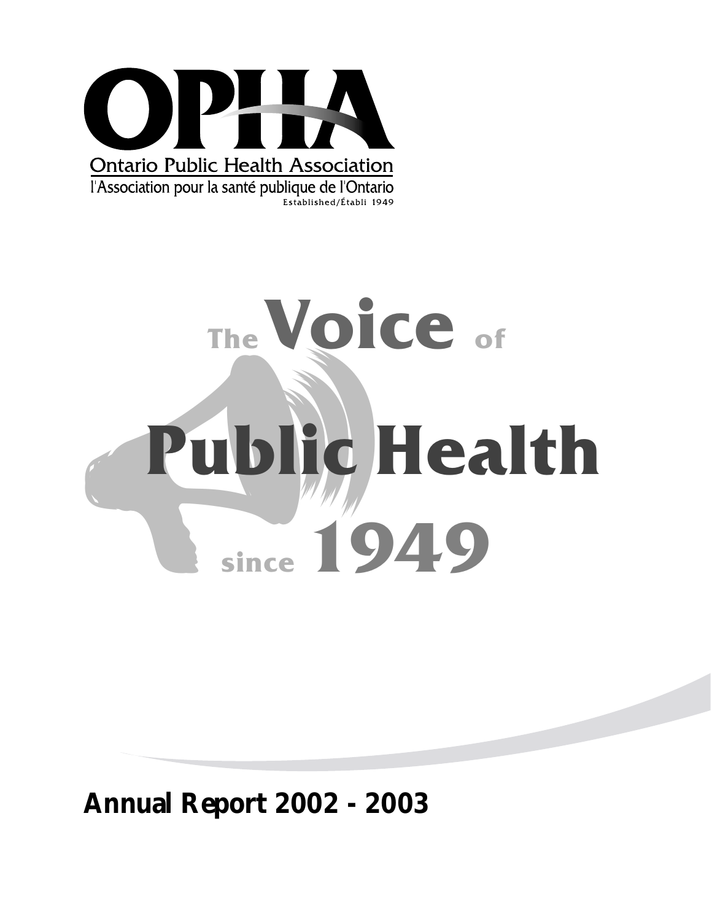# OPHA

Ontario Public Health Association

l'Association pour la santé publique de l'Ontario

Established/Établi 1949

# The Voice of Public Health since 1949

## Annual Report 2002 - 2003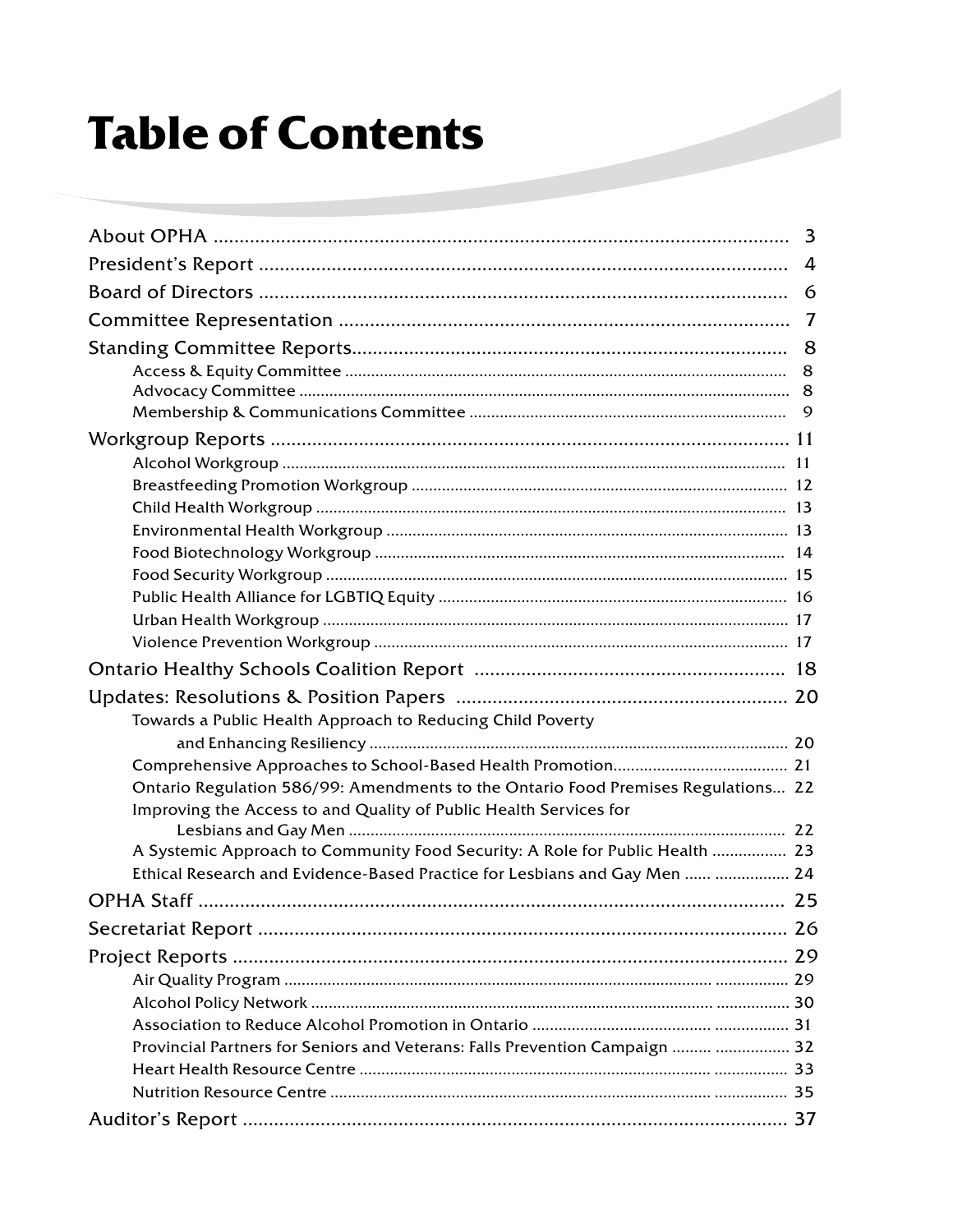# Table of Contents

About OPHA ........................................................................................................ 3

President's Report .............................................................................................. 4

Board of Directors .............................................................................................. 6

Committee Representation .............................................................................. 7

Standing Committee Reports............................................................................ 8

- Access & Equity Committee ....................................................................................... 8
- Advocacy Committee ................................................................................................. 8
- Membership & Communications Committee ......................................................... 9

Workgroup Reports ............................................................................................ 11

- Alcohol Workgroup ..................................................................................................... 11
- Breastfeeding Promotion Workgroup ...................................................................... 12
- Child Health Workgroup ............................................................................................ 13
- Environmental Health Workgroup ............................................................................ 13
- Food Biotechnology Workgroup ............................................................................... 14
- Food Security Workgroup .......................................................................................... 15
- Public Health Alliance for LGBTIQ Equity ................................................................ 16
- Urban Health Workgroup ........................................................................................... 17
- Violence Prevention Workgroup ............................................................................... 17

Ontario Healthy Schools Coalition Report ................................................... 18

Updates: Resolutions & Position Papers ...................................................... 20

- Towards a Public Health Approach to Reducing Child Poverty and Enhancing Resiliency ................................................................................................. 20
- Comprehensive Approaches to School-Based Health Promotion......................................... 21
- Ontario Regulation 586/99: Amendments to the Ontario Food Premises Regulations... 22
- Improving the Access to and Quality of Public Health Services for Lesbians and Gay Men ..................................................................................................... 22
- A Systemic Approach to Community Food Security: A Role for Public Health ................. 23
- Ethical Research and Evidence-Based Practice for Lesbians and Gay Men ...... ................. 24

OPHA Staff ......................................................................................................... 25

Secretariat Report ............................................................................................. 26

Project Reports ................................................................................................... 29

- Air Quality Program ................................................................................................... 29
- Alcohol Policy Network .............................................................................................. 30
- Association to Reduce Alcohol Promotion in Ontario ............................................. 31
- Provincial Partners for Seniors and Veterans: Falls Prevention Campaign ......... ................. 32
- Heart Health Resource Centre .................................................................................. 33
- Nutrition Resource Centre ......................................................................................... 35

Auditor's Report ................................................................................................. 37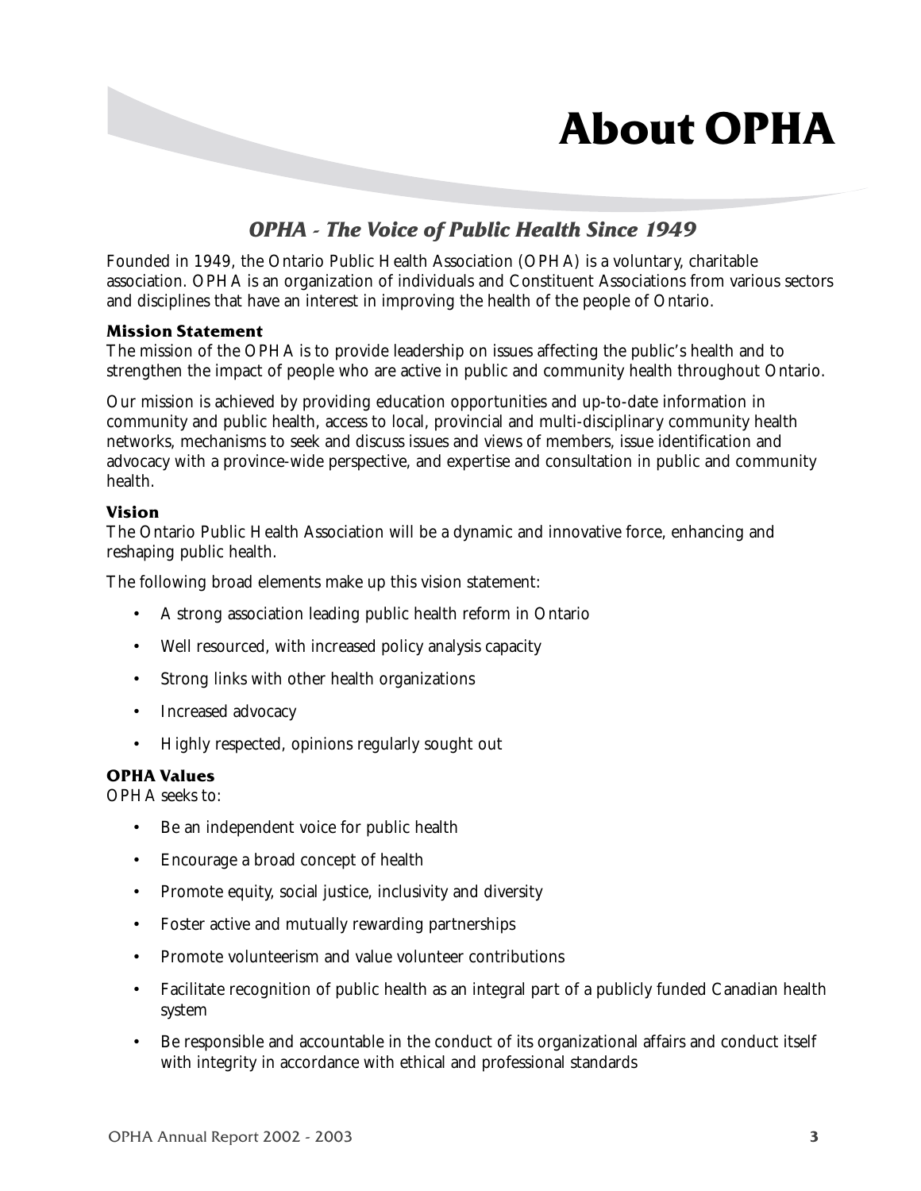# About OPHA

## *OPHA - The Voice of Public Health Since 1949*

Founded in 1949, the Ontario Public Health Association (OPHA) is a voluntary, charitable association. OPHA is an organization of individuals and Constituent Associations from various sectors and disciplines that have an interest in improving the health of the people of Ontario.

### Mission Statement

The mission of the OPHA is to provide leadership on issues affecting the public's health and to strengthen the impact of people who are active in public and community health throughout Ontario.

Our mission is achieved by providing education opportunities and up-to-date information in community and public health, access to local, provincial and multi-disciplinary community health networks, mechanisms to seek and discuss issues and views of members, issue identification and advocacy with a province-wide perspective, and expertise and consultation in public and community health.

### Vision

The Ontario Public Health Association will be a dynamic and innovative force, enhancing and reshaping public health.

The following broad elements make up this vision statement:

- A strong association leading public health reform in Ontario
- Well resourced, with increased policy analysis capacity
- Strong links with other health organizations
- Increased advocacy
- Highly respected, opinions regularly sought out

### OPHA Values

OPHA seeks to:

- Be an independent voice for public health
- Encourage a broad concept of health
- Promote equity, social justice, inclusivity and diversity
- Foster active and mutually rewarding partnerships
- Promote volunteerism and value volunteer contributions
- Facilitate recognition of public health as an integral part of a publicly funded Canadian health system
- Be responsible and accountable in the conduct of its organizational affairs and conduct itself with integrity in accordance with ethical and professional standards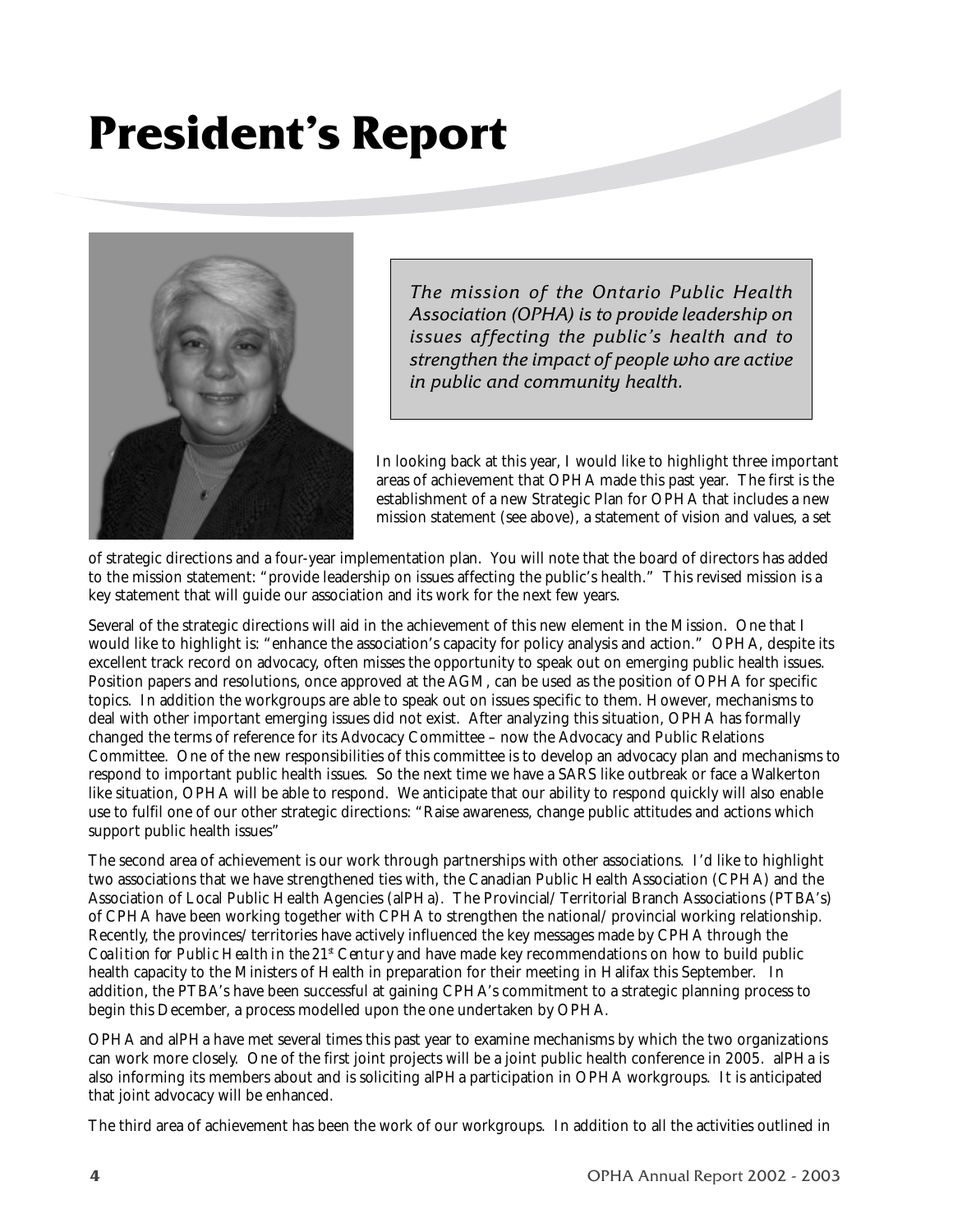# President's Report

*The mission of the Ontario Public Health Association (OPHA) is to provide leadership on issues affecting the public's health and to strengthen the impact of people who are active in public and community health.*

In looking back at this year, I would like to highlight three important areas of achievement that OPHA made this past year. The first is the establishment of a new Strategic Plan for OPHA that includes a new mission statement (see above), a statement of vision and values, a set of strategic directions and a four-year implementation plan. You will note that the board of directors has added to the mission statement: "provide leadership on issues affecting the public's health." This revised mission is a key statement that will guide our association and its work for the next few years.

Several of the strategic directions will aid in the achievement of this new element in the Mission. One that I would like to highlight is: "enhance the association's capacity for policy analysis and action." OPHA, despite its excellent track record on advocacy, often misses the opportunity to speak out on emerging public health issues. Position papers and resolutions, once approved at the AGM, can be used as the position of OPHA for specific topics. In addition the workgroups are able to speak out on issues specific to them. However, mechanisms to deal with other important emerging issues did not exist. After analyzing this situation, OPHA has formally changed the terms of reference for its Advocacy Committee – now the Advocacy and Public Relations Committee. One of the new responsibilities of this committee is to develop an advocacy plan and mechanisms to respond to important public health issues. So the next time we have a SARS like outbreak or face a Walkerton like situation, OPHA will be able to respond. We anticipate that our ability to respond quickly will also enable use to fulfil one of our other strategic directions: "Raise awareness, change public attitudes and actions which support public health issues"

The second area of achievement is our work through partnerships with other associations. I'd like to highlight two associations that we have strengthened ties with, the Canadian Public Health Association (CPHA) and the Association of Local Public Health Agencies (alPHa). The Provincial/Territorial Branch Associations (PTBA's) of CPHA have been working together with CPHA to strengthen the national/provincial working relationship. Recently, the provinces/territories have actively influenced the key messages made by CPHA through the *Coalition for Public Health in the 21st Century* and have made key recommendations on how to build public health capacity to the Ministers of Health in preparation for their meeting in Halifax this September. In addition, the PTBA's have been successful at gaining CPHA's commitment to a strategic planning process to begin this December, a process modelled upon the one undertaken by OPHA.

OPHA and alPHa have met several times this past year to examine mechanisms by which the two organizations can work more closely. One of the first joint projects will be a joint public health conference in 2005. alPHa is also informing its members about and is soliciting alPHa participation in OPHA workgroups. It is anticipated that joint advocacy will be enhanced.

The third area of achievement has been the work of our workgroups. In addition to all the activities outlined in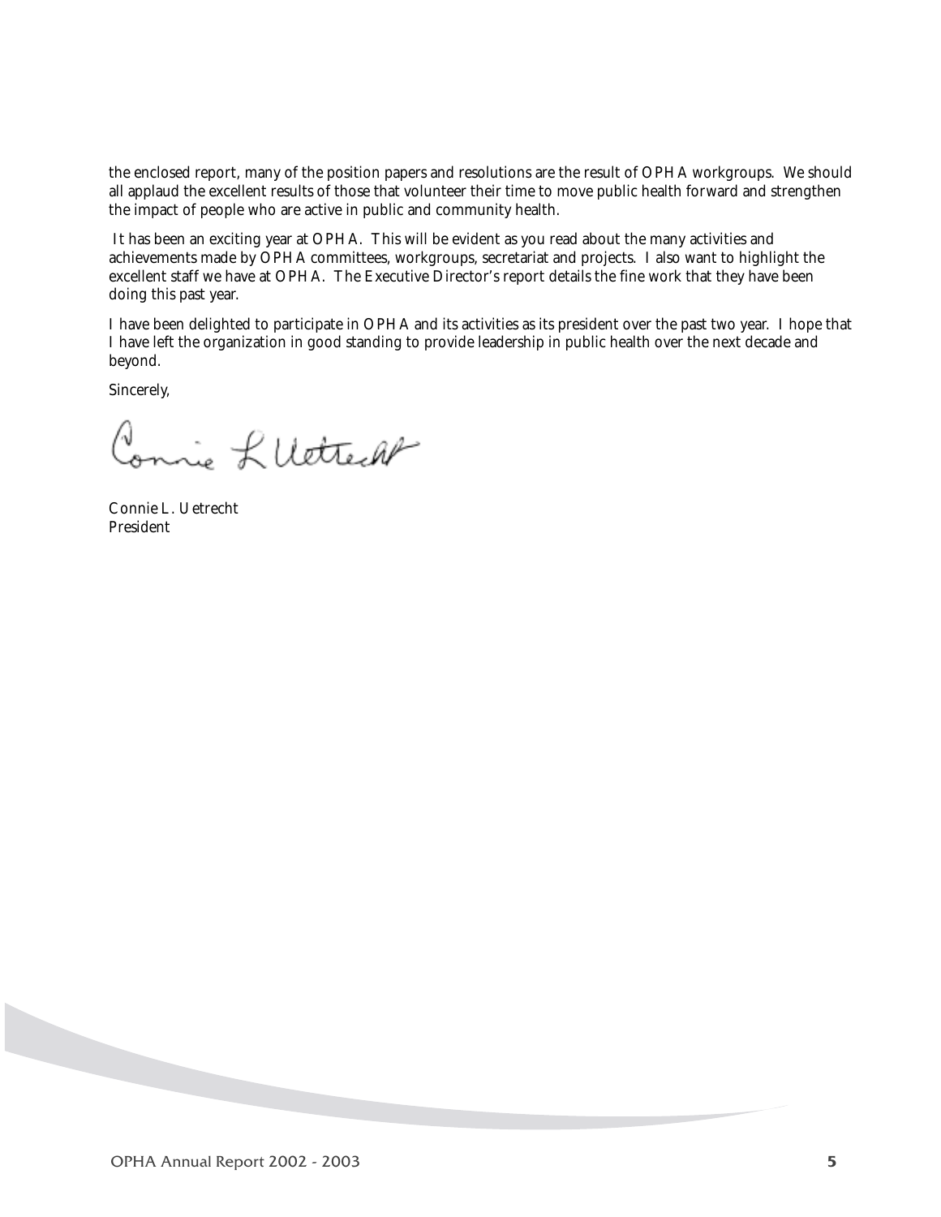the enclosed report, many of the position papers and resolutions are the result of OPHA workgroups. We should all applaud the excellent results of those that volunteer their time to move public health forward and strengthen the impact of people who are active in public and community health.

It has been an exciting year at OPHA. This will be evident as you read about the many activities and achievements made by OPHA committees, workgroups, secretariat and projects. I also want to highlight the excellent staff we have at OPHA. The Executive Director's report details the fine work that they have been doing this past year.

I have been delighted to participate in OPHA and its activities as its president over the past two year. I hope that I have left the organization in good standing to provide leadership in public health over the next decade and beyond.

Sincerely,

Connie L. Uetrecht
President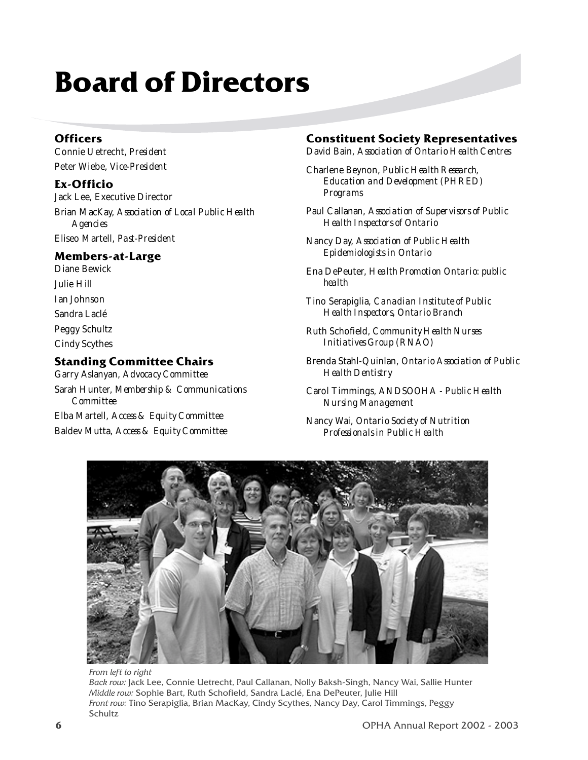# Board of Directors

## Officers

Connie Uetrecht, *President*

Peter Wiebe, *Vice-President*

## Ex-Officio

Jack Lee, Executive Director

Brian MacKay, *Association of Local Public Health Agencies*

Eliseo Martell, *Past-President*

## Members-at-Large

Diane Bewick

Julie Hill

Ian Johnson

Sandra Laclé

Peggy Schultz

Cindy Scythes

## Standing Committee Chairs

Garry Aslanyan, *Advocacy Committee*

Sarah Hunter, *Membership & Communications Committee*

Elba Martell, *Access & Equity Committee*

Baldev Mutta, *Access & Equity Committee*

## Constituent Society Representatives

David Bain, *Association of Ontario Health Centres*

Charlene Beynon, *Public Health Research, Education and Development (PHRED) Programs*

Paul Callanan, *Association of Supervisors of Public Health Inspectors of Ontario*

Nancy Day, *Association of Public Health Epidemiologists in Ontario*

Ena DePeuter, *Health Promotion Ontario: public health*

Tino Serapiglia, *Canadian Institute of Public Health Inspectors, Ontario Branch*

Ruth Schofield, *Community Health Nurses Initiatives Group (RNAO)*

Brenda Stahl-Quinlan, *Ontario Association of Public Health Dentistry*

Carol Timmings, *ANDSOOHA - Public Health Nursing Management*

Nancy Wai, *Ontario Society of Nutrition Professionals in Public Health*

*From left to right*

*Back row:* Jack Lee, Connie Uetrecht, Paul Callanan, Nolly Baksh-Singh, Nancy Wai, Sallie Hunter

*Middle row:* Sophie Bart, Ruth Schofield, Sandra Laclé, Ena DePeuter, Julie Hill

*Front row:* Tino Serapiglia, Brian MacKay, Cindy Scythes, Nancy Day, Carol Timmings, Peggy Schultz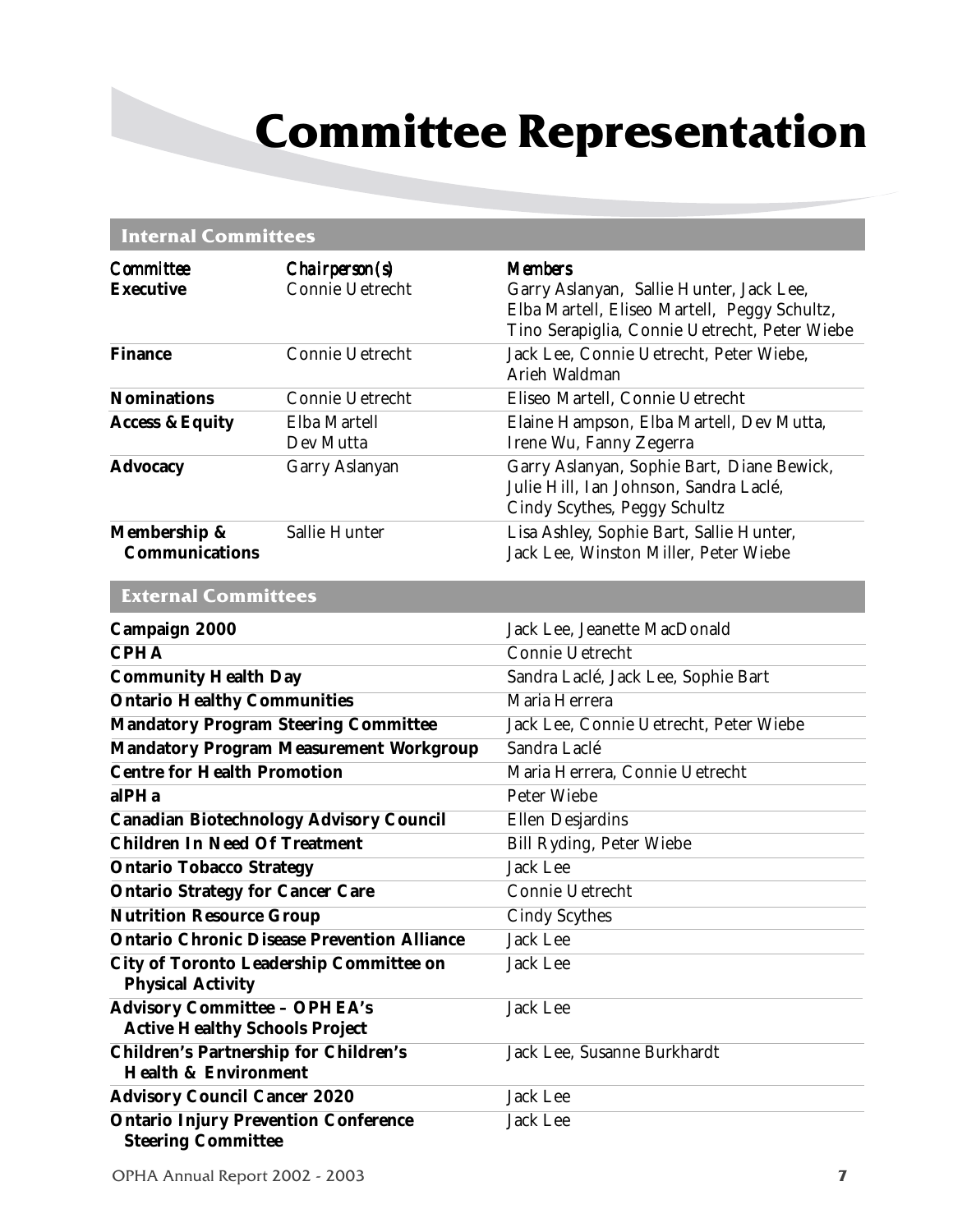# Committee Representation

## Internal Committees

| *Committee* | *Chairperson(s)* | *Members* |
|---|---|---|
| **Executive** | Connie Uetrecht | Garry Aslanyan, Sallie Hunter, Jack Lee, Elba Martell, Eliseo Martell, Peggy Schultz, Tino Serapiglia, Connie Uetrecht, Peter Wiebe |
| **Finance** | Connie Uetrecht | Jack Lee, Connie Uetrecht, Peter Wiebe, Arieh Waldman |
| **Nominations** | Connie Uetrecht | Eliseo Martell, Connie Uetrecht |
| **Access & Equity** | Elba Martell<br>Dev Mutta | Elaine Hampson, Elba Martell, Dev Mutta, Irene Wu, Fanny Zegerra |
| **Advocacy** | Garry Aslanyan | Garry Aslanyan, Sophie Bart, Diane Bewick, Julie Hill, Ian Johnson, Sandra Laclé, Cindy Scythes, Peggy Schultz |
| **Membership & Communications** | Sallie Hunter | Lisa Ashley, Sophie Bart, Sallie Hunter, Jack Lee, Winston Miller, Peter Wiebe |

## External Committees

| Committee | Members |
|---|---|
| **Campaign 2000** | Jack Lee, Jeanette MacDonald |
| **CPHA** | Connie Uetrecht |
| **Community Health Day** | Sandra Laclé, Jack Lee, Sophie Bart |
| **Ontario Healthy Communities** | Maria Herrera |
| **Mandatory Program Steering Committee** | Jack Lee, Connie Uetrecht, Peter Wiebe |
| **Mandatory Program Measurement Workgroup** | Sandra Laclé |
| **Centre for Health Promotion** | Maria Herrera, Connie Uetrecht |
| **alPHa** | Peter Wiebe |
| **Canadian Biotechnology Advisory Council** | Ellen Desjardins |
| **Children In Need Of Treatment** | Bill Ryding, Peter Wiebe |
| **Ontario Tobacco Strategy** | Jack Lee |
| **Ontario Strategy for Cancer Care** | Connie Uetrecht |
| **Nutrition Resource Group** | Cindy Scythes |
| **Ontario Chronic Disease Prevention Alliance** | Jack Lee |
| **City of Toronto Leadership Committee on Physical Activity** | Jack Lee |
| **Advisory Committee – OPHEA's Active Healthy Schools Project** | Jack Lee |
| **Children's Partnership for Children's Health & Environment** | Jack Lee, Susanne Burkhardt |
| **Advisory Council Cancer 2020** | Jack Lee |
| **Ontario Injury Prevention Conference Steering Committee** | Jack Lee |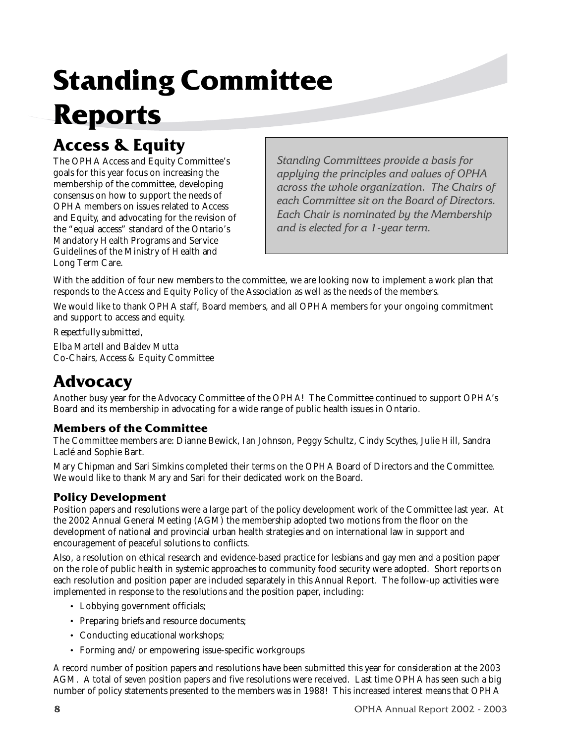# Standing Committee Reports

## Access & Equity

*Standing Committees provide a basis for applying the principles and values of OPHA across the whole organization. The Chairs of each Committee sit on the Board of Directors. Each Chair is nominated by the Membership and is elected for a 1-year term.*

The OPHA Access and Equity Committee's goals for this year focus on increasing the membership of the committee, developing consensus on how to support the needs of OPHA members on issues related to Access and Equity, and advocating for the revision of the "equal access" standard of the Ontario's Mandatory Health Programs and Service Guidelines of the Ministry of Health and Long Term Care.

With the addition of four new members to the committee, we are looking now to implement a work plan that responds to the Access and Equity Policy of the Association as well as the needs of the members.

We would like to thank OPHA staff, Board members, and all OPHA members for your ongoing commitment and support to access and equity.

*Respectfully submitted,*

Elba Martell and Baldev Mutta
Co-Chairs, Access & Equity Committee

## Advocacy

Another busy year for the Advocacy Committee of the OPHA! The Committee continued to support OPHA's Board and its membership in advocating for a wide range of public health issues in Ontario.

### Members of the Committee

The Committee members are: Dianne Bewick, Ian Johnson, Peggy Schultz, Cindy Scythes, Julie Hill, Sandra Laclé and Sophie Bart.

Mary Chipman and Sari Simkins completed their terms on the OPHA Board of Directors and the Committee. We would like to thank Mary and Sari for their dedicated work on the Board.

### Policy Development

Position papers and resolutions were a large part of the policy development work of the Committee last year. At the 2002 Annual General Meeting (AGM) the membership adopted two motions from the floor on the development of national and provincial urban health strategies and on international law in support and encouragement of peaceful solutions to conflicts.

Also, a resolution on ethical research and evidence-based practice for lesbians and gay men and a position paper on the role of public health in systemic approaches to community food security were adopted. Short reports on each resolution and position paper are included separately in this Annual Report. The follow-up activities were implemented in response to the resolutions and the position paper, including:

- Lobbying government officials;
- Preparing briefs and resource documents;
- Conducting educational workshops;
- Forming and/or empowering issue-specific workgroups

A record number of position papers and resolutions have been submitted this year for consideration at the 2003 AGM. A total of seven position papers and five resolutions were received. Last time OPHA has seen such a big number of policy statements presented to the members was in 1988! This increased interest means that OPHA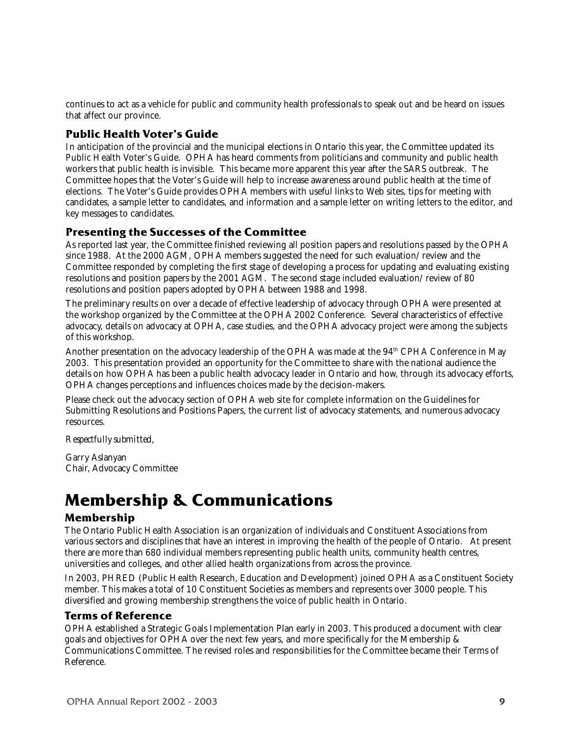continues to act as a vehicle for public and community health professionals to speak out and be heard on issues that affect our province.

### Public Health Voter's Guide

In anticipation of the provincial and the municipal elections in Ontario this year, the Committee updated its Public Health Voter's Guide. OPHA has heard comments from politicians and community and public health workers that public health is invisible. This became more apparent this year after the SARS outbreak. The Committee hopes that the Voter's Guide will help to increase awareness around public health at the time of elections. The Voter's Guide provides OPHA members with useful links to Web sites, tips for meeting with candidates, a sample letter to candidates, and information and a sample letter on writing letters to the editor, and key messages to candidates.

### Presenting the Successes of the Committee

As reported last year, the Committee finished reviewing all position papers and resolutions passed by the OPHA since 1988. At the 2000 AGM, OPHA members suggested the need for such evaluation/review and the Committee responded by completing the first stage of developing a process for updating and evaluating existing resolutions and position papers by the 2001 AGM. The second stage included evaluation/review of 80 resolutions and position papers adopted by OPHA between 1988 and 1998.

The preliminary results on over a decade of effective leadership of advocacy through OPHA were presented at the workshop organized by the Committee at the OPHA 2002 Conference. Several characteristics of effective advocacy, details on advocacy at OPHA, case studies, and the OPHA advocacy project were among the subjects of this workshop.

Another presentation on the advocacy leadership of the OPHA was made at the 94th CPHA Conference in May 2003. This presentation provided an opportunity for the Committee to share with the national audience the details on how OPHA has been a public health advocacy leader in Ontario and how, through its advocacy efforts, OPHA changes perceptions and influences choices made by the decision-makers.

Please check out the advocacy section of OPHA web site for complete information on the Guidelines for Submitting Resolutions and Positions Papers, the current list of advocacy statements, and numerous advocacy resources.

*Respectfully submitted,*

Garry Aslanyan
Chair, Advocacy Committee

# Membership & Communications

### Membership

The Ontario Public Health Association is an organization of individuals and Constituent Associations from various sectors and disciplines that have an interest in improving the health of the people of Ontario. At present there are more than 680 individual members representing public health units, community health centres, universities and colleges, and other allied health organizations from across the province.

In 2003, PHRED (Public Health Research, Education and Development) joined OPHA as a Constituent Society member. This makes a total of 10 Constituent Societies as members and represents over 3000 people. This diversified and growing membership strengthens the voice of public health in Ontario.

### Terms of Reference

OPHA established a Strategic Goals Implementation Plan early in 2003. This produced a document with clear goals and objectives for OPHA over the next few years, and more specifically for the Membership & Communications Committee. The revised roles and responsibilities for the Committee became their Terms of Reference.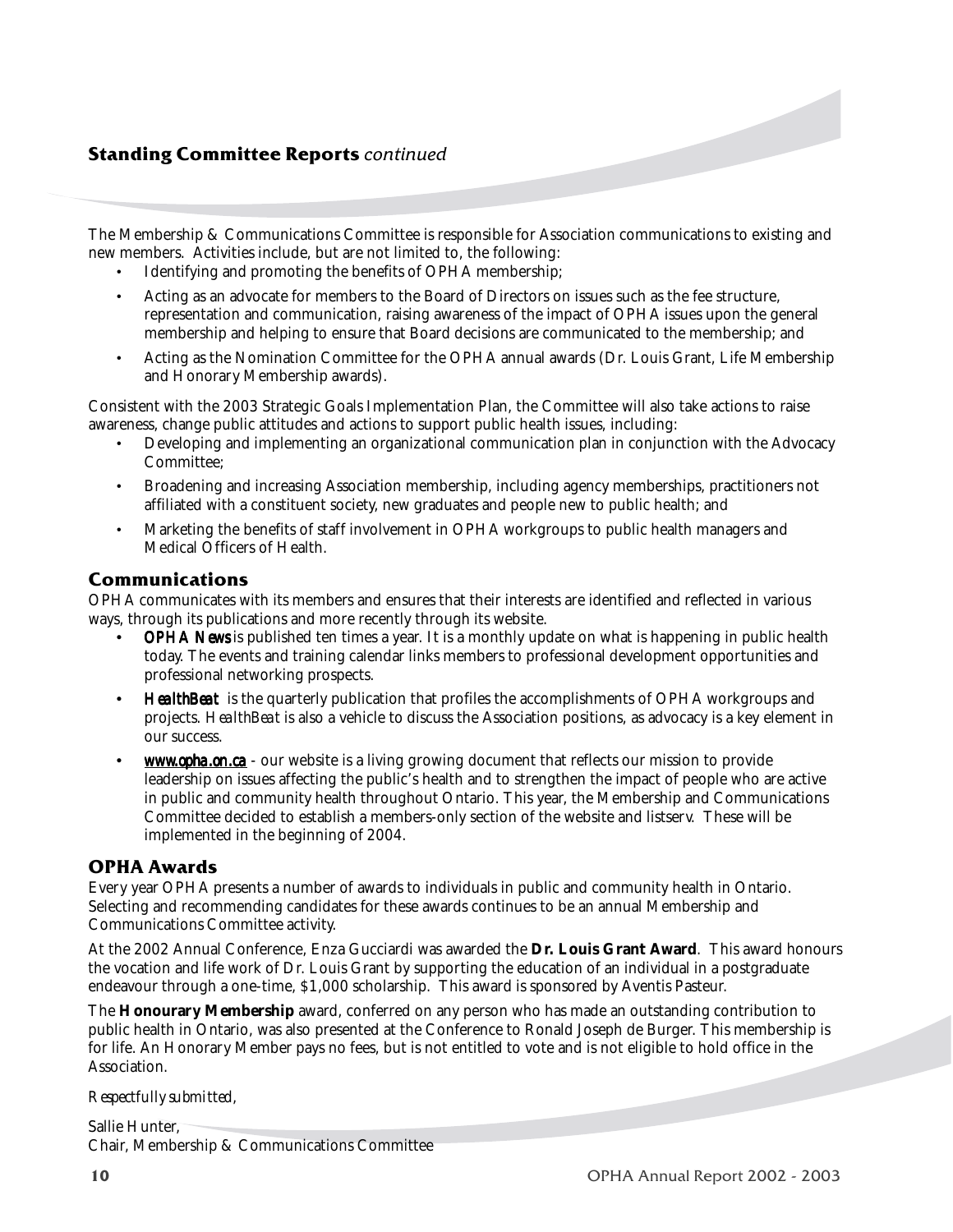## **Standing Committee Reports** *continued*

The Membership & Communications Committee is responsible for Association communications to existing and new members. Activities include, but are not limited to, the following:

- Identifying and promoting the benefits of OPHA membership;
- Acting as an advocate for members to the Board of Directors on issues such as the fee structure, representation and communication, raising awareness of the impact of OPHA issues upon the general membership and helping to ensure that Board decisions are communicated to the membership; and
- Acting as the Nomination Committee for the OPHA annual awards (Dr. Louis Grant, Life Membership and Honorary Membership awards).

Consistent with the 2003 Strategic Goals Implementation Plan, the Committee will also take actions to raise awareness, change public attitudes and actions to support public health issues, including:

- Developing and implementing an organizational communication plan in conjunction with the Advocacy Committee;
- Broadening and increasing Association membership, including agency memberships, practitioners not affiliated with a constituent society, new graduates and people new to public health; and
- Marketing the benefits of staff involvement in OPHA workgroups to public health managers and Medical Officers of Health.

### Communications

OPHA communicates with its members and ensures that their interests are identified and reflected in various ways, through its publications and more recently through its website.

- ***OPHA News*** is published ten times a year. It is a monthly update on what is happening in public health today. The events and training calendar links members to professional development opportunities and professional networking prospects.
- ***HealthBeat*** is the quarterly publication that profiles the accomplishments of OPHA workgroups and projects. *HealthBeat* is also a vehicle to discuss the Association positions, as advocacy is a key element in our success.
- **www.opha.on.ca** - our website is a living growing document that reflects our mission to provide leadership on issues affecting the public's health and to strengthen the impact of people who are active in public and community health throughout Ontario. This year, the Membership and Communications Committee decided to establish a members-only section of the website and listserv. These will be implemented in the beginning of 2004.

### OPHA Awards

Every year OPHA presents a number of awards to individuals in public and community health in Ontario. Selecting and recommending candidates for these awards continues to be an annual Membership and Communications Committee activity.

At the 2002 Annual Conference, Enza Gucciardi was awarded the **Dr. Louis Grant Award**. This award honours the vocation and life work of Dr. Louis Grant by supporting the education of an individual in a postgraduate endeavour through a one-time, $1,000 scholarship. This award is sponsored by Aventis Pasteur.

The **Honourary Membership** award, conferred on any person who has made an outstanding contribution to public health in Ontario, was also presented at the Conference to Ronald Joseph de Burger. This membership is for life. An Honorary Member pays no fees, but is not entitled to vote and is not eligible to hold office in the Association.

*Respectfully submitted,*

Sallie Hunter,
Chair, Membership & Communications Committee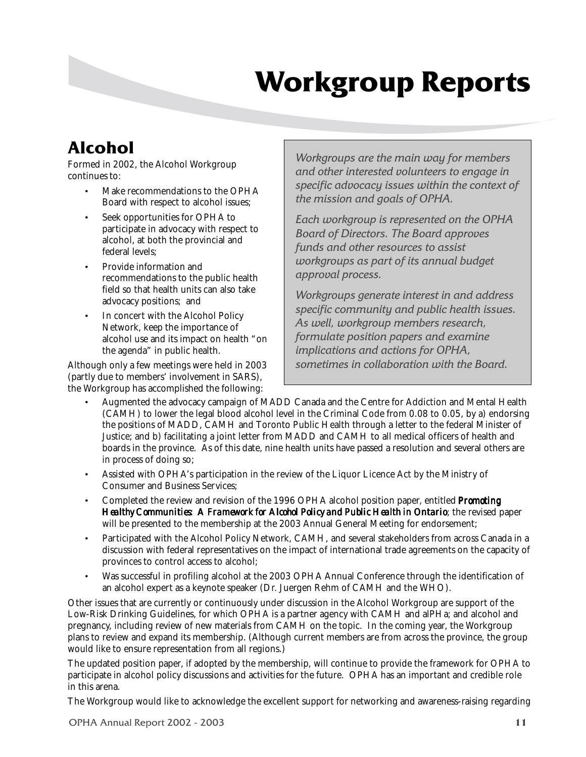# Workgroup Reports

## Alcohol

Formed in 2002, the Alcohol Workgroup continues to:

- Make recommendations to the OPHA Board with respect to alcohol issues;
- Seek opportunities for OPHA to participate in advocacy with respect to alcohol, at both the provincial and federal levels;
- Provide information and recommendations to the public health field so that health units can also take advocacy positions; and
- In concert with the Alcohol Policy Network, keep the importance of alcohol use and its impact on health "on the agenda" in public health.

*Workgroups are the main way for members and other interested volunteers to engage in specific advocacy issues within the context of the mission and goals of OPHA.*

*Each workgroup is represented on the OPHA Board of Directors. The Board approves funds and other resources to assist workgroups as part of its annual budget approval process.*

*Workgroups generate interest in and address specific community and public health issues. As well, workgroup members research, formulate position papers and examine implications and actions for OPHA, sometimes in collaboration with the Board.*

Although only a few meetings were held in 2003 (partly due to members' involvement in SARS), the Workgroup has accomplished the following:

- Augmented the advocacy campaign of MADD Canada and the Centre for Addiction and Mental Health (CAMH) to lower the legal blood alcohol level in the Criminal Code from 0.08 to 0.05, by a) endorsing the positions of MADD, CAMH and Toronto Public Health through a letter to the federal Minister of Justice; and b) facilitating a joint letter from MADD and CAMH to all medical officers of health and boards in the province. As of this date, nine health units have passed a resolution and several others are in process of doing so;
- Assisted with OPHA's participation in the review of the Liquor Licence Act by the Ministry of Consumer and Business Services;
- Completed the review and revision of the 1996 OPHA alcohol position paper, entitled ***Promoting Healthy Communities: A Framework for Alcohol Policy and Public Health in Ontario***; the revised paper will be presented to the membership at the 2003 Annual General Meeting for endorsement;
- Participated with the Alcohol Policy Network, CAMH, and several stakeholders from across Canada in a discussion with federal representatives on the impact of international trade agreements on the capacity of provinces to control access to alcohol;
- Was successful in profiling alcohol at the 2003 OPHA Annual Conference through the identification of an alcohol expert as a keynote speaker (Dr. Juergen Rehm of CAMH and the WHO).

Other issues that are currently or continuously under discussion in the Alcohol Workgroup are support of the Low-Risk Drinking Guidelines, for which OPHA is a partner agency with CAMH and alPHa; and alcohol and pregnancy, including review of new materials from CAMH on the topic. In the coming year, the Workgroup plans to review and expand its membership. (Although current members are from across the province, the group would like to ensure representation from all regions.)

The updated position paper, if adopted by the membership, will continue to provide the framework for OPHA to participate in alcohol policy discussions and activities for the future. OPHA has an important and credible role in this arena.

The Workgroup would like to acknowledge the excellent support for networking and awareness-raising regarding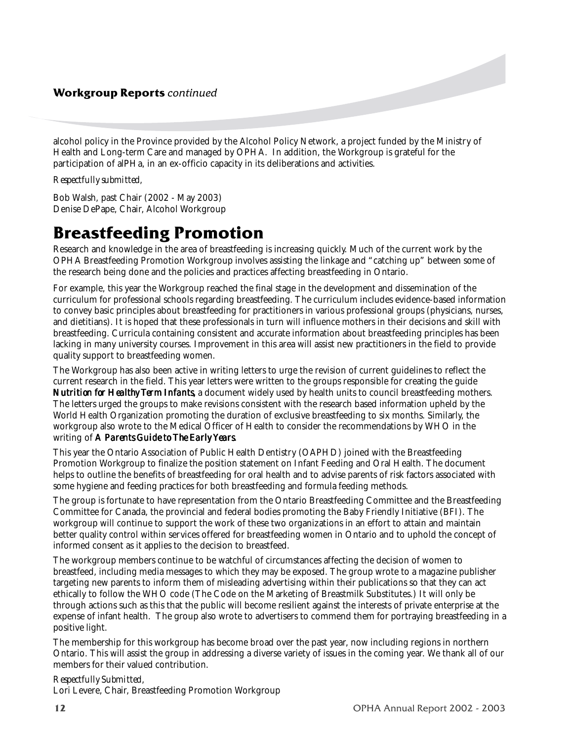alcohol policy in the Province provided by the Alcohol Policy Network, a project funded by the Ministry of Health and Long-term Care and managed by OPHA. In addition, the Workgroup is grateful for the participation of alPHa, in an ex-officio capacity in its deliberations and activities.

*Respectfully submitted,*

Bob Walsh, past Chair (2002 - May 2003)
Denise DePape, Chair, Alcohol Workgroup

# Breastfeeding Promotion

Research and knowledge in the area of breastfeeding is increasing quickly. Much of the current work by the OPHA Breastfeeding Promotion Workgroup involves assisting the linkage and "catching up" between some of the research being done and the policies and practices affecting breastfeeding in Ontario.

For example, this year the Workgroup reached the final stage in the development and dissemination of the curriculum for professional schools regarding breastfeeding. The curriculum includes evidence-based information to convey basic principles about breastfeeding for practitioners in various professional groups (physicians, nurses, and dietitians). It is hoped that these professionals in turn will influence mothers in their decisions and skill with breastfeeding. Curricula containing consistent and accurate information about breastfeeding principles has been lacking in many university courses. Improvement in this area will assist new practitioners in the field to provide quality support to breastfeeding women.

The Workgroup has also been active in writing letters to urge the revision of current guidelines to reflect the current research in the field. This year letters were written to the groups responsible for creating the guide ***Nutrition for Healthy Term Infants***, a document widely used by health units to council breastfeeding mothers. The letters urged the groups to make revisions consistent with the research based information upheld by the World Health Organization promoting the duration of exclusive breastfeeding to six months. Similarly, the workgroup also wrote to the Medical Officer of Health to consider the recommendations by WHO in the writing of ***A Parents Guide to The Early Years***.

This year the Ontario Association of Public Health Dentistry (OAPHD) joined with the Breastfeeding Promotion Workgroup to finalize the position statement on Infant Feeding and Oral Health. The document helps to outline the benefits of breastfeeding for oral health and to advise parents of risk factors associated with some hygiene and feeding practices for both breastfeeding and formula feeding methods.

The group is fortunate to have representation from the Ontario Breastfeeding Committee and the Breastfeeding Committee for Canada, the provincial and federal bodies promoting the Baby Friendly Initiative (BFI). The workgroup will continue to support the work of these two organizations in an effort to attain and maintain better quality control within services offered for breastfeeding women in Ontario and to uphold the concept of informed consent as it applies to the decision to breastfeed.

The workgroup members continue to be watchful of circumstances affecting the decision of women to breastfeed, including media messages to which they may be exposed. The group wrote to a magazine publisher targeting new parents to inform them of misleading advertising within their publications so that they can act ethically to follow the WHO code (The Code on the Marketing of Breastmilk Substitutes.) It will only be through actions such as this that the public will become resilient against the interests of private enterprise at the expense of infant health. The group also wrote to advertisers to commend them for portraying breastfeeding in a positive light.

The membership for this workgroup has become broad over the past year, now including regions in northern Ontario. This will assist the group in addressing a diverse variety of issues in the coming year. We thank all of our members for their valued contribution.

*Respectfully Submitted,*
Lori Levere, Chair, Breastfeeding Promotion Workgroup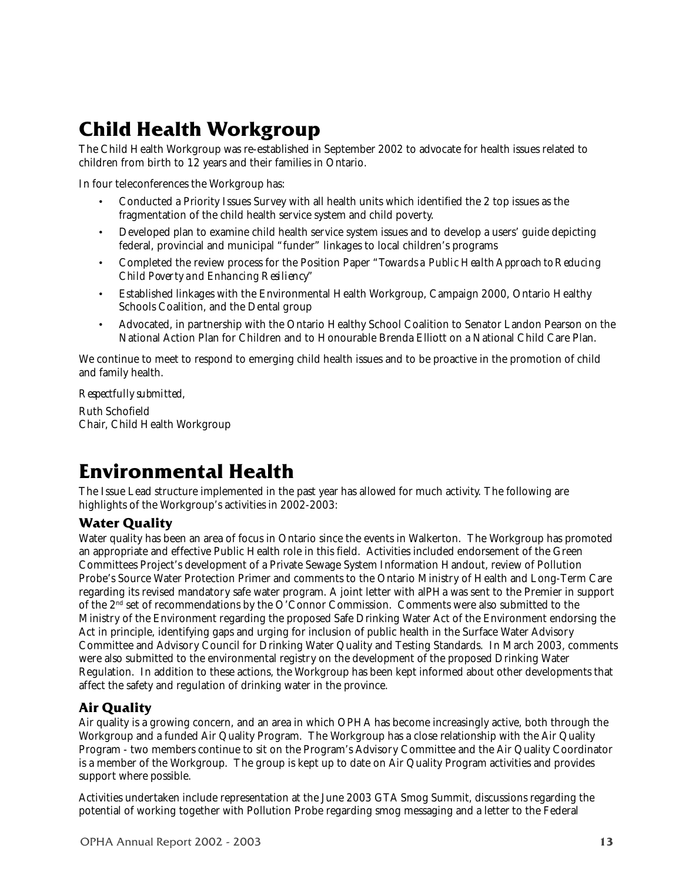# Child Health Workgroup

The Child Health Workgroup was re-established in September 2002 to advocate for health issues related to children from birth to 12 years and their families in Ontario.

In four teleconferences the Workgroup has:

- Conducted a Priority Issues Survey with all health units which identified the 2 top issues as the fragmentation of the child health service system and child poverty.
- Developed plan to examine child health service system issues and to develop a users' guide depicting federal, provincial and municipal "funder" linkages to local children's programs
- Completed the review process for the Position Paper "*Towards a Public Health Approach to Reducing Child Poverty and Enhancing Resiliency*"
- Established linkages with the Environmental Health Workgroup, Campaign 2000, Ontario Healthy Schools Coalition, and the Dental group
- Advocated, in partnership with the Ontario Healthy School Coalition to Senator Landon Pearson on the National Action Plan for Children and to Honourable Brenda Elliott on a National Child Care Plan.

We continue to meet to respond to emerging child health issues and to be proactive in the promotion of child and family health.

*Respectfully submitted,*

Ruth Schofield
Chair, Child Health Workgroup

# Environmental Health

The Issue Lead structure implemented in the past year has allowed for much activity. The following are highlights of the Workgroup's activities in 2002-2003:

## Water Quality

Water quality has been an area of focus in Ontario since the events in Walkerton. The Workgroup has promoted an appropriate and effective Public Health role in this field. Activities included endorsement of the Green Committees Project's development of a Private Sewage System Information Handout, review of Pollution Probe's Source Water Protection Primer and comments to the Ontario Ministry of Health and Long-Term Care regarding its revised mandatory safe water program. A joint letter with alPHa was sent to the Premier in support of the 2nd set of recommendations by the O'Connor Commission. Comments were also submitted to the Ministry of the Environment regarding the proposed Safe Drinking Water Act of the Environment endorsing the Act in principle, identifying gaps and urging for inclusion of public health in the Surface Water Advisory Committee and Advisory Council for Drinking Water Quality and Testing Standards. In March 2003, comments were also submitted to the environmental registry on the development of the proposed Drinking Water Regulation. In addition to these actions, the Workgroup has been kept informed about other developments that affect the safety and regulation of drinking water in the province.

## Air Quality

Air quality is a growing concern, and an area in which OPHA has become increasingly active, both through the Workgroup and a funded Air Quality Program. The Workgroup has a close relationship with the Air Quality Program - two members continue to sit on the Program's Advisory Committee and the Air Quality Coordinator is a member of the Workgroup. The group is kept up to date on Air Quality Program activities and provides support where possible.

Activities undertaken include representation at the June 2003 GTA Smog Summit, discussions regarding the potential of working together with Pollution Probe regarding smog messaging and a letter to the Federal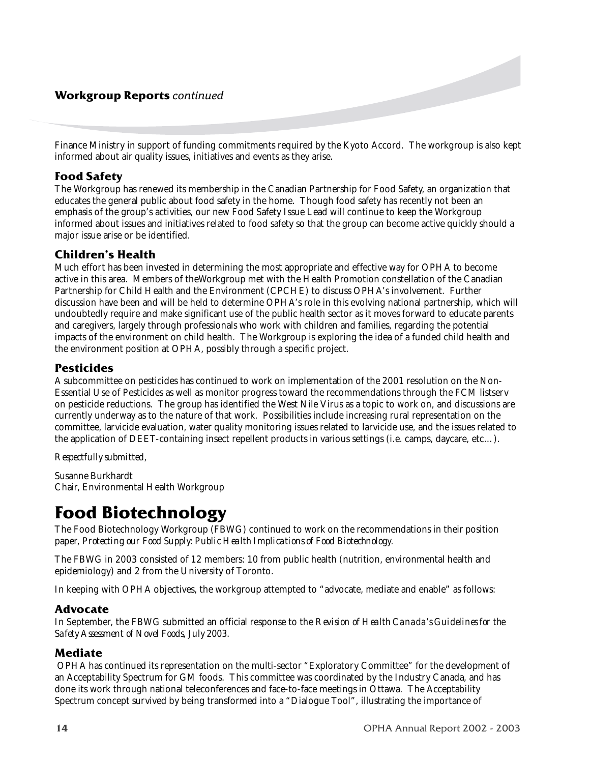Finance Ministry in support of funding commitments required by the Kyoto Accord. The workgroup is also kept informed about air quality issues, initiatives and events as they arise.

### Food Safety

The Workgroup has renewed its membership in the Canadian Partnership for Food Safety, an organization that educates the general public about food safety in the home. Though food safety has recently not been an emphasis of the group's activities, our new Food Safety Issue Lead will continue to keep the Workgroup informed about issues and initiatives related to food safety so that the group can become active quickly should a major issue arise or be identified.

### Children's Health

Much effort has been invested in determining the most appropriate and effective way for OPHA to become active in this area. Members of theWorkgroup met with the Health Promotion constellation of the Canadian Partnership for Child Health and the Environment (CPCHE) to discuss OPHA's involvement. Further discussion have been and will be held to determine OPHA's role in this evolving national partnership, which will undoubtedly require and make significant use of the public health sector as it moves forward to educate parents and caregivers, largely through professionals who work with children and families, regarding the potential impacts of the environment on child health. The Workgroup is exploring the idea of a funded child health and the environment position at OPHA, possibly through a specific project.

### Pesticides

A subcommittee on pesticides has continued to work on implementation of the 2001 resolution on the Non-Essential Use of Pesticides as well as monitor progress toward the recommendations through the FCM listserv on pesticide reductions. The group has identified the West Nile Virus as a topic to work on, and discussions are currently underway as to the nature of that work. Possibilities include increasing rural representation on the committee, larvicide evaluation, water quality monitoring issues related to larvicide use, and the issues related to the application of DEET-containing insect repellent products in various settings (i.e. camps, daycare, etc…).

*Respectfully submitted,*

Susanne Burkhardt
Chair, Environmental Health Workgroup

# Food Biotechnology

The Food Biotechnology Workgroup (FBWG) continued to work on the recommendations in their position paper, *Protecting our Food Supply: Public Health Implications of Food Biotechnology*.

The FBWG in 2003 consisted of 12 members: 10 from public health (nutrition, environmental health and epidemiology) and 2 from the University of Toronto.

In keeping with OPHA objectives, the workgroup attempted to "advocate, mediate and enable" as follows:

### Advocate

In September, the FBWG submitted an official response to the *Revision of Health Canada's Guidelines for the Safety Assessment of Novel Foods, July 2003.*

### Mediate

OPHA has continued its representation on the multi-sector "Exploratory Committee" for the development of an Acceptability Spectrum for GM foods. This committee was coordinated by the Industry Canada, and has done its work through national teleconferences and face-to-face meetings in Ottawa. The Acceptability Spectrum concept survived by being transformed into a "Dialogue Tool", illustrating the importance of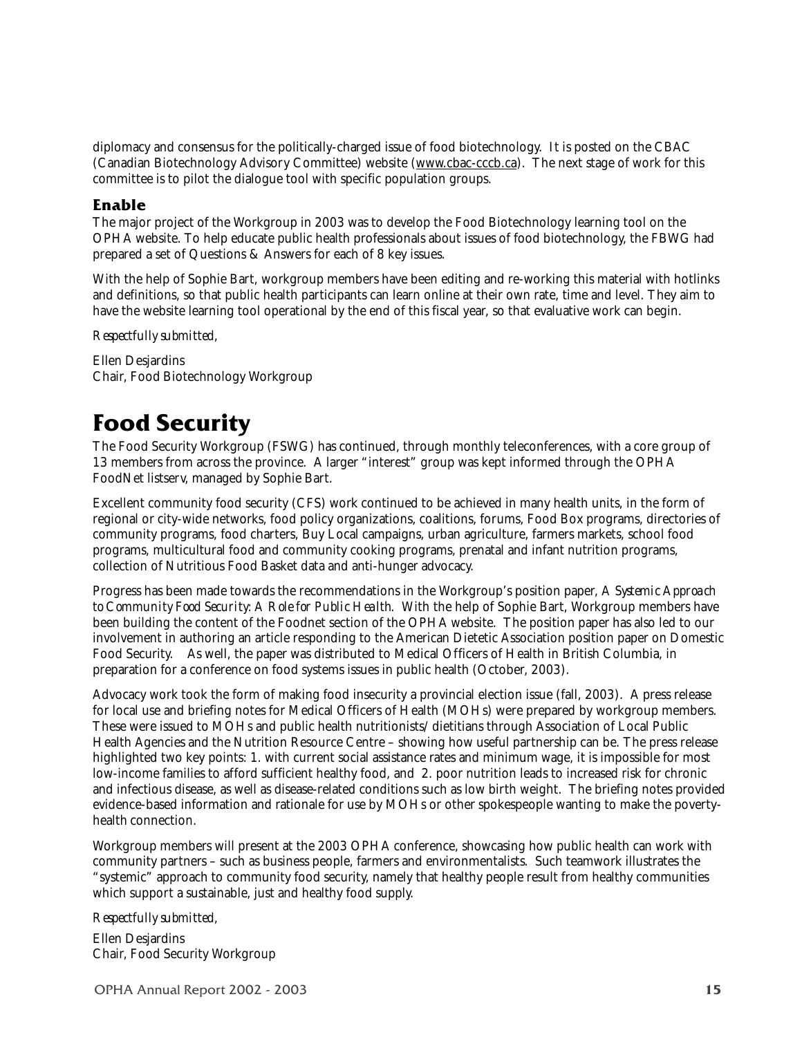diplomacy and consensus for the politically-charged issue of food biotechnology. It is posted on the CBAC (Canadian Biotechnology Advisory Committee) website (www.cbac-cccb.ca). The next stage of work for this committee is to pilot the dialogue tool with specific population groups.

### Enable

The major project of the Workgroup in 2003 was to develop the Food Biotechnology learning tool on the OPHA website. To help educate public health professionals about issues of food biotechnology, the FBWG had prepared a set of Questions & Answers for each of 8 key issues.

With the help of Sophie Bart, workgroup members have been editing and re-working this material with hotlinks and definitions, so that public health participants can learn online at their own rate, time and level. They aim to have the website learning tool operational by the end of this fiscal year, so that evaluative work can begin.

*Respectfully submitted,*

Ellen Desjardins
Chair, Food Biotechnology Workgroup

## Food Security

The Food Security Workgroup (FSWG) has continued, through monthly teleconferences, with a core group of 13 members from across the province. A larger "interest" group was kept informed through the OPHA FoodNet listserv, managed by Sophie Bart.

Excellent community food security (CFS) work continued to be achieved in many health units, in the form of regional or city-wide networks, food policy organizations, coalitions, forums, Food Box programs, directories of community programs, food charters, Buy Local campaigns, urban agriculture, farmers markets, school food programs, multicultural food and community cooking programs, prenatal and infant nutrition programs, collection of Nutritious Food Basket data and anti-hunger advocacy.

Progress has been made towards the recommendations in the Workgroup's position paper, *A Systemic Approach to Community Food Security: A Role for Public Health*. With the help of Sophie Bart, Workgroup members have been building the content of the Foodnet section of the OPHA website. The position paper has also led to our involvement in authoring an article responding to the American Dietetic Association position paper on Domestic Food Security. As well, the paper was distributed to Medical Officers of Health in British Columbia, in preparation for a conference on food systems issues in public health (October, 2003).

Advocacy work took the form of making food insecurity a provincial election issue (fall, 2003). A press release for local use and briefing notes for Medical Officers of Health (MOHs) were prepared by workgroup members. These were issued to MOHs and public health nutritionists/ dietitians through Association of Local Public Health Agencies and the Nutrition Resource Centre – showing how useful partnership can be. The press release highlighted two key points: 1. with current social assistance rates and minimum wage, it is impossible for most low-income families to afford sufficient healthy food, and 2. poor nutrition leads to increased risk for chronic and infectious disease, as well as disease-related conditions such as low birth weight. The briefing notes provided evidence-based information and rationale for use by MOHs or other spokespeople wanting to make the poverty-health connection.

Workgroup members will present at the 2003 OPHA conference, showcasing how public health can work with community partners – such as business people, farmers and environmentalists. Such teamwork illustrates the "systemic" approach to community food security, namely that healthy people result from healthy communities which support a sustainable, just and healthy food supply.

*Respectfully submitted,*

Ellen Desjardins
Chair, Food Security Workgroup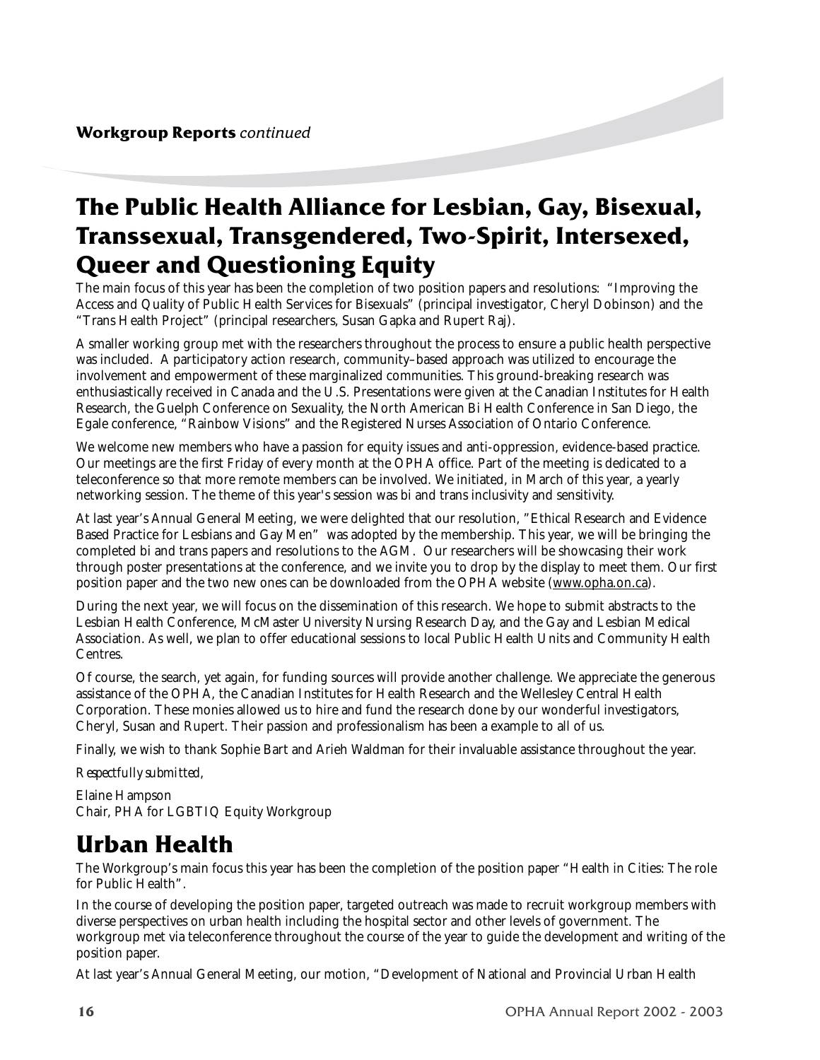**Workgroup Reports** *continued*

# The Public Health Alliance for Lesbian, Gay, Bisexual, Transsexual, Transgendered, Two-Spirit, Intersexed, Queer and Questioning Equity

The main focus of this year has been the completion of two position papers and resolutions: "Improving the Access and Quality of Public Health Services for Bisexuals" (principal investigator, Cheryl Dobinson) and the "Trans Health Project" (principal researchers, Susan Gapka and Rupert Raj).

A smaller working group met with the researchers throughout the process to ensure a public health perspective was included. A participatory action research, community–based approach was utilized to encourage the involvement and empowerment of these marginalized communities. This ground-breaking research was enthusiastically received in Canada and the U.S. Presentations were given at the Canadian Institutes for Health Research, the Guelph Conference on Sexuality, the North American Bi Health Conference in San Diego, the Egale conference, "Rainbow Visions" and the Registered Nurses Association of Ontario Conference.

We welcome new members who have a passion for equity issues and anti-oppression, evidence-based practice. Our meetings are the first Friday of every month at the OPHA office. Part of the meeting is dedicated to a teleconference so that more remote members can be involved. We initiated, in March of this year, a yearly networking session. The theme of this year's session was bi and trans inclusivity and sensitivity.

At last year's Annual General Meeting, we were delighted that our resolution, "Ethical Research and Evidence Based Practice for Lesbians and Gay Men" was adopted by the membership. This year, we will be bringing the completed bi and trans papers and resolutions to the AGM. Our researchers will be showcasing their work through poster presentations at the conference, and we invite you to drop by the display to meet them. Our first position paper and the two new ones can be downloaded from the OPHA website (www.opha.on.ca).

During the next year, we will focus on the dissemination of this research. We hope to submit abstracts to the Lesbian Health Conference, McMaster University Nursing Research Day, and the Gay and Lesbian Medical Association. As well, we plan to offer educational sessions to local Public Health Units and Community Health Centres.

Of course, the search, yet again, for funding sources will provide another challenge. We appreciate the generous assistance of the OPHA, the Canadian Institutes for Health Research and the Wellesley Central Health Corporation. These monies allowed us to hire and fund the research done by our wonderful investigators, Cheryl, Susan and Rupert. Their passion and professionalism has been a example to all of us.

Finally, we wish to thank Sophie Bart and Arieh Waldman for their invaluable assistance throughout the year.

*Respectfully submitted,*

Elaine Hampson
Chair, PHA for LGBTIQ Equity Workgroup

# Urban Health

The Workgroup's main focus this year has been the completion of the position paper "Health in Cities: The role for Public Health".

In the course of developing the position paper, targeted outreach was made to recruit workgroup members with diverse perspectives on urban health including the hospital sector and other levels of government. The workgroup met via teleconference throughout the course of the year to guide the development and writing of the position paper.

At last year's Annual General Meeting, our motion, "Development of National and Provincial Urban Health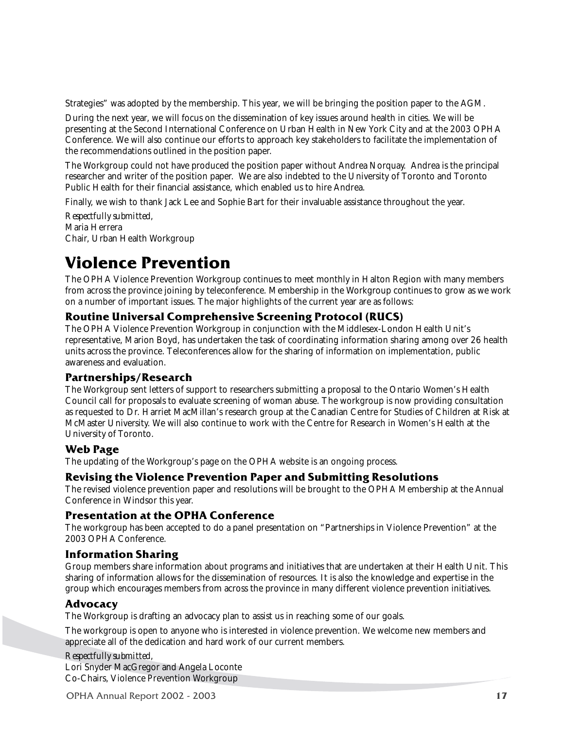Strategies" was adopted by the membership. This year, we will be bringing the position paper to the AGM.

During the next year, we will focus on the dissemination of key issues around health in cities. We will be presenting at the Second International Conference on Urban Health in New York City and at the 2003 OPHA Conference. We will also continue our efforts to approach key stakeholders to facilitate the implementation of the recommendations outlined in the position paper.

The Workgroup could not have produced the position paper without Andrea Norquay. Andrea is the principal researcher and writer of the position paper. We are also indebted to the University of Toronto and Toronto Public Health for their financial assistance, which enabled us to hire Andrea.

Finally, we wish to thank Jack Lee and Sophie Bart for their invaluable assistance throughout the year.

*Respectfully submitted,*
Maria Herrera
Chair, Urban Health Workgroup

# Violence Prevention

The OPHA Violence Prevention Workgroup continues to meet monthly in Halton Region with many members from across the province joining by teleconference. Membership in the Workgroup continues to grow as we work on a number of important issues. The major highlights of the current year are as follows:

## Routine Universal Comprehensive Screening Protocol (RUCS)

The OPHA Violence Prevention Workgroup in conjunction with the Middlesex-London Health Unit's representative, Marion Boyd, has undertaken the task of coordinating information sharing among over 26 health units across the province. Teleconferences allow for the sharing of information on implementation, public awareness and evaluation.

## Partnerships/Research

The Workgroup sent letters of support to researchers submitting a proposal to the Ontario Women's Health Council call for proposals to evaluate screening of woman abuse. The workgroup is now providing consultation as requested to Dr. Harriet MacMillan's research group at the Canadian Centre for Studies of Children at Risk at McMaster University. We will also continue to work with the Centre for Research in Women's Health at the University of Toronto.

## Web Page

The updating of the Workgroup's page on the OPHA website is an ongoing process.

## Revising the Violence Prevention Paper and Submitting Resolutions

The revised violence prevention paper and resolutions will be brought to the OPHA Membership at the Annual Conference in Windsor this year.

## Presentation at the OPHA Conference

The workgroup has been accepted to do a panel presentation on "Partnerships in Violence Prevention" at the 2003 OPHA Conference.

## Information Sharing

Group members share information about programs and initiatives that are undertaken at their Health Unit. This sharing of information allows for the dissemination of resources. It is also the knowledge and expertise in the group which encourages members from across the province in many different violence prevention initiatives.

## Advocacy

The Workgroup is drafting an advocacy plan to assist us in reaching some of our goals.

The workgroup is open to anyone who is interested in violence prevention. We welcome new members and appreciate all of the dedication and hard work of our current members.

*Respectfully submitted,*
Lori Snyder MacGregor and Angela Loconte
Co-Chairs, Violence Prevention Workgroup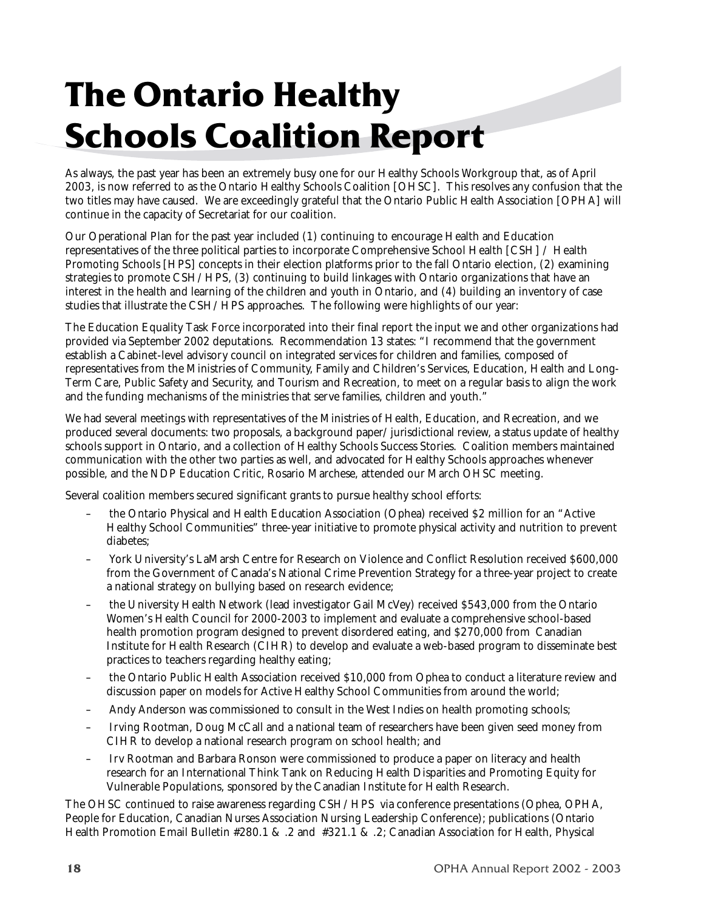# The Ontario Healthy Schools Coalition Report

As always, the past year has been an extremely busy one for our Healthy Schools Workgroup that, as of April 2003, is now referred to as the Ontario Healthy Schools Coalition [OHSC]. This resolves any confusion that the two titles may have caused. We are exceedingly grateful that the Ontario Public Health Association [OPHA] will continue in the capacity of Secretariat for our coalition.

Our Operational Plan for the past year included (1) continuing to encourage Health and Education representatives of the three political parties to incorporate Comprehensive School Health [CSH] / Health Promoting Schools [HPS] concepts in their election platforms prior to the fall Ontario election, (2) examining strategies to promote CSH / HPS, (3) continuing to build linkages with Ontario organizations that have an interest in the health and learning of the children and youth in Ontario, and (4) building an inventory of case studies that illustrate the CSH / HPS approaches. The following were highlights of our year:

The Education Equality Task Force incorporated into their final report the input we and other organizations had provided via September 2002 deputations. Recommendation 13 states: "I recommend that the government establish a Cabinet-level advisory council on integrated services for children and families, composed of representatives from the Ministries of Community, Family and Children's Services, Education, Health and Long-Term Care, Public Safety and Security, and Tourism and Recreation, to meet on a regular basis to align the work and the funding mechanisms of the ministries that serve families, children and youth."

We had several meetings with representatives of the Ministries of Health, Education, and Recreation, and we produced several documents: two proposals, a background paper/ jurisdictional review, a status update of healthy schools support in Ontario, and a collection of Healthy Schools Success Stories. Coalition members maintained communication with the other two parties as well, and advocated for Healthy Schools approaches whenever possible, and the NDP Education Critic, Rosario Marchese, attended our March OHSC meeting.

Several coalition members secured significant grants to pursue healthy school efforts:

- the Ontario Physical and Health Education Association (Ophea) received $2 million for an "Active Healthy School Communities" three-year initiative to promote physical activity and nutrition to prevent diabetes;
- York University's LaMarsh Centre for Research on Violence and Conflict Resolution received $600,000 from the Government of Canada's National Crime Prevention Strategy for a three-year project to create a national strategy on bullying based on research evidence;
- the University Health Network (lead investigator Gail McVey) received $543,000 from the Ontario Women's Health Council for 2000-2003 to implement and evaluate a comprehensive school-based health promotion program designed to prevent disordered eating, and $270,000 from Canadian Institute for Health Research (CIHR) to develop and evaluate a web-based program to disseminate best practices to teachers regarding healthy eating;
- the Ontario Public Health Association received $10,000 from Ophea to conduct a literature review and discussion paper on models for Active Healthy School Communities from around the world;
- Andy Anderson was commissioned to consult in the West Indies on health promoting schools;
- Irving Rootman, Doug McCall and a national team of researchers have been given seed money from CIHR to develop a national research program on school health; and
- Irv Rootman and Barbara Ronson were commissioned to produce a paper on literacy and health research for an International Think Tank on Reducing Health Disparities and Promoting Equity for Vulnerable Populations, sponsored by the Canadian Institute for Health Research.

The OHSC continued to raise awareness regarding CSH / HPS via conference presentations (Ophea, OPHA, People for Education, Canadian Nurses Association Nursing Leadership Conference); publications (Ontario Health Promotion Email Bulletin #280.1 & .2 and #321.1 & .2; Canadian Association for Health, Physical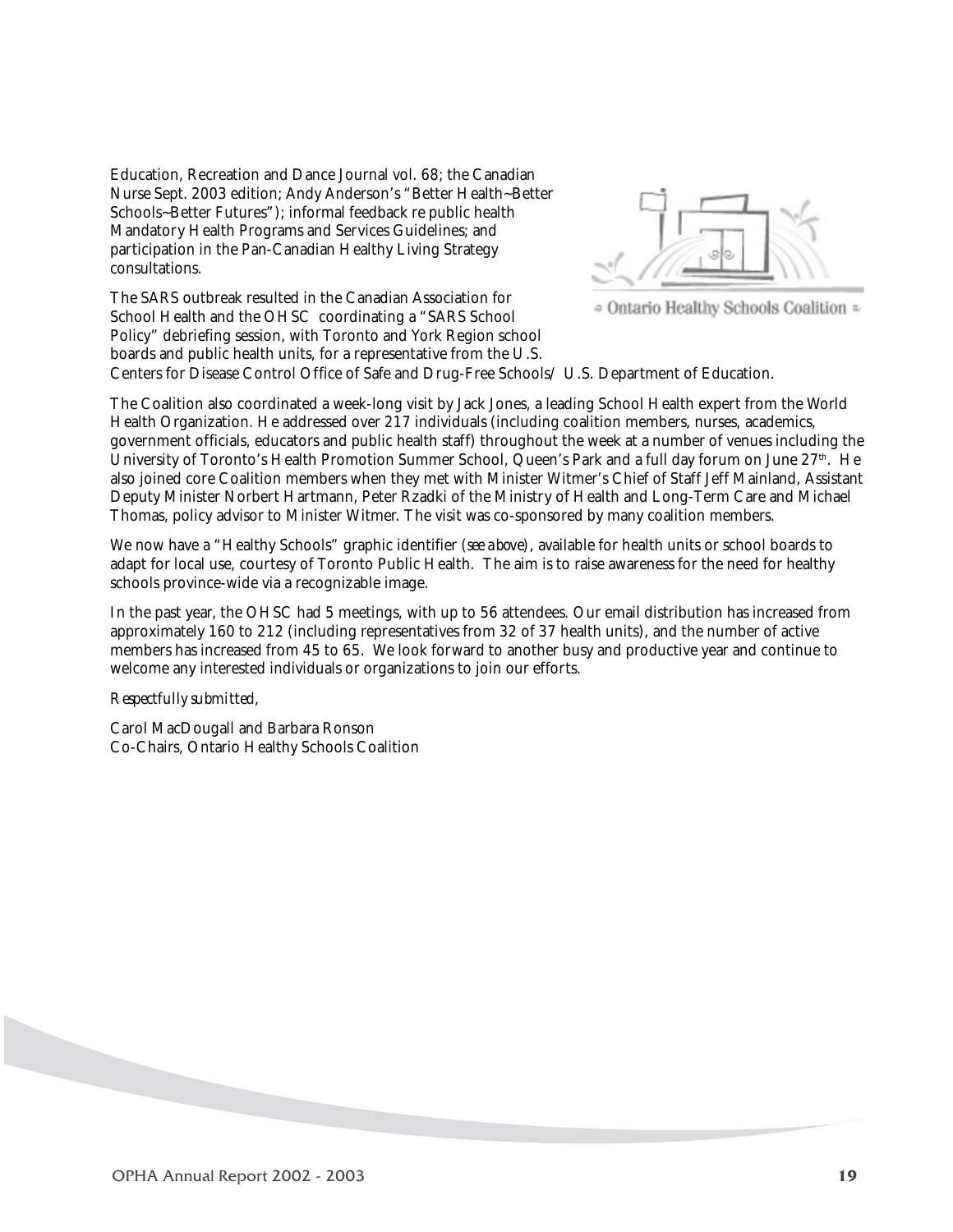Education, Recreation and Dance Journal vol. 68; the Canadian Nurse Sept. 2003 edition; Andy Anderson's "Better Health~Better Schools~Better Futures"); informal feedback re public health Mandatory Health Programs and Services Guidelines; and participation in the Pan-Canadian Healthy Living Strategy consultations.

Ontario Healthy Schools Coalition

The SARS outbreak resulted in the Canadian Association for School Health and the OHSC coordinating a "SARS School Policy" debriefing session, with Toronto and York Region school boards and public health units, for a representative from the U.S. Centers for Disease Control Office of Safe and Drug-Free Schools/ U.S. Department of Education.

The Coalition also coordinated a week-long visit by Jack Jones, a leading School Health expert from the World Health Organization. He addressed over 217 individuals (including coalition members, nurses, academics, government officials, educators and public health staff) throughout the week at a number of venues including the University of Toronto's Health Promotion Summer School, Queen's Park and a full day forum on June 27th. He also joined core Coalition members when they met with Minister Witmer's Chief of Staff Jeff Mainland, Assistant Deputy Minister Norbert Hartmann, Peter Rzadki of the Ministry of Health and Long-Term Care and Michael Thomas, policy advisor to Minister Witmer. The visit was co-sponsored by many coalition members.

We now have a "Healthy Schools" graphic identifier *(see above)*, available for health units or school boards to adapt for local use, courtesy of Toronto Public Health. The aim is to raise awareness for the need for healthy schools province-wide via a recognizable image.

In the past year, the OHSC had 5 meetings, with up to 56 attendees. Our email distribution has increased from approximately 160 to 212 (including representatives from 32 of 37 health units), and the number of active members has increased from 45 to 65. We look forward to another busy and productive year and continue to welcome any interested individuals or organizations to join our efforts.

*Respectfully submitted,*

Carol MacDougall and Barbara Ronson
Co-Chairs, Ontario Healthy Schools Coalition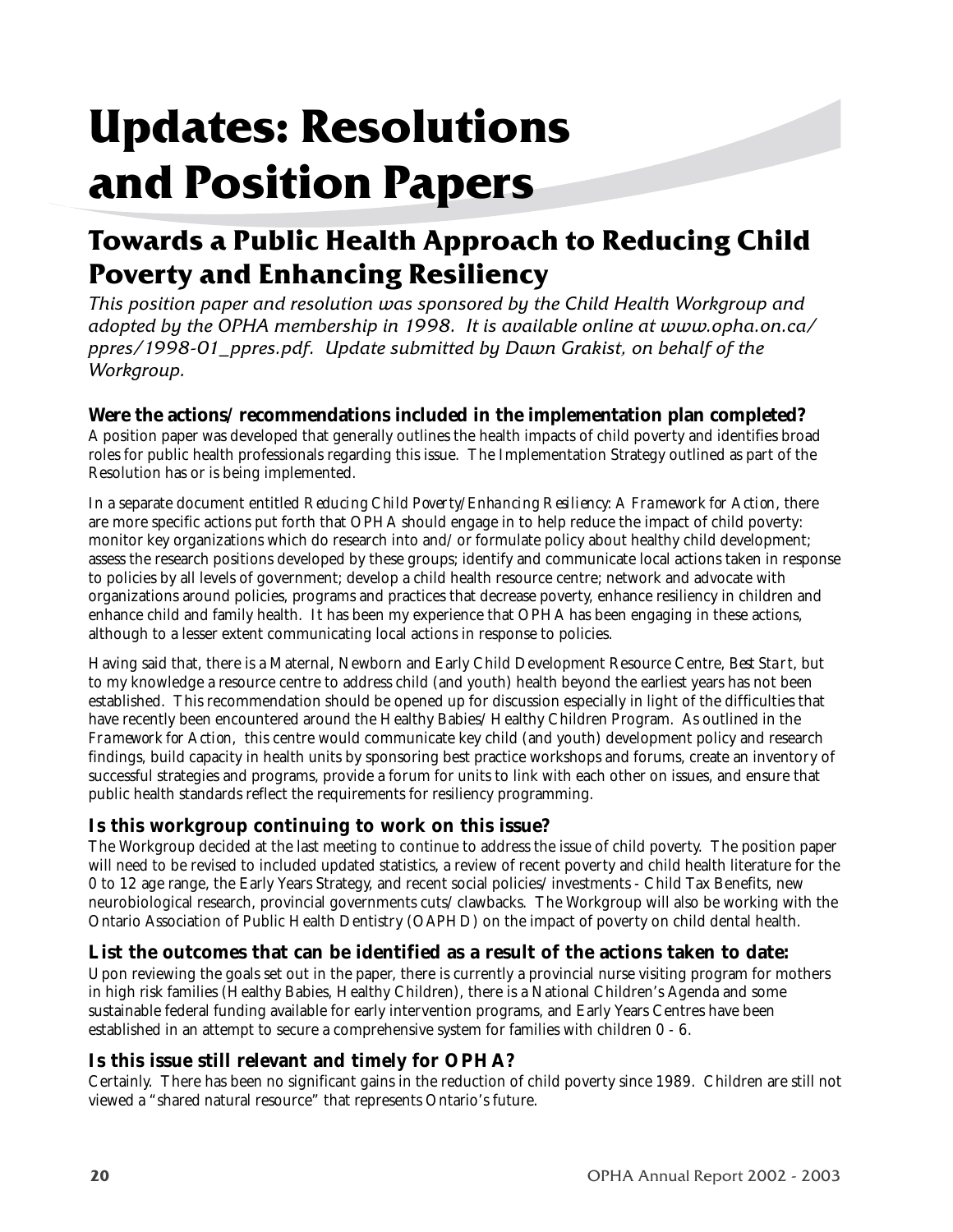# Updates: Resolutions and Position Papers

## Towards a Public Health Approach to Reducing Child Poverty and Enhancing Resiliency

*This position paper and resolution was sponsored by the Child Health Workgroup and adopted by the OPHA membership in 1998. It is available online at www.opha.on.ca/ppres/1998-01_ppres.pdf. Update submitted by Dawn Grakist, on behalf of the Workgroup.*

### Were the actions/recommendations included in the implementation plan completed?

A position paper was developed that generally outlines the health impacts of child poverty and identifies broad roles for public health professionals regarding this issue. The Implementation Strategy outlined as part of the Resolution has or is being implemented.

In a separate document entitled *Reducing Child Poverty/Enhancing Resiliency: A Framework for Action*, there are more specific actions put forth that OPHA should engage in to help reduce the impact of child poverty: monitor key organizations which do research into and/or formulate policy about healthy child development; assess the research positions developed by these groups; identify and communicate local actions taken in response to policies by all levels of government; develop a child health resource centre; network and advocate with organizations around policies, programs and practices that decrease poverty, enhance resiliency in children and enhance child and family health. It has been my experience that OPHA has been engaging in these actions, although to a lesser extent communicating local actions in response to policies.

Having said that, there is a Maternal, Newborn and Early Child Development Resource Centre, *Best Start*, but to my knowledge a resource centre to address child (and youth) health beyond the earliest years has not been established. This recommendation should be opened up for discussion especially in light of the difficulties that have recently been encountered around the Healthy Babies/Healthy Children Program. As outlined in the *Framework for Action*, this centre would communicate key child (and youth) development policy and research findings, build capacity in health units by sponsoring best practice workshops and forums, create an inventory of successful strategies and programs, provide a forum for units to link with each other on issues, and ensure that public health standards reflect the requirements for resiliency programming.

### Is this workgroup continuing to work on this issue?

The Workgroup decided at the last meeting to continue to address the issue of child poverty. The position paper will need to be revised to included updated statistics, a review of recent poverty and child health literature for the 0 to 12 age range, the Early Years Strategy, and recent social policies/investments - Child Tax Benefits, new neurobiological research, provincial governments cuts/clawbacks. The Workgroup will also be working with the Ontario Association of Public Health Dentistry (OAPHD) on the impact of poverty on child dental health.

### List the outcomes that can be identified as a result of the actions taken to date:

Upon reviewing the goals set out in the paper, there is currently a provincial nurse visiting program for mothers in high risk families (Healthy Babies, Healthy Children), there is a National Children's Agenda and some sustainable federal funding available for early intervention programs, and Early Years Centres have been established in an attempt to secure a comprehensive system for families with children 0 - 6.

### Is this issue still relevant and timely for OPHA?

Certainly. There has been no significant gains in the reduction of child poverty since 1989. Children are still not viewed a "shared natural resource" that represents Ontario's future.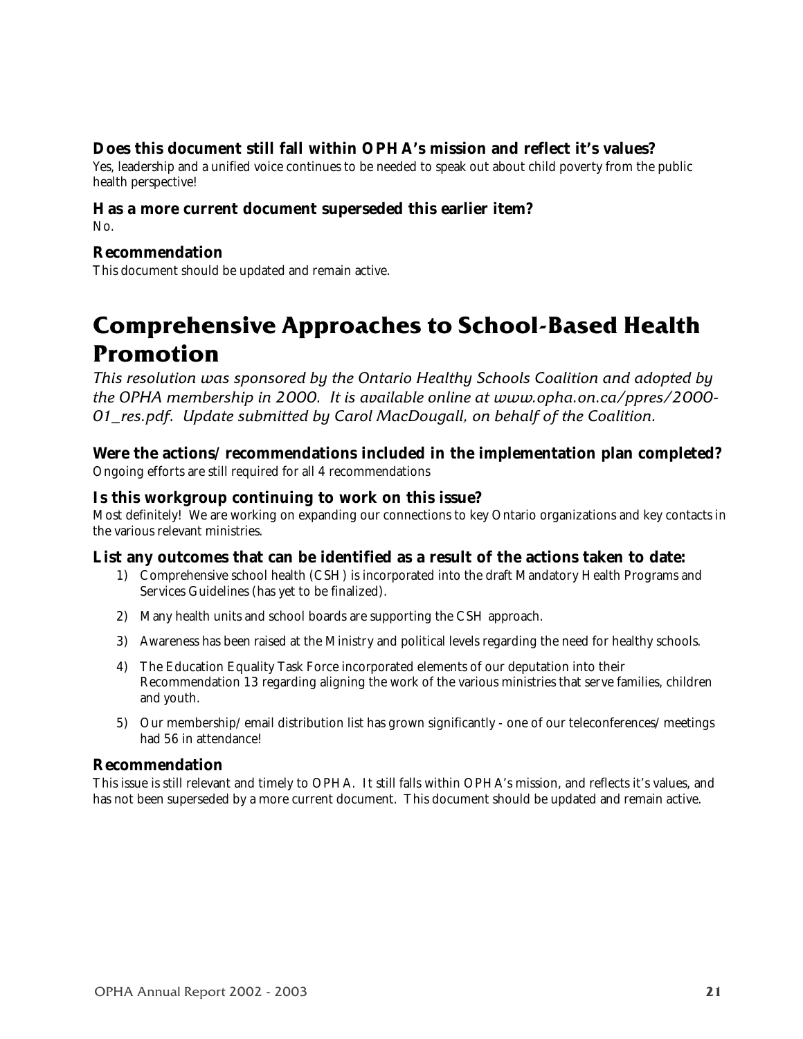### Does this document still fall within OPHA's mission and reflect it's values?

Yes, leadership and a unified voice continues to be needed to speak out about child poverty from the public health perspective!

### Has a more current document superseded this earlier item?

No.

### Recommendation

This document should be updated and remain active.

# Comprehensive Approaches to School-Based Health Promotion

*This resolution was sponsored by the Ontario Healthy Schools Coalition and adopted by the OPHA membership in 2000. It is available online at www.opha.on.ca/ppres/2000-01_res.pdf. Update submitted by Carol MacDougall, on behalf of the Coalition.*

### Were the actions/recommendations included in the implementation plan completed?

Ongoing efforts are still required for all 4 recommendations

### Is this workgroup continuing to work on this issue?

Most definitely! We are working on expanding our connections to key Ontario organizations and key contacts in the various relevant ministries.

### List any outcomes that can be identified as a result of the actions taken to date:

1) Comprehensive school health (CSH) is incorporated into the draft Mandatory Health Programs and Services Guidelines (has yet to be finalized).
2) Many health units and school boards are supporting the CSH approach.
3) Awareness has been raised at the Ministry and political levels regarding the need for healthy schools.
4) The Education Equality Task Force incorporated elements of our deputation into their Recommendation 13 regarding aligning the work of the various ministries that serve families, children and youth.
5) Our membership/email distribution list has grown significantly - one of our teleconferences/meetings had 56 in attendance!

### Recommendation

This issue is still relevant and timely to OPHA. It still falls within OPHA's mission, and reflects it's values, and has not been superseded by a more current document. This document should be updated and remain active.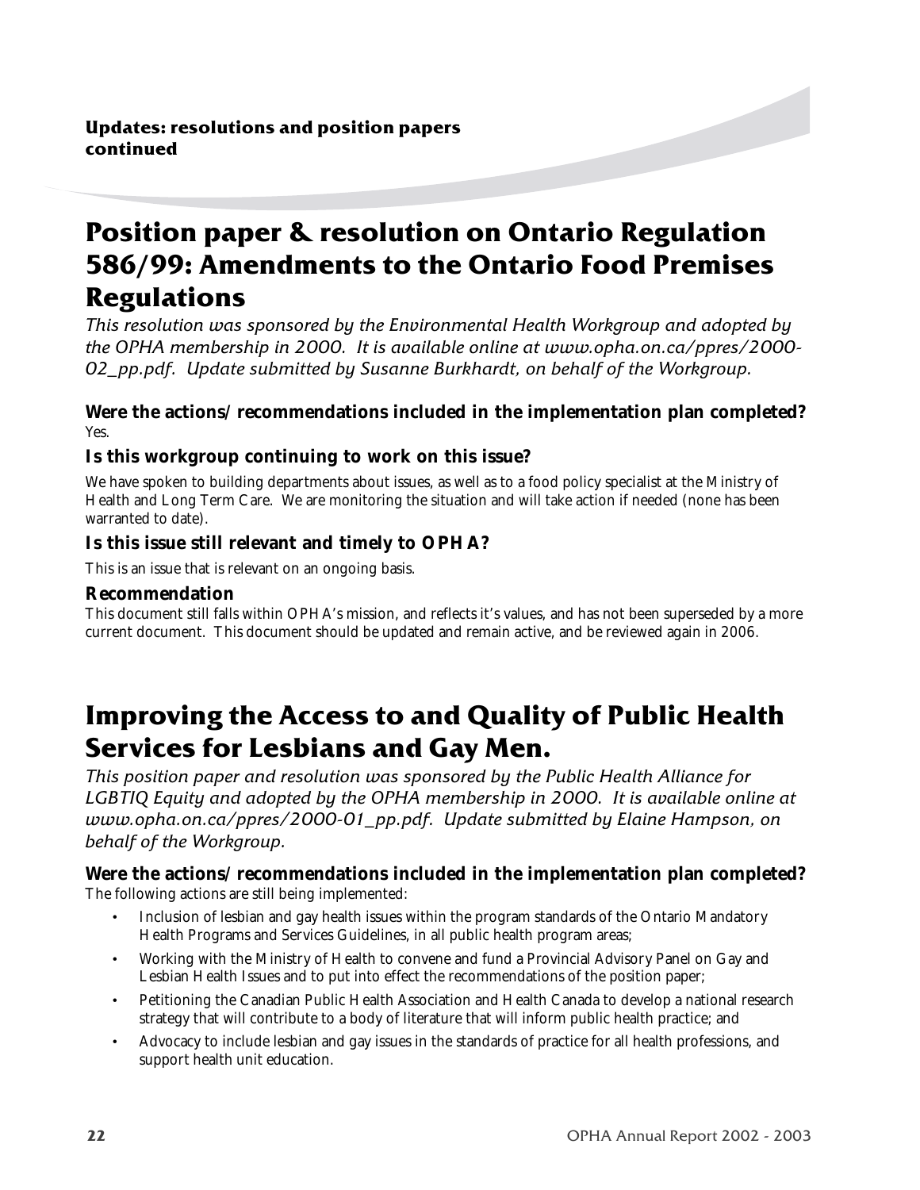**Updates: resolutions and position papers continued**

# Position paper & resolution on Ontario Regulation 586/99: Amendments to the Ontario Food Premises Regulations

*This resolution was sponsored by the Environmental Health Workgroup and adopted by the OPHA membership in 2000. It is available online at www.opha.on.ca/ppres/2000-02_pp.pdf. Update submitted by Susanne Burkhardt, on behalf of the Workgroup.*

**Were the actions/recommendations included in the implementation plan completed?**
Yes.

**Is this workgroup continuing to work on this issue?**

We have spoken to building departments about issues, as well as to a food policy specialist at the Ministry of Health and Long Term Care. We are monitoring the situation and will take action if needed (none has been warranted to date).

**Is this issue still relevant and timely to OPHA?**

This is an issue that is relevant on an ongoing basis.

**Recommendation**

This document still falls within OPHA's mission, and reflects it's values, and has not been superseded by a more current document. This document should be updated and remain active, and be reviewed again in 2006.

# Improving the Access to and Quality of Public Health Services for Lesbians and Gay Men.

*This position paper and resolution was sponsored by the Public Health Alliance for LGBTIQ Equity and adopted by the OPHA membership in 2000. It is available online at www.opha.on.ca/ppres/2000-01_pp.pdf. Update submitted by Elaine Hampson, on behalf of the Workgroup.*

**Were the actions/recommendations included in the implementation plan completed?**
The following actions are still being implemented:

- Inclusion of lesbian and gay health issues within the program standards of the Ontario Mandatory Health Programs and Services Guidelines, in all public health program areas;
- Working with the Ministry of Health to convene and fund a Provincial Advisory Panel on Gay and Lesbian Health Issues and to put into effect the recommendations of the position paper;
- Petitioning the Canadian Public Health Association and Health Canada to develop a national research strategy that will contribute to a body of literature that will inform public health practice; and
- Advocacy to include lesbian and gay issues in the standards of practice for all health professions, and support health unit education.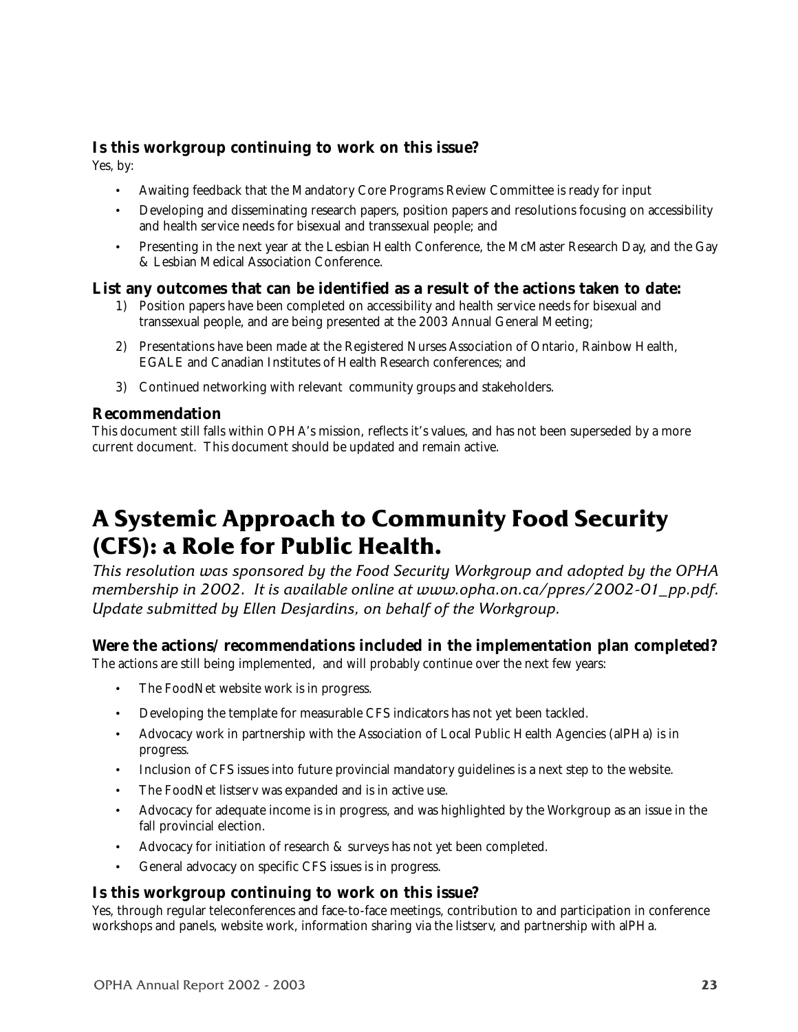**Is this workgroup continuing to work on this issue?**

Yes, by:

- Awaiting feedback that the Mandatory Core Programs Review Committee is ready for input
- Developing and disseminating research papers, position papers and resolutions focusing on accessibility and health service needs for bisexual and transsexual people; and
- Presenting in the next year at the Lesbian Health Conference, the McMaster Research Day, and the Gay & Lesbian Medical Association Conference.

**List any outcomes that can be identified as a result of the actions taken to date:**

1) Position papers have been completed on accessibility and health service needs for bisexual and transsexual people, and are being presented at the 2003 Annual General Meeting;
2) Presentations have been made at the Registered Nurses Association of Ontario, Rainbow Health, EGALE and Canadian Institutes of Health Research conferences; and
3) Continued networking with relevant community groups and stakeholders.

**Recommendation**

This document still falls within OPHA's mission, reflects it's values, and has not been superseded by a more current document. This document should be updated and remain active.

## A Systemic Approach to Community Food Security (CFS): a Role for Public Health.

*This resolution was sponsored by the Food Security Workgroup and adopted by the OPHA membership in 2002. It is available online at www.opha.on.ca/ppres/2002-01_pp.pdf. Update submitted by Ellen Desjardins, on behalf of the Workgroup.*

**Were the actions/recommendations included in the implementation plan completed?**

The actions are still being implemented, and will probably continue over the next few years:

- The FoodNet website work is in progress.
- Developing the template for measurable CFS indicators has not yet been tackled.
- Advocacy work in partnership with the Association of Local Public Health Agencies (alPHa) is in progress.
- Inclusion of CFS issues into future provincial mandatory guidelines is a next step to the website.
- The FoodNet listserv was expanded and is in active use.
- Advocacy for adequate income is in progress, and was highlighted by the Workgroup as an issue in the fall provincial election.
- Advocacy for initiation of research & surveys has not yet been completed.
- General advocacy on specific CFS issues is in progress.

**Is this workgroup continuing to work on this issue?**

Yes, through regular teleconferences and face-to-face meetings, contribution to and participation in conference workshops and panels, website work, information sharing via the listserv, and partnership with alPHa.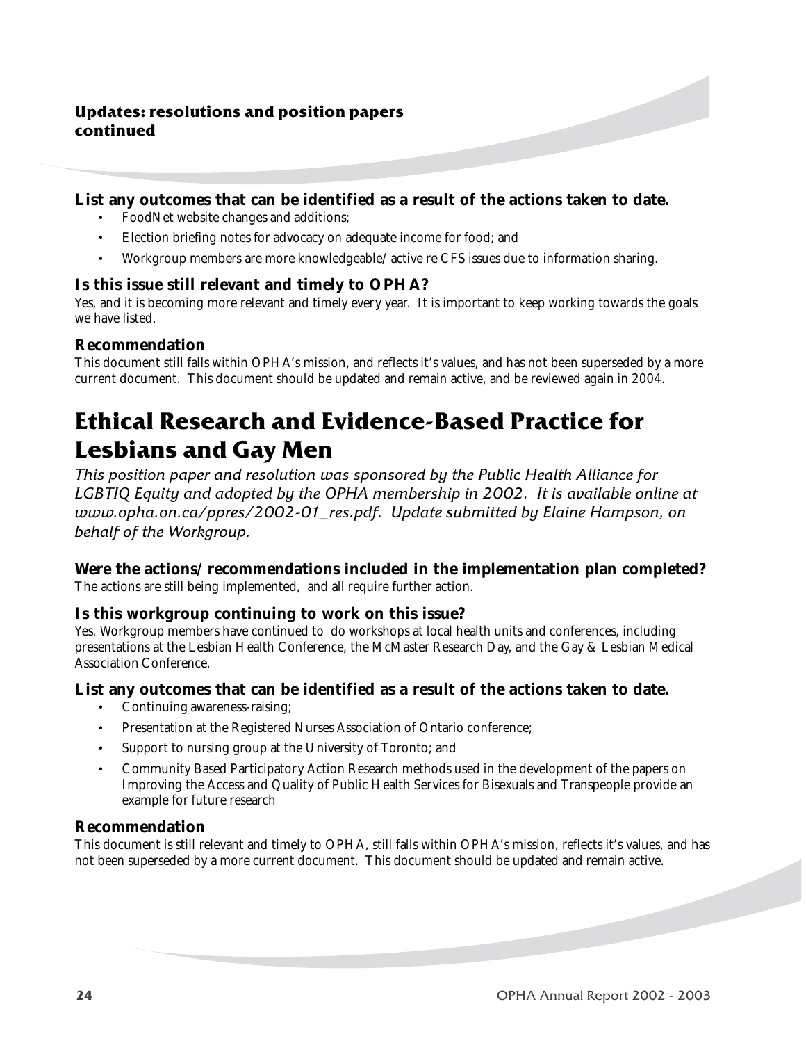**Updates: resolutions and position papers continued**

### List any outcomes that can be identified as a result of the actions taken to date.

- FoodNet website changes and additions;
- Election briefing notes for advocacy on adequate income for food; and
- Workgroup members are more knowledgeable/ active re CFS issues due to information sharing.

### Is this issue still relevant and timely to OPHA?

Yes, and it is becoming more relevant and timely every year. It is important to keep working towards the goals we have listed.

### Recommendation

This document still falls within OPHA's mission, and reflects it's values, and has not been superseded by a more current document. This document should be updated and remain active, and be reviewed again in 2004.

# Ethical Research and Evidence-Based Practice for Lesbians and Gay Men

*This position paper and resolution was sponsored by the Public Health Alliance for LGBTIQ Equity and adopted by the OPHA membership in 2002. It is available online at www.opha.on.ca/ppres/2002-01_res.pdf. Update submitted by Elaine Hampson, on behalf of the Workgroup.*

### Were the actions/ recommendations included in the implementation plan completed?

The actions are still being implemented, and all require further action.

### Is this workgroup continuing to work on this issue?

Yes. Workgroup members have continued to do workshops at local health units and conferences, including presentations at the Lesbian Health Conference, the McMaster Research Day, and the Gay & Lesbian Medical Association Conference.

### List any outcomes that can be identified as a result of the actions taken to date.

- Continuing awareness-raising;
- Presentation at the Registered Nurses Association of Ontario conference;
- Support to nursing group at the University of Toronto; and
- Community Based Participatory Action Research methods used in the development of the papers on Improving the Access and Quality of Public Health Services for Bisexuals and Transpeople provide an example for future research

### Recommendation

This document is still relevant and timely to OPHA, still falls within OPHA's mission, reflects it's values, and has not been superseded by a more current document. This document should be updated and remain active.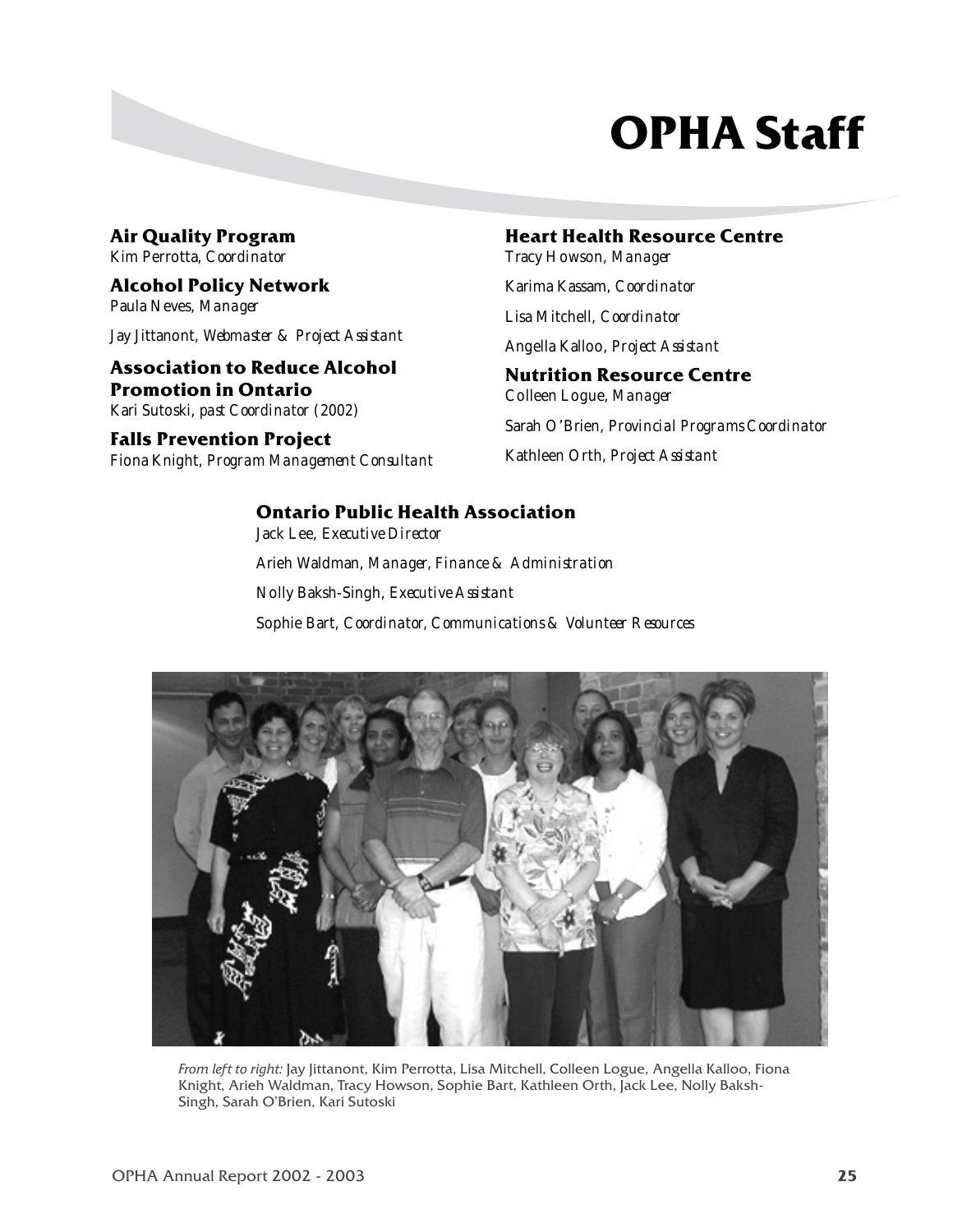# OPHA Staff

## Air Quality Program

*Kim Perrotta, Coordinator*

## Alcohol Policy Network

*Paula Neves, Manager*

*Jay Jittanont, Webmaster & Project Assistant*

## Association to Reduce Alcohol Promotion in Ontario

*Kari Sutoski, past Coordinator (2002)*

## Falls Prevention Project

*Fiona Knight, Program Management Consultant*

## Heart Health Resource Centre

*Tracy Howson, Manager*

*Karima Kassam, Coordinator*

*Lisa Mitchell, Coordinator*

*Angella Kalloo, Project Assistant*

## Nutrition Resource Centre

*Colleen Logue, Manager*

*Sarah O'Brien, Provincial Programs Coordinator*

*Kathleen Orth, Project Assistant*

## Ontario Public Health Association

*Jack Lee, Executive Director*

*Arieh Waldman, Manager, Finance & Administration*

*Nolly Baksh-Singh, Executive Assistant*

*Sophie Bart, Coordinator, Communications & Volunteer Resources*

*From left to right:* Jay Jittanont, Kim Perrotta, Lisa Mitchell, Colleen Logue, Angella Kalloo, Fiona Knight, Arieh Waldman, Tracy Howson, Sophie Bart, Kathleen Orth, Jack Lee, Nolly Baksh-Singh, Sarah O'Brien, Kari Sutoski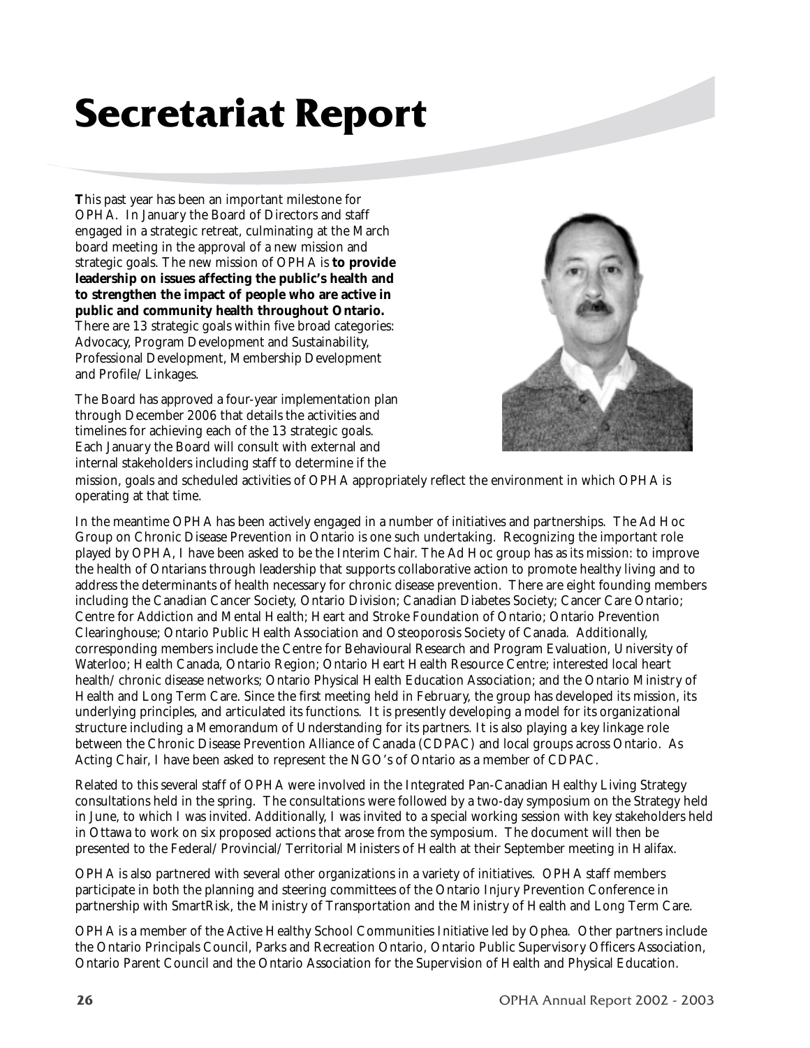# Secretariat Report

This past year has been an important milestone for OPHA. In January the Board of Directors and staff engaged in a strategic retreat, culminating at the March board meeting in the approval of a new mission and strategic goals. The new mission of OPHA is **to provide leadership on issues affecting the public's health and to strengthen the impact of people who are active in public and community health throughout Ontario.** There are 13 strategic goals within five broad categories: Advocacy, Program Development and Sustainability, Professional Development, Membership Development and Profile/Linkages.

The Board has approved a four-year implementation plan through December 2006 that details the activities and timelines for achieving each of the 13 strategic goals. Each January the Board will consult with external and internal stakeholders including staff to determine if the mission, goals and scheduled activities of OPHA appropriately reflect the environment in which OPHA is operating at that time.

In the meantime OPHA has been actively engaged in a number of initiatives and partnerships. The Ad Hoc Group on Chronic Disease Prevention in Ontario is one such undertaking. Recognizing the important role played by OPHA, I have been asked to be the Interim Chair. The Ad Hoc group has as its mission: to improve the health of Ontarians through leadership that supports collaborative action to promote healthy living and to address the determinants of health necessary for chronic disease prevention. There are eight founding members including the Canadian Cancer Society, Ontario Division; Canadian Diabetes Society; Cancer Care Ontario; Centre for Addiction and Mental Health; Heart and Stroke Foundation of Ontario; Ontario Prevention Clearinghouse; Ontario Public Health Association and Osteoporosis Society of Canada. Additionally, corresponding members include the Centre for Behavioural Research and Program Evaluation, University of Waterloo; Health Canada, Ontario Region; Ontario Heart Health Resource Centre; interested local heart health/chronic disease networks; Ontario Physical Health Education Association; and the Ontario Ministry of Health and Long Term Care. Since the first meeting held in February, the group has developed its mission, its underlying principles, and articulated its functions. It is presently developing a model for its organizational structure including a Memorandum of Understanding for its partners. It is also playing a key linkage role between the Chronic Disease Prevention Alliance of Canada (CDPAC) and local groups across Ontario. As Acting Chair, I have been asked to represent the NGO's of Ontario as a member of CDPAC.

Related to this several staff of OPHA were involved in the Integrated Pan-Canadian Healthy Living Strategy consultations held in the spring. The consultations were followed by a two-day symposium on the Strategy held in June, to which I was invited. Additionally, I was invited to a special working session with key stakeholders held in Ottawa to work on six proposed actions that arose from the symposium. The document will then be presented to the Federal/Provincial/Territorial Ministers of Health at their September meeting in Halifax.

OPHA is also partnered with several other organizations in a variety of initiatives. OPHA staff members participate in both the planning and steering committees of the Ontario Injury Prevention Conference in partnership with SmartRisk, the Ministry of Transportation and the Ministry of Health and Long Term Care.

OPHA is a member of the Active Healthy School Communities Initiative led by Ophea. Other partners include the Ontario Principals Council, Parks and Recreation Ontario, Ontario Public Supervisory Officers Association, Ontario Parent Council and the Ontario Association for the Supervision of Health and Physical Education.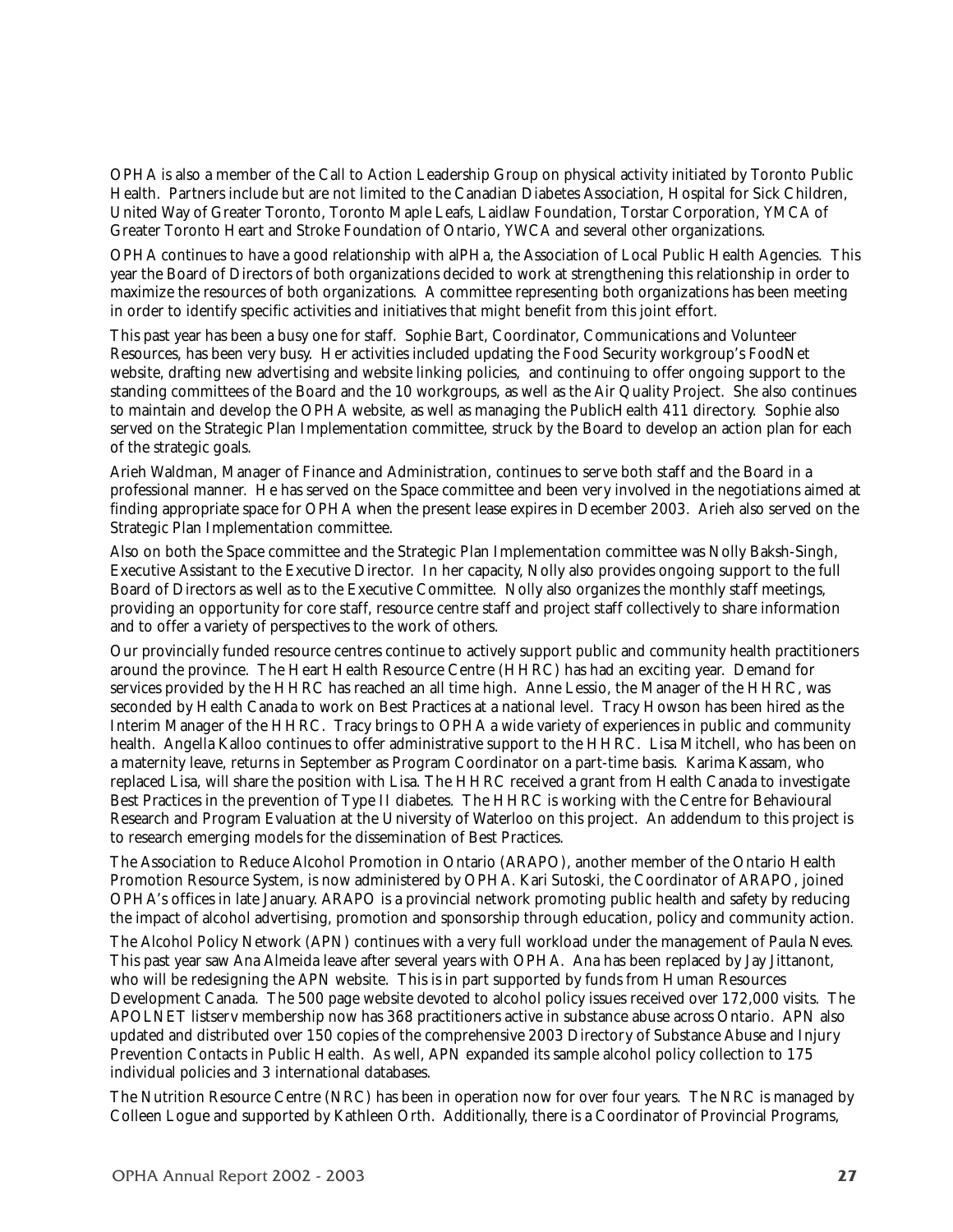OPHA is also a member of the Call to Action Leadership Group on physical activity initiated by Toronto Public Health. Partners include but are not limited to the Canadian Diabetes Association, Hospital for Sick Children, United Way of Greater Toronto, Toronto Maple Leafs, Laidlaw Foundation, Torstar Corporation, YMCA of Greater Toronto Heart and Stroke Foundation of Ontario, YWCA and several other organizations.

OPHA continues to have a good relationship with alPHa, the Association of Local Public Health Agencies. This year the Board of Directors of both organizations decided to work at strengthening this relationship in order to maximize the resources of both organizations. A committee representing both organizations has been meeting in order to identify specific activities and initiatives that might benefit from this joint effort.

This past year has been a busy one for staff. Sophie Bart, Coordinator, Communications and Volunteer Resources, has been very busy. Her activities included updating the Food Security workgroup's FoodNet website, drafting new advertising and website linking policies, and continuing to offer ongoing support to the standing committees of the Board and the 10 workgroups, as well as the Air Quality Project. She also continues to maintain and develop the OPHA website, as well as managing the PublicHealth 411 directory. Sophie also served on the Strategic Plan Implementation committee, struck by the Board to develop an action plan for each of the strategic goals.

Arieh Waldman, Manager of Finance and Administration, continues to serve both staff and the Board in a professional manner. He has served on the Space committee and been very involved in the negotiations aimed at finding appropriate space for OPHA when the present lease expires in December 2003. Arieh also served on the Strategic Plan Implementation committee.

Also on both the Space committee and the Strategic Plan Implementation committee was Nolly Baksh-Singh, Executive Assistant to the Executive Director. In her capacity, Nolly also provides ongoing support to the full Board of Directors as well as to the Executive Committee. Nolly also organizes the monthly staff meetings, providing an opportunity for core staff, resource centre staff and project staff collectively to share information and to offer a variety of perspectives to the work of others.

Our provincially funded resource centres continue to actively support public and community health practitioners around the province. The Heart Health Resource Centre (HHRC) has had an exciting year. Demand for services provided by the HHRC has reached an all time high. Anne Lessio, the Manager of the HHRC, was seconded by Health Canada to work on Best Practices at a national level. Tracy Howson has been hired as the Interim Manager of the HHRC. Tracy brings to OPHA a wide variety of experiences in public and community health. Angella Kalloo continues to offer administrative support to the HHRC. Lisa Mitchell, who has been on a maternity leave, returns in September as Program Coordinator on a part-time basis. Karima Kassam, who replaced Lisa, will share the position with Lisa. The HHRC received a grant from Health Canada to investigate Best Practices in the prevention of Type II diabetes. The HHRC is working with the Centre for Behavioural Research and Program Evaluation at the University of Waterloo on this project. An addendum to this project is to research emerging models for the dissemination of Best Practices.

The Association to Reduce Alcohol Promotion in Ontario (ARAPO), another member of the Ontario Health Promotion Resource System, is now administered by OPHA. Kari Sutoski, the Coordinator of ARAPO, joined OPHA's offices in late January. ARAPO is a provincial network promoting public health and safety by reducing the impact of alcohol advertising, promotion and sponsorship through education, policy and community action.

The Alcohol Policy Network (APN) continues with a very full workload under the management of Paula Neves. This past year saw Ana Almeida leave after several years with OPHA. Ana has been replaced by Jay Jittanont, who will be redesigning the APN website. This is in part supported by funds from Human Resources Development Canada. The 500 page website devoted to alcohol policy issues received over 172,000 visits. The APOLNET listserv membership now has 368 practitioners active in substance abuse across Ontario. APN also updated and distributed over 150 copies of the comprehensive 2003 Directory of Substance Abuse and Injury Prevention Contacts in Public Health. As well, APN expanded its sample alcohol policy collection to 175 individual policies and 3 international databases.

The Nutrition Resource Centre (NRC) has been in operation now for over four years. The NRC is managed by Colleen Logue and supported by Kathleen Orth. Additionally, there is a Coordinator of Provincial Programs,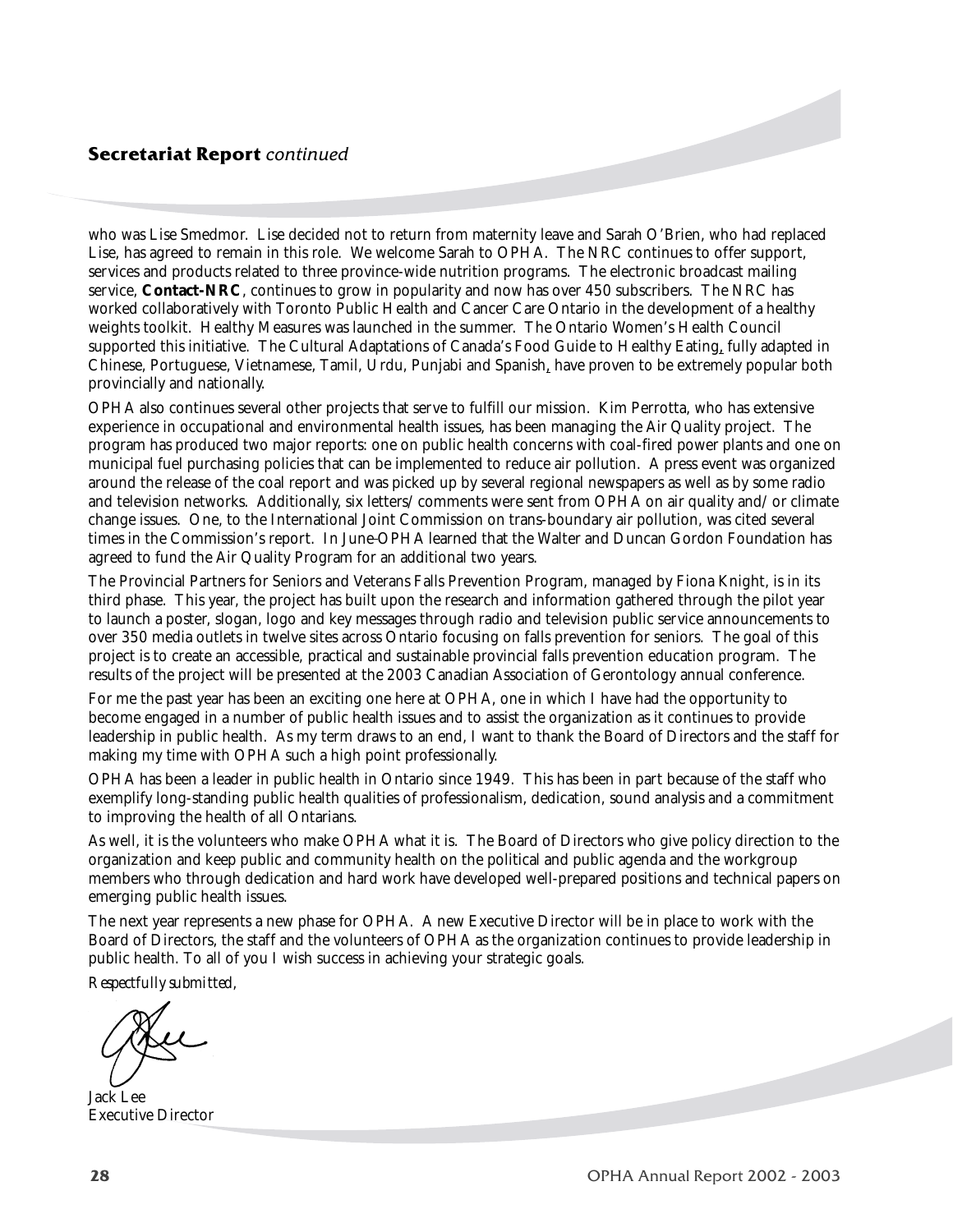## Secretariat Report *continued*

who was Lise Smedmor. Lise decided not to return from maternity leave and Sarah O'Brien, who had replaced Lise, has agreed to remain in this role. We welcome Sarah to OPHA. The NRC continues to offer support, services and products related to three province-wide nutrition programs. The electronic broadcast mailing service, **Contact-NRC**, continues to grow in popularity and now has over 450 subscribers. The NRC has worked collaboratively with Toronto Public Health and Cancer Care Ontario in the development of a healthy weights toolkit. Healthy Measures was launched in the summer. The Ontario Women's Health Council supported this initiative. The Cultural Adaptations of Canada's Food Guide to Healthy Eating, fully adapted in Chinese, Portuguese, Vietnamese, Tamil, Urdu, Punjabi and Spanish, have proven to be extremely popular both provincially and nationally.

OPHA also continues several other projects that serve to fulfill our mission. Kim Perrotta, who has extensive experience in occupational and environmental health issues, has been managing the Air Quality project. The program has produced two major reports: one on public health concerns with coal-fired power plants and one on municipal fuel purchasing policies that can be implemented to reduce air pollution. A press event was organized around the release of the coal report and was picked up by several regional newspapers as well as by some radio and television networks. Additionally, six letters/comments were sent from OPHA on air quality and/or climate change issues. One, to the International Joint Commission on trans-boundary air pollution, was cited several times in the Commission's report. In June OPHA learned that the Walter and Duncan Gordon Foundation has agreed to fund the Air Quality Program for an additional two years.

The Provincial Partners for Seniors and Veterans Falls Prevention Program, managed by Fiona Knight, is in its third phase. This year, the project has built upon the research and information gathered through the pilot year to launch a poster, slogan, logo and key messages through radio and television public service announcements to over 350 media outlets in twelve sites across Ontario focusing on falls prevention for seniors. The goal of this project is to create an accessible, practical and sustainable provincial falls prevention education program. The results of the project will be presented at the 2003 Canadian Association of Gerontology annual conference.

For me the past year has been an exciting one here at OPHA, one in which I have had the opportunity to become engaged in a number of public health issues and to assist the organization as it continues to provide leadership in public health. As my term draws to an end, I want to thank the Board of Directors and the staff for making my time with OPHA such a high point professionally.

OPHA has been a leader in public health in Ontario since 1949. This has been in part because of the staff who exemplify long-standing public health qualities of professionalism, dedication, sound analysis and a commitment to improving the health of all Ontarians.

As well, it is the volunteers who make OPHA what it is. The Board of Directors who give policy direction to the organization and keep public and community health on the political and public agenda and the workgroup members who through dedication and hard work have developed well-prepared positions and technical papers on emerging public health issues.

The next year represents a new phase for OPHA. A new Executive Director will be in place to work with the Board of Directors, the staff and the volunteers of OPHA as the organization continues to provide leadership in public health. To all of you I wish success in achieving your strategic goals.

*Respectfully submitted,*

Jack Lee
Executive Director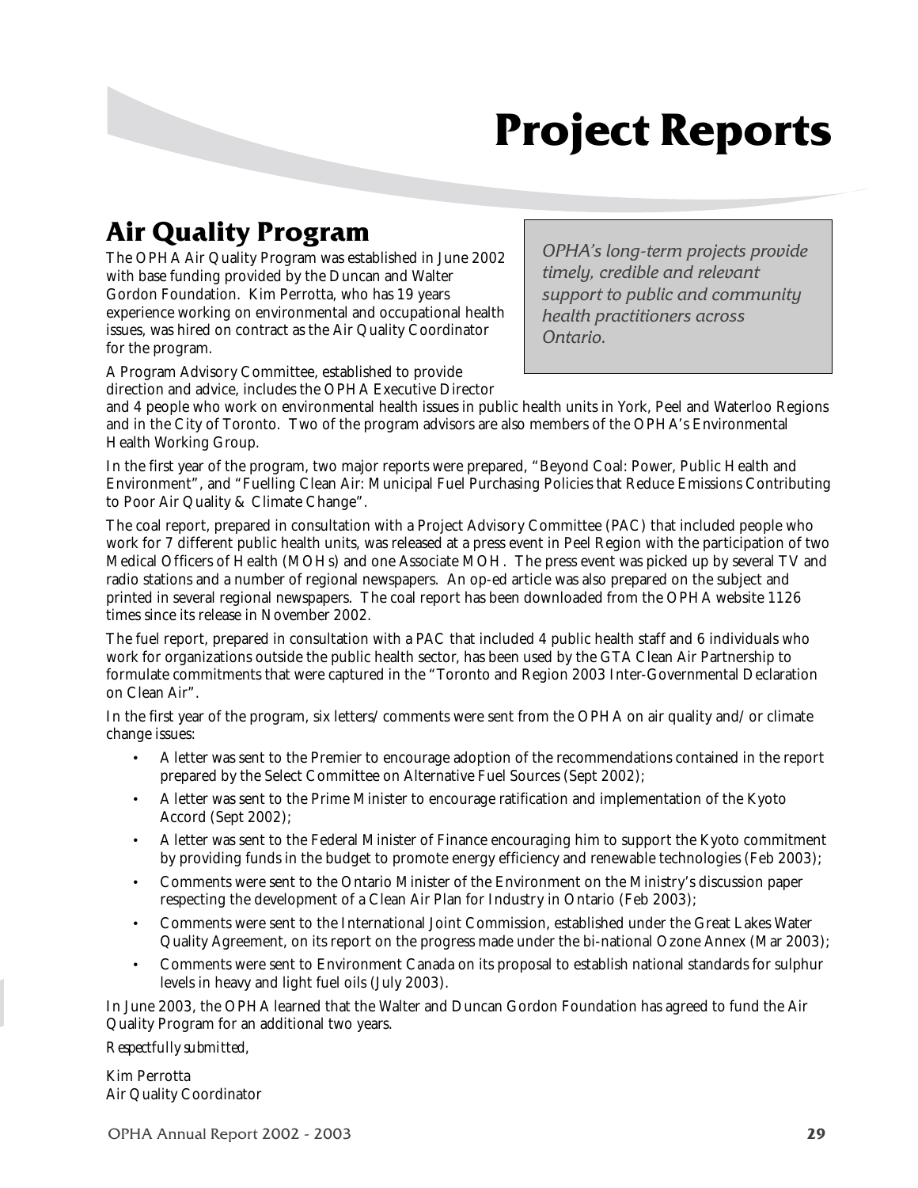# Project Reports

## Air Quality Program

The OPHA Air Quality Program was established in June 2002 with base funding provided by the Duncan and Walter Gordon Foundation. Kim Perrotta, who has 19 years experience working on environmental and occupational health issues, was hired on contract as the Air Quality Coordinator for the program.

> *OPHA's long-term projects provide timely, credible and relevant support to public and community health practitioners across Ontario.*

A Program Advisory Committee, established to provide direction and advice, includes the OPHA Executive Director and 4 people who work on environmental health issues in public health units in York, Peel and Waterloo Regions and in the City of Toronto. Two of the program advisors are also members of the OPHA's Environmental Health Working Group.

In the first year of the program, two major reports were prepared, "Beyond Coal: Power, Public Health and Environment", and "Fuelling Clean Air: Municipal Fuel Purchasing Policies that Reduce Emissions Contributing to Poor Air Quality & Climate Change".

The coal report, prepared in consultation with a Project Advisory Committee (PAC) that included people who work for 7 different public health units, was released at a press event in Peel Region with the participation of two Medical Officers of Health (MOHs) and one Associate MOH. The press event was picked up by several TV and radio stations and a number of regional newspapers. An op-ed article was also prepared on the subject and printed in several regional newspapers. The coal report has been downloaded from the OPHA website 1126 times since its release in November 2002.

The fuel report, prepared in consultation with a PAC that included 4 public health staff and 6 individuals who work for organizations outside the public health sector, has been used by the GTA Clean Air Partnership to formulate commitments that were captured in the "Toronto and Region 2003 Inter-Governmental Declaration on Clean Air".

In the first year of the program, six letters/comments were sent from the OPHA on air quality and/or climate change issues:

- A letter was sent to the Premier to encourage adoption of the recommendations contained in the report prepared by the Select Committee on Alternative Fuel Sources (Sept 2002);
- A letter was sent to the Prime Minister to encourage ratification and implementation of the Kyoto Accord (Sept 2002);
- A letter was sent to the Federal Minister of Finance encouraging him to support the Kyoto commitment by providing funds in the budget to promote energy efficiency and renewable technologies (Feb 2003);
- Comments were sent to the Ontario Minister of the Environment on the Ministry's discussion paper respecting the development of a Clean Air Plan for Industry in Ontario (Feb 2003);
- Comments were sent to the International Joint Commission, established under the Great Lakes Water Quality Agreement, on its report on the progress made under the bi-national Ozone Annex (Mar 2003);
- Comments were sent to Environment Canada on its proposal to establish national standards for sulphur levels in heavy and light fuel oils (July 2003).

In June 2003, the OPHA learned that the Walter and Duncan Gordon Foundation has agreed to fund the Air Quality Program for an additional two years.

*Respectfully submitted,*

Kim Perrotta
Air Quality Coordinator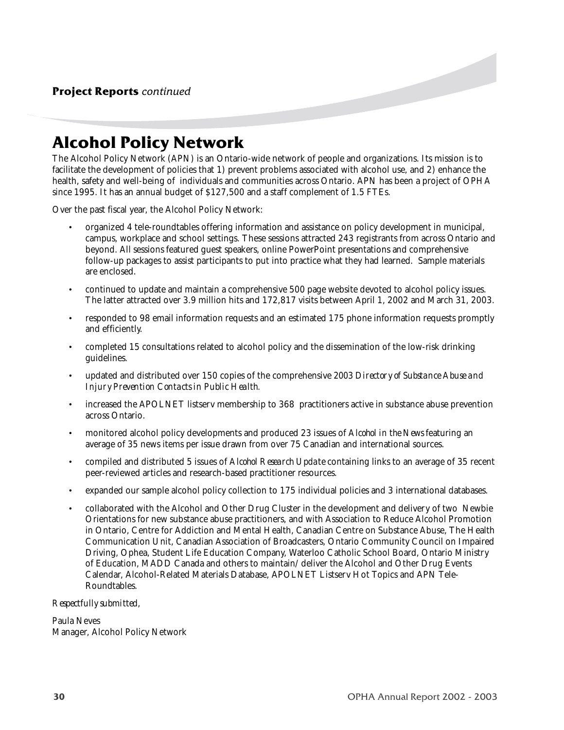**Project Reports** *continued*

# Alcohol Policy Network

The Alcohol Policy Network (APN) is an Ontario-wide network of people and organizations. Its mission is to facilitate the development of policies that 1) prevent problems associated with alcohol use, and 2) enhance the health, safety and well-being of individuals and communities across Ontario. APN has been a project of OPHA since 1995. It has an annual budget of $127,500 and a staff complement of 1.5 FTEs.

Over the past fiscal year, the Alcohol Policy Network:

- organized 4 tele-roundtables offering information and assistance on policy development in municipal, campus, workplace and school settings. These sessions attracted 243 registrants from across Ontario and beyond. All sessions featured guest speakers, online PowerPoint presentations and comprehensive follow-up packages to assist participants to put into practice what they had learned. Sample materials are enclosed.
- continued to update and maintain a comprehensive 500 page website devoted to alcohol policy issues. The latter attracted over 3.9 million hits and 172,817 visits between April 1, 2002 and March 31, 2003.
- responded to 98 email information requests and an estimated 175 phone information requests promptly and efficiently.
- completed 15 consultations related to alcohol policy and the dissemination of the low-risk drinking guidelines.
- updated and distributed over 150 copies of the comprehensive 2003 *Directory of Substance Abuse and Injury Prevention Contacts in Public Health*.
- increased the APOLNET listserv membership to 368 practitioners active in substance abuse prevention across Ontario.
- monitored alcohol policy developments and produced 23 issues of *Alcohol in the News* featuring an average of 35 news items per issue drawn from over 75 Canadian and international sources.
- compiled and distributed 5 issues of *Alcohol Research Update* containing links to an average of 35 recent peer-reviewed articles and research-based practitioner resources.
- expanded our sample alcohol policy collection to 175 individual policies and 3 international databases.
- collaborated with the Alcohol and Other Drug Cluster in the development and delivery of two Newbie Orientations for new substance abuse practitioners, and with Association to Reduce Alcohol Promotion in Ontario, Centre for Addiction and Mental Health, Canadian Centre on Substance Abuse, The Health Communication Unit, Canadian Association of Broadcasters, Ontario Community Council on Impaired Driving, Ophea, Student Life Education Company, Waterloo Catholic School Board, Ontario Ministry of Education, MADD Canada and others to maintain/ deliver the Alcohol and Other Drug Events Calendar, Alcohol-Related Materials Database, APOLNET Listserv Hot Topics and APN Tele-Roundtables.

*Respectfully submitted,*

Paula Neves
Manager, Alcohol Policy Network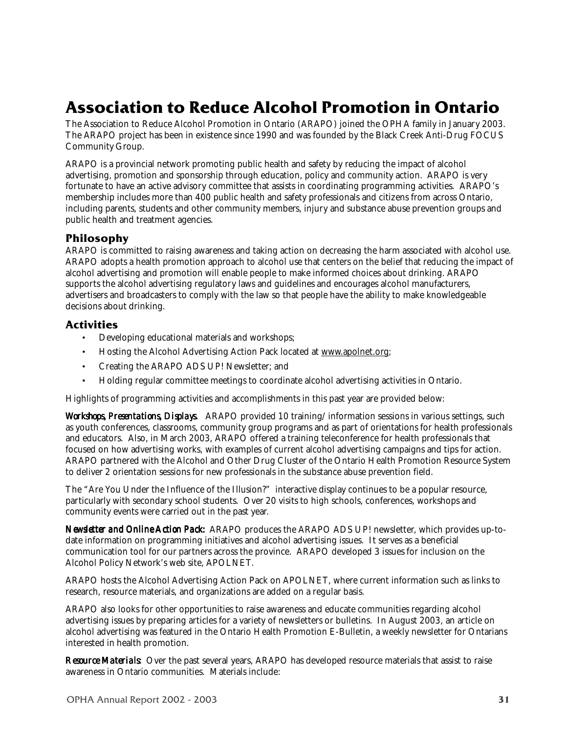# Association to Reduce Alcohol Promotion in Ontario

The Association to Reduce Alcohol Promotion in Ontario (ARAPO) joined the OPHA family in January 2003. The ARAPO project has been in existence since 1990 and was founded by the Black Creek Anti-Drug FOCUS Community Group.

ARAPO is a provincial network promoting public health and safety by reducing the impact of alcohol advertising, promotion and sponsorship through education, policy and community action. ARAPO is very fortunate to have an active advisory committee that assists in coordinating programming activities. ARAPO's membership includes more than 400 public health and safety professionals and citizens from across Ontario, including parents, students and other community members, injury and substance abuse prevention groups and public health and treatment agencies.

## Philosophy

ARAPO is committed to raising awareness and taking action on decreasing the harm associated with alcohol use. ARAPO adopts a health promotion approach to alcohol use that centers on the belief that reducing the impact of alcohol advertising and promotion will enable people to make informed choices about drinking. ARAPO supports the alcohol advertising regulatory laws and guidelines and encourages alcohol manufacturers, advertisers and broadcasters to comply with the law so that people have the ability to make knowledgeable decisions about drinking.

## Activities

- Developing educational materials and workshops;
- Hosting the Alcohol Advertising Action Pack located at www.apolnet.org;
- Creating the ARAPO ADS UP! Newsletter; and
- Holding regular committee meetings to coordinate alcohol advertising activities in Ontario.

Highlights of programming activities and accomplishments in this past year are provided below:

***Workshops, Presentations, Displays.*** ARAPO provided 10 training/ information sessions in various settings, such as youth conferences, classrooms, community group programs and as part of orientations for health professionals and educators. Also, in March 2003, ARAPO offered a training teleconference for health professionals that focused on how advertising works, with examples of current alcohol advertising campaigns and tips for action. ARAPO partnered with the Alcohol and Other Drug Cluster of the Ontario Health Promotion Resource System to deliver 2 orientation sessions for new professionals in the substance abuse prevention field.

The "Are You Under the Influence of the Illusion?" interactive display continues to be a popular resource, particularly with secondary school students. Over 20 visits to high schools, conferences, workshops and community events were carried out in the past year.

***Newsletter and Online Action Pack:*** ARAPO produces the ARAPO ADS UP! newsletter, which provides up-to-date information on programming initiatives and alcohol advertising issues. It serves as a beneficial communication tool for our partners across the province. ARAPO developed 3 issues for inclusion on the Alcohol Policy Network's web site, APOLNET.

ARAPO hosts the Alcohol Advertising Action Pack on APOLNET, where current information such as links to research, resource materials, and organizations are added on a regular basis.

ARAPO also looks for other opportunities to raise awareness and educate communities regarding alcohol advertising issues by preparing articles for a variety of newsletters or bulletins. In August 2003, an article on alcohol advertising was featured in the Ontario Health Promotion E-Bulletin, a weekly newsletter for Ontarians interested in health promotion.

***Resource Materials:*** Over the past several years, ARAPO has developed resource materials that assist to raise awareness in Ontario communities. Materials include: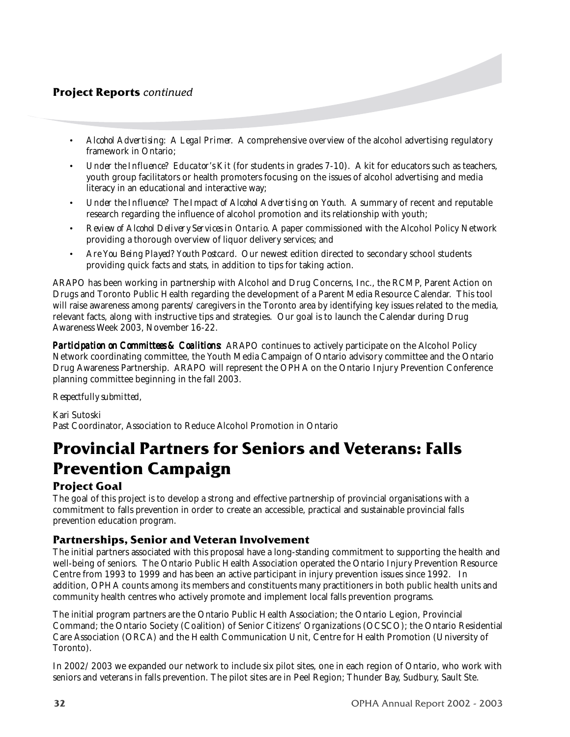- *Alcohol Advertising: A Legal Primer.* A comprehensive overview of the alcohol advertising regulatory framework in Ontario;
- *Under the Influence? Educator's Kit* (for students in grades 7-10). A kit for educators such as teachers, youth group facilitators or health promoters focusing on the issues of alcohol advertising and media literacy in an educational and interactive way;
- *Under the Influence? The Impact of Alcohol Advertising on Youth.* A summary of recent and reputable research regarding the influence of alcohol promotion and its relationship with youth;
- *Review of Alcohol Delivery Services in Ontario.* A paper commissioned with the Alcohol Policy Network providing a thorough overview of liquor delivery services; and
- *Are You Being Played? Youth Postcard.* Our newest edition directed to secondary school students providing quick facts and stats, in addition to tips for taking action.

ARAPO has been working in partnership with Alcohol and Drug Concerns, Inc., the RCMP, Parent Action on Drugs and Toronto Public Health regarding the development of a Parent Media Resource Calendar. This tool will raise awareness among parents/caregivers in the Toronto area by identifying key issues related to the media, relevant facts, along with instructive tips and strategies. Our goal is to launch the Calendar during Drug Awareness Week 2003, November 16-22.

***Participation on Committees & Coalitions*:** ARAPO continues to actively participate on the Alcohol Policy Network coordinating committee, the Youth Media Campaign of Ontario advisory committee and the Ontario Drug Awareness Partnership. ARAPO will represent the OPHA on the Ontario Injury Prevention Conference planning committee beginning in the fall 2003.

*Respectfully submitted,*

Kari Sutoski
Past Coordinator, Association to Reduce Alcohol Promotion in Ontario

# Provincial Partners for Seniors and Veterans: Falls Prevention Campaign

## Project Goal

The goal of this project is to develop a strong and effective partnership of provincial organisations with a commitment to falls prevention in order to create an accessible, practical and sustainable provincial falls prevention education program.

## Partnerships, Senior and Veteran Involvement

The initial partners associated with this proposal have a long-standing commitment to supporting the health and well-being of seniors. The Ontario Public Health Association operated the Ontario Injury Prevention Resource Centre from 1993 to 1999 and has been an active participant in injury prevention issues since 1992. In addition, OPHA counts among its members and constituents many practitioners in both public health units and community health centres who actively promote and implement local falls prevention programs.

The initial program partners are the Ontario Public Health Association; the Ontario Legion, Provincial Command; the Ontario Society (Coalition) of Senior Citizens' Organizations (OCSCO); the Ontario Residential Care Association (ORCA) and the Health Communication Unit, Centre for Health Promotion (University of Toronto).

In 2002/2003 we expanded our network to include six pilot sites, one in each region of Ontario, who work with seniors and veterans in falls prevention. The pilot sites are in Peel Region; Thunder Bay, Sudbury, Sault Ste.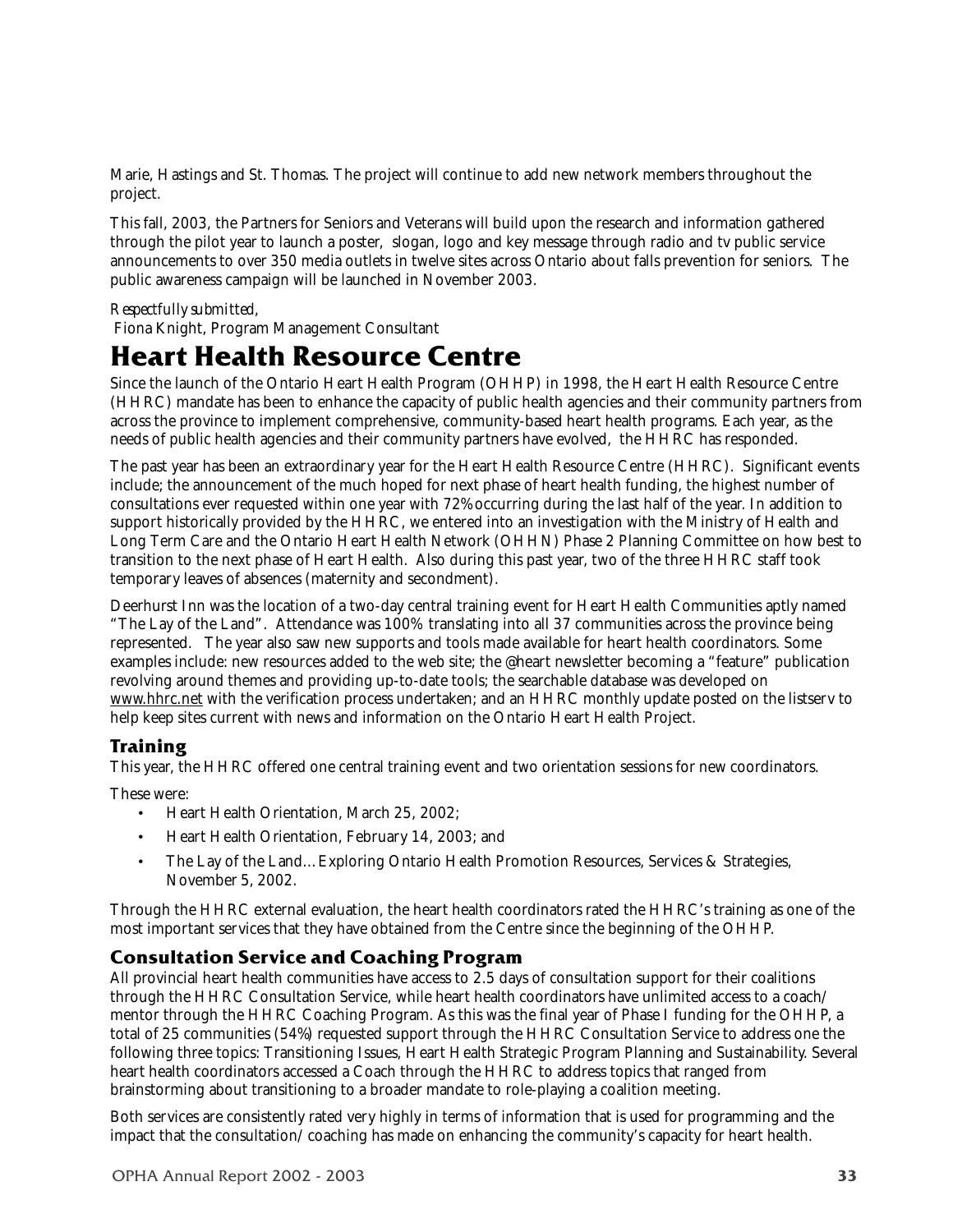Marie, Hastings and St. Thomas. The project will continue to add new network members throughout the project.

This fall, 2003, the Partners for Seniors and Veterans will build upon the research and information gathered through the pilot year to launch a poster, slogan, logo and key message through radio and tv public service announcements to over 350 media outlets in twelve sites across Ontario about falls prevention for seniors. The public awareness campaign will be launched in November 2003.

*Respectfully submitted,*
Fiona Knight, Program Management Consultant

# Heart Health Resource Centre

Since the launch of the Ontario Heart Health Program (OHHP) in 1998, the Heart Health Resource Centre (HHRC) mandate has been to enhance the capacity of public health agencies and their community partners from across the province to implement comprehensive, community-based heart health programs. Each year, as the needs of public health agencies and their community partners have evolved, the HHRC has responded.

The past year has been an extraordinary year for the Heart Health Resource Centre (HHRC). Significant events include; the announcement of the much hoped for next phase of heart health funding, the highest number of consultations ever requested within one year with 72% occurring during the last half of the year. In addition to support historically provided by the HHRC, we entered into an investigation with the Ministry of Health and Long Term Care and the Ontario Heart Health Network (OHHN) Phase 2 Planning Committee on how best to transition to the next phase of Heart Health. Also during this past year, two of the three HHRC staff took temporary leaves of absences (maternity and secondment).

Deerhurst Inn was the location of a two-day central training event for Heart Health Communities aptly named "The Lay of the Land". Attendance was 100% translating into all 37 communities across the province being represented. The year also saw new supports and tools made available for heart health coordinators. Some examples include: new resources added to the web site; the @heart newsletter becoming a "feature" publication revolving around themes and providing up-to-date tools; the searchable database was developed on www.hhrc.net with the verification process undertaken; and an HHRC monthly update posted on the listserv to help keep sites current with news and information on the Ontario Heart Health Project.

## Training

This year, the HHRC offered one central training event and two orientation sessions for new coordinators.

These were:

- Heart Health Orientation, March 25, 2002;
- Heart Health Orientation, February 14, 2003; and
- The Lay of the Land…Exploring Ontario Health Promotion Resources, Services & Strategies, November 5, 2002.

Through the HHRC external evaluation, the heart health coordinators rated the HHRC's training as one of the most important services that they have obtained from the Centre since the beginning of the OHHP.

## Consultation Service and Coaching Program

All provincial heart health communities have access to 2.5 days of consultation support for their coalitions through the HHRC Consultation Service, while heart health coordinators have unlimited access to a coach/ mentor through the HHRC Coaching Program. As this was the final year of Phase I funding for the OHHP, a total of 25 communities (54%) requested support through the HHRC Consultation Service to address one the following three topics: Transitioning Issues, Heart Health Strategic Program Planning and Sustainability. Several heart health coordinators accessed a Coach through the HHRC to address topics that ranged from brainstorming about transitioning to a broader mandate to role-playing a coalition meeting.

Both services are consistently rated very highly in terms of information that is used for programming and the impact that the consultation/ coaching has made on enhancing the community's capacity for heart health.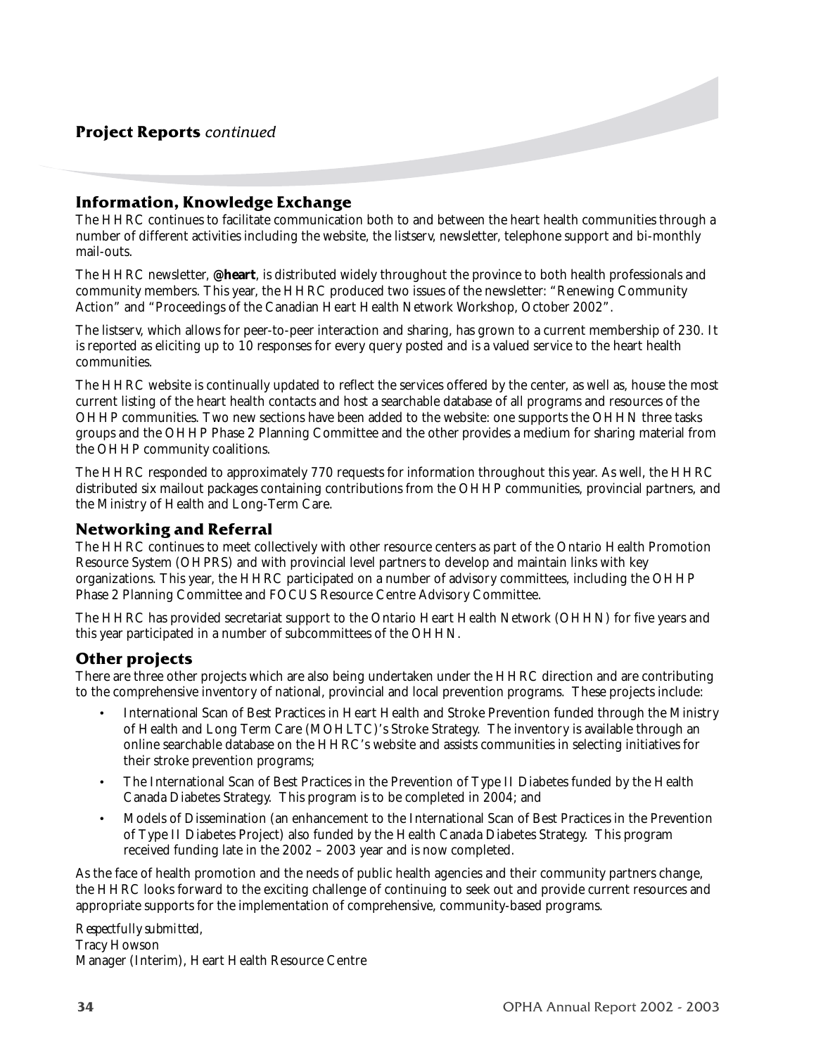## Project Reports *continued*

### Information, Knowledge Exchange

The HHRC continues to facilitate communication both to and between the heart health communities through a number of different activities including the website, the listserv, newsletter, telephone support and bi-monthly mail-outs.

The HHRC newsletter, **@heart**, is distributed widely throughout the province to both health professionals and community members. This year, the HHRC produced two issues of the newsletter: "Renewing Community Action" and "Proceedings of the Canadian Heart Health Network Workshop, October 2002".

The listserv, which allows for peer-to-peer interaction and sharing, has grown to a current membership of 230. It is reported as eliciting up to 10 responses for every query posted and is a valued service to the heart health communities.

The HHRC website is continually updated to reflect the services offered by the center, as well as, house the most current listing of the heart health contacts and host a searchable database of all programs and resources of the OHHP communities. Two new sections have been added to the website: one supports the OHHN three tasks groups and the OHHP Phase 2 Planning Committee and the other provides a medium for sharing material from the OHHP community coalitions.

The HHRC responded to approximately 770 requests for information throughout this year. As well, the HHRC distributed six mailout packages containing contributions from the OHHP communities, provincial partners, and the Ministry of Health and Long-Term Care.

### Networking and Referral

The HHRC continues to meet collectively with other resource centers as part of the Ontario Health Promotion Resource System (OHPRS) and with provincial level partners to develop and maintain links with key organizations. This year, the HHRC participated on a number of advisory committees, including the OHHP Phase 2 Planning Committee and FOCUS Resource Centre Advisory Committee.

The HHRC has provided secretariat support to the Ontario Heart Health Network (OHHN) for five years and this year participated in a number of subcommittees of the OHHN.

### Other projects

There are three other projects which are also being undertaken under the HHRC direction and are contributing to the comprehensive inventory of national, provincial and local prevention programs. These projects include:

- International Scan of Best Practices in Heart Health and Stroke Prevention funded through the Ministry of Health and Long Term Care (MOHLTC)'s Stroke Strategy. The inventory is available through an online searchable database on the HHRC's website and assists communities in selecting initiatives for their stroke prevention programs;
- The International Scan of Best Practices in the Prevention of Type II Diabetes funded by the Health Canada Diabetes Strategy. This program is to be completed in 2004; and
- Models of Dissemination (an enhancement to the International Scan of Best Practices in the Prevention of Type II Diabetes Project) also funded by the Health Canada Diabetes Strategy. This program received funding late in the 2002 – 2003 year and is now completed.

As the face of health promotion and the needs of public health agencies and their community partners change, the HHRC looks forward to the exciting challenge of continuing to seek out and provide current resources and appropriate supports for the implementation of comprehensive, community-based programs.

*Respectfully submitted,*
Tracy Howson
Manager (Interim), Heart Health Resource Centre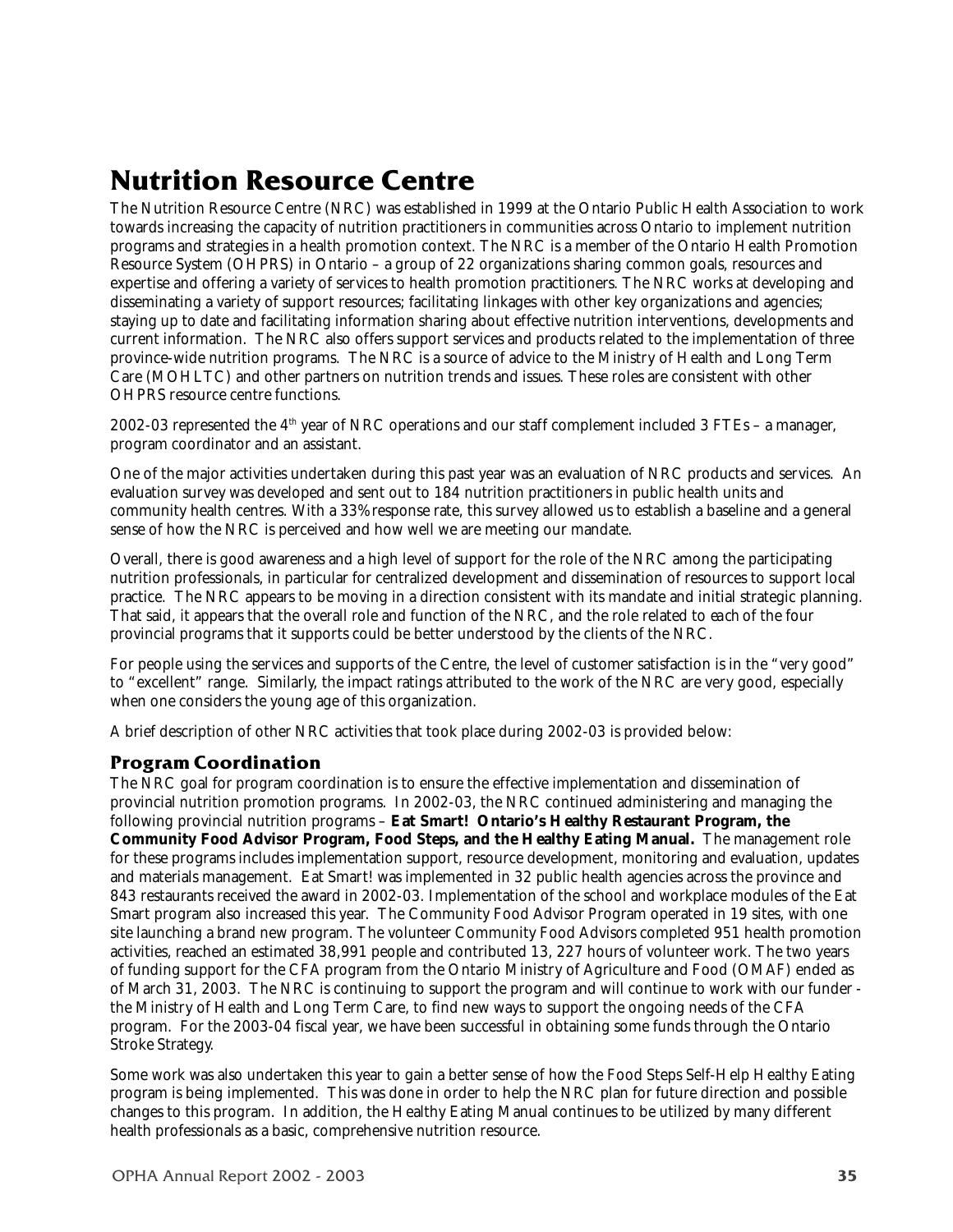# Nutrition Resource Centre

The Nutrition Resource Centre (NRC) was established in 1999 at the Ontario Public Health Association to work towards increasing the capacity of nutrition practitioners in communities across Ontario to implement nutrition programs and strategies in a health promotion context. The NRC is a member of the Ontario Health Promotion Resource System (OHPRS) in Ontario – a group of 22 organizations sharing common goals, resources and expertise and offering a variety of services to health promotion practitioners. The NRC works at developing and disseminating a variety of support resources; facilitating linkages with other key organizations and agencies; staying up to date and facilitating information sharing about effective nutrition interventions, developments and current information. The NRC also offers support services and products related to the implementation of three province-wide nutrition programs. The NRC is a source of advice to the Ministry of Health and Long Term Care (MOHLTC) and other partners on nutrition trends and issues. These roles are consistent with other OHPRS resource centre functions.

2002-03 represented the 4th year of NRC operations and our staff complement included 3 FTEs – a manager, program coordinator and an assistant.

One of the major activities undertaken during this past year was an evaluation of NRC products and services. An evaluation survey was developed and sent out to 184 nutrition practitioners in public health units and community health centres. With a 33% response rate, this survey allowed us to establish a baseline and a general sense of how the NRC is perceived and how well we are meeting our mandate.

Overall, there is good awareness and a high level of support for the role of the NRC among the participating nutrition professionals, in particular for centralized development and dissemination of resources to support local practice. The NRC appears to be moving in a direction consistent with its mandate and initial strategic planning. That said, it appears that the overall role and function of the NRC, and the role related to *each* of the four provincial programs that it supports could be better understood by the clients of the NRC.

For people using the services and supports of the Centre, the level of customer satisfaction is in the "very good" to "excellent" range. Similarly, the impact ratings attributed to the work of the NRC are very good, especially when one considers the young age of this organization.

A brief description of other NRC activities that took place during 2002-03 is provided below:

## Program Coordination

The NRC goal for program coordination is to ensure the effective implementation and dissemination of provincial nutrition promotion programs. In 2002-03, the NRC continued administering and managing the following provincial nutrition programs – **Eat Smart! Ontario's Healthy Restaurant Program, the Community Food Advisor Program, Food Steps, and the Healthy Eating Manual.** The management role for these programs includes implementation support, resource development, monitoring and evaluation, updates and materials management. Eat Smart! was implemented in 32 public health agencies across the province and 843 restaurants received the award in 2002-03. Implementation of the school and workplace modules of the Eat Smart program also increased this year. The Community Food Advisor Program operated in 19 sites, with one site launching a brand new program. The volunteer Community Food Advisors completed 951 health promotion activities, reached an estimated 38,991 people and contributed 13, 227 hours of volunteer work. The two years of funding support for the CFA program from the Ontario Ministry of Agriculture and Food (OMAF) ended as of March 31, 2003. The NRC is continuing to support the program and will continue to work with our funder - the Ministry of Health and Long Term Care, to find new ways to support the ongoing needs of the CFA program. For the 2003-04 fiscal year, we have been successful in obtaining some funds through the Ontario Stroke Strategy.

Some work was also undertaken this year to gain a better sense of how the Food Steps Self-Help Healthy Eating program is being implemented. This was done in order to help the NRC plan for future direction and possible changes to this program. In addition, the Healthy Eating Manual continues to be utilized by many different health professionals as a basic, comprehensive nutrition resource.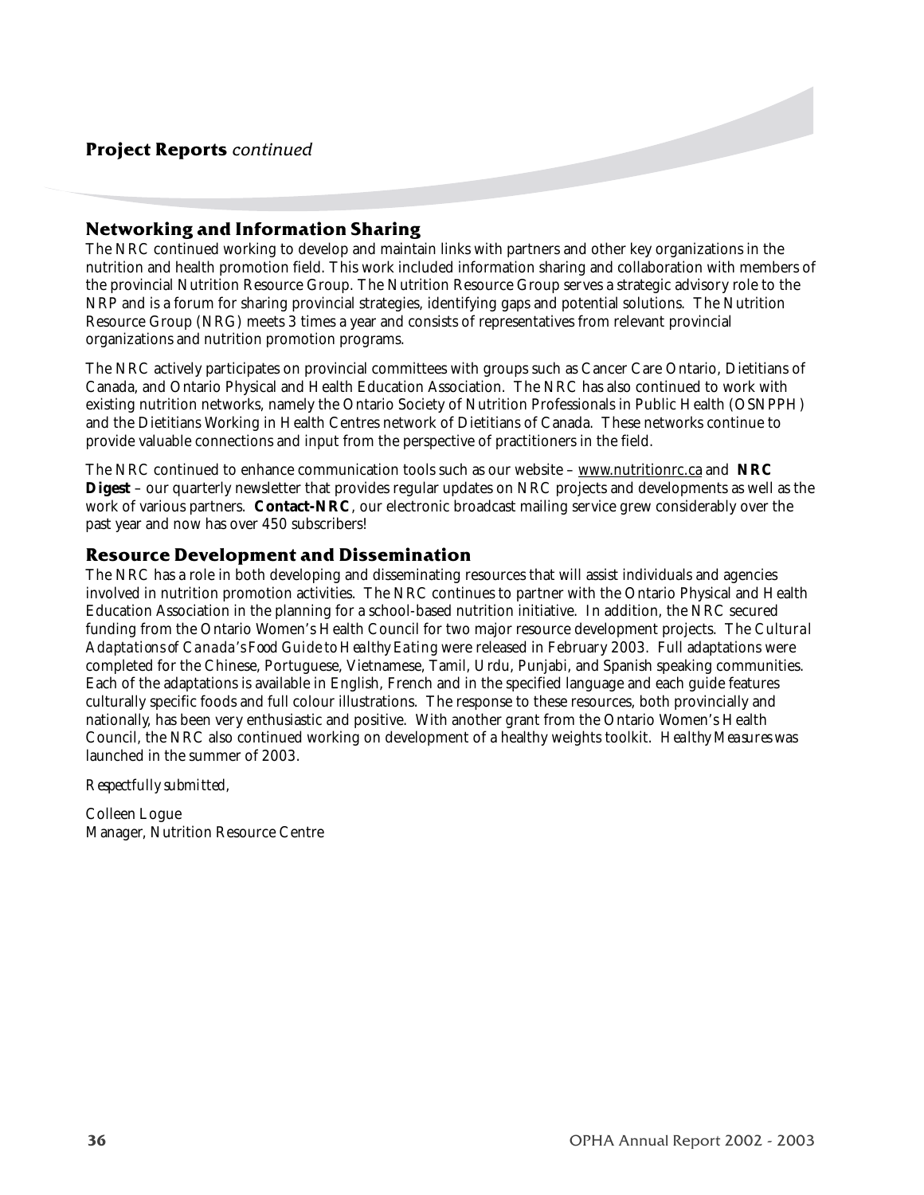## Project Reports *continued*

### Networking and Information Sharing

The NRC continued working to develop and maintain links with partners and other key organizations in the nutrition and health promotion field. This work included information sharing and collaboration with members of the provincial Nutrition Resource Group. The Nutrition Resource Group serves a strategic advisory role to the NRP and is a forum for sharing provincial strategies, identifying gaps and potential solutions. The Nutrition Resource Group (NRG) meets 3 times a year and consists of representatives from relevant provincial organizations and nutrition promotion programs.

The NRC actively participates on provincial committees with groups such as Cancer Care Ontario, Dietitians of Canada, and Ontario Physical and Health Education Association. The NRC has also continued to work with existing nutrition networks, namely the Ontario Society of Nutrition Professionals in Public Health (OSNPPH) and the Dietitians Working in Health Centres network of Dietitians of Canada. These networks continue to provide valuable connections and input from the perspective of practitioners in the field.

The NRC continued to enhance communication tools such as our website – www.nutritionrc.ca and **NRC Digest** – our quarterly newsletter that provides regular updates on NRC projects and developments as well as the work of various partners. **Contact-NRC**, our electronic broadcast mailing service grew considerably over the past year and now has over 450 subscribers!

### Resource Development and Dissemination

The NRC has a role in both developing and disseminating resources that will assist individuals and agencies involved in nutrition promotion activities. The NRC continues to partner with the Ontario Physical and Health Education Association in the planning for a school-based nutrition initiative. In addition, the NRC secured funding from the Ontario Women's Health Council for two major resource development projects. *The Cultural Adaptations of Canada's Food Guide to Healthy Eating* were released in February 2003. Full adaptations were completed for the Chinese, Portuguese, Vietnamese, Tamil, Urdu, Punjabi, and Spanish speaking communities. Each of the adaptations is available in English, French and in the specified language and each guide features culturally specific foods and full colour illustrations. The response to these resources, both provincially and nationally, has been very enthusiastic and positive. With another grant from the Ontario Women's Health Council, the NRC also continued working on development of a healthy weights toolkit. *Healthy Measures* was launched in the summer of 2003.

*Respectfully submitted,*

Colleen Logue
Manager, Nutrition Resource Centre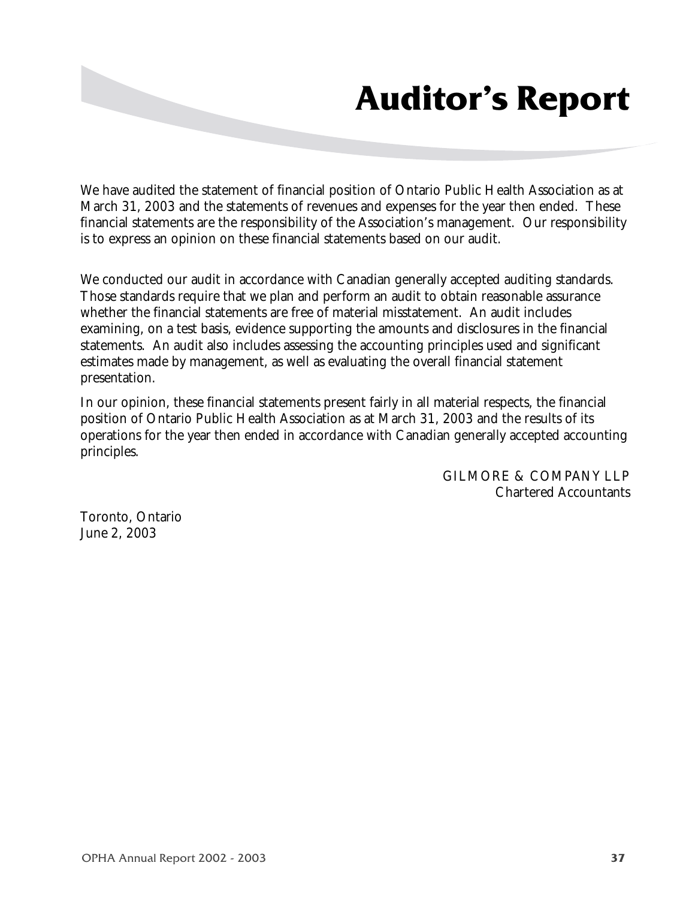# Auditor's Report

We have audited the statement of financial position of Ontario Public Health Association as at March 31, 2003 and the statements of revenues and expenses for the year then ended. These financial statements are the responsibility of the Association's management. Our responsibility is to express an opinion on these financial statements based on our audit.

We conducted our audit in accordance with Canadian generally accepted auditing standards. Those standards require that we plan and perform an audit to obtain reasonable assurance whether the financial statements are free of material misstatement. An audit includes examining, on a test basis, evidence supporting the amounts and disclosures in the financial statements. An audit also includes assessing the accounting principles used and significant estimates made by management, as well as evaluating the overall financial statement presentation.

In our opinion, these financial statements present fairly in all material respects, the financial position of Ontario Public Health Association as at March 31, 2003 and the results of its operations for the year then ended in accordance with Canadian generally accepted accounting principles.

GILMORE & COMPANY LLP
Chartered Accountants

Toronto, Ontario
June 2, 2003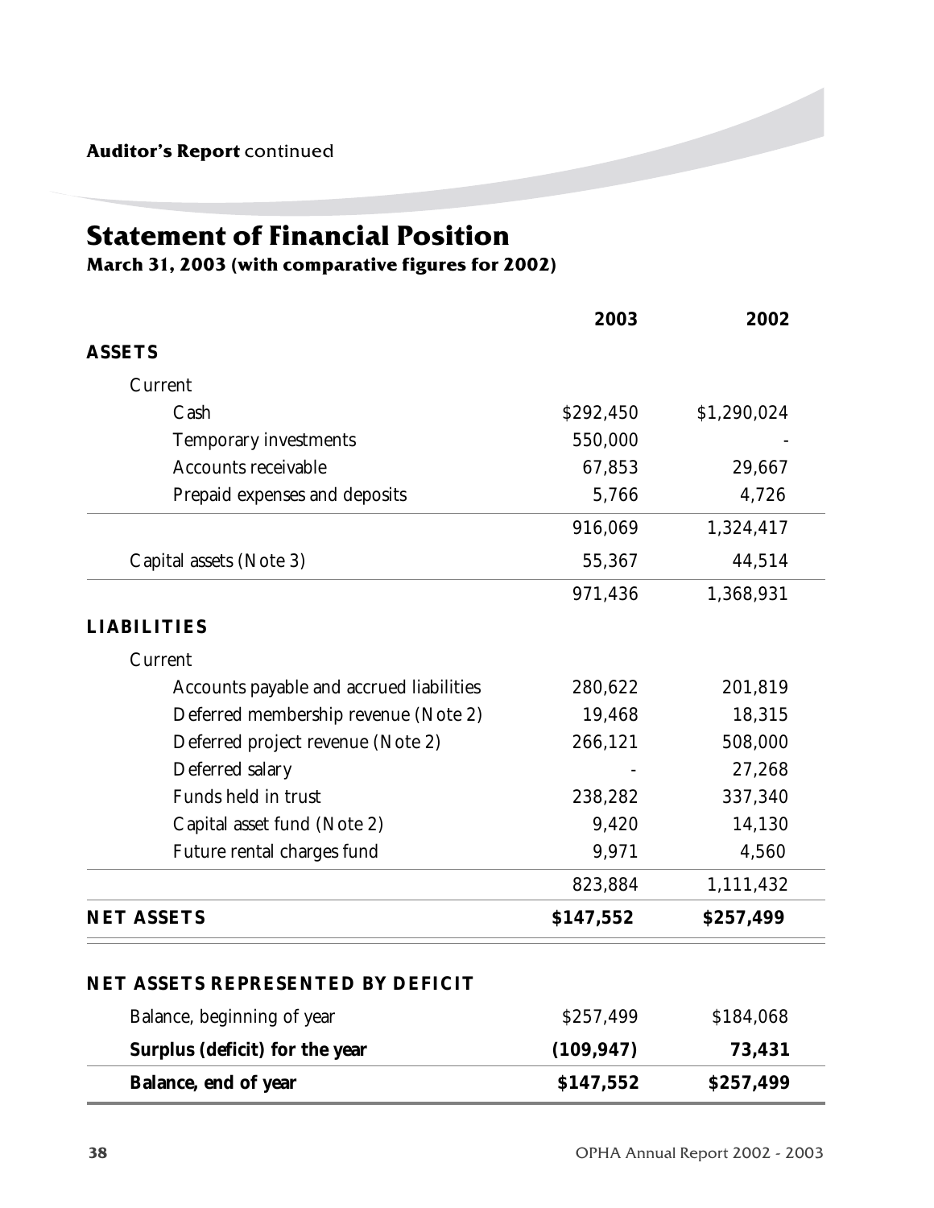**Auditor's Report** continued

# Statement of Financial Position

### March 31, 2003 (with comparative figures for 2002)

| | 2003 | 2002 |
|---|---|---|
| **ASSETS** | | |
| Current | | |
| Cash | $292,450 | $1,290,024 |
| Temporary investments | 550,000 | - |
| Accounts receivable | 67,853 | 29,667 |
| Prepaid expenses and deposits | 5,766 | 4,726 |
| | 916,069 | 1,324,417 |
| Capital assets (Note 3) | 55,367 | 44,514 |
| | 971,436 | 1,368,931 |
| **LIABILITIES** | | |
| Current | | |
| Accounts payable and accrued liabilities | 280,622 | 201,819 |
| Deferred membership revenue (Note 2) | 19,468 | 18,315 |
| Deferred project revenue (Note 2) | 266,121 | 508,000 |
| Deferred salary | - | 27,268 |
| Funds held in trust | 238,282 | 337,340 |
| Capital asset fund (Note 2) | 9,420 | 14,130 |
| Future rental charges fund | 9,971 | 4,560 |
| | 823,884 | 1,111,432 |
| **NET ASSETS** | **$147,552** | **$257,499** |

| **NET ASSETS REPRESENTED BY DEFICIT** | | |
|---|---|---|
| Balance, beginning of year | $257,499 | $184,068 |
| **Surplus (deficit) for the year** | **(109,947)** | **73,431** |
| **Balance, end of year** | **$147,552** | **$257,499** |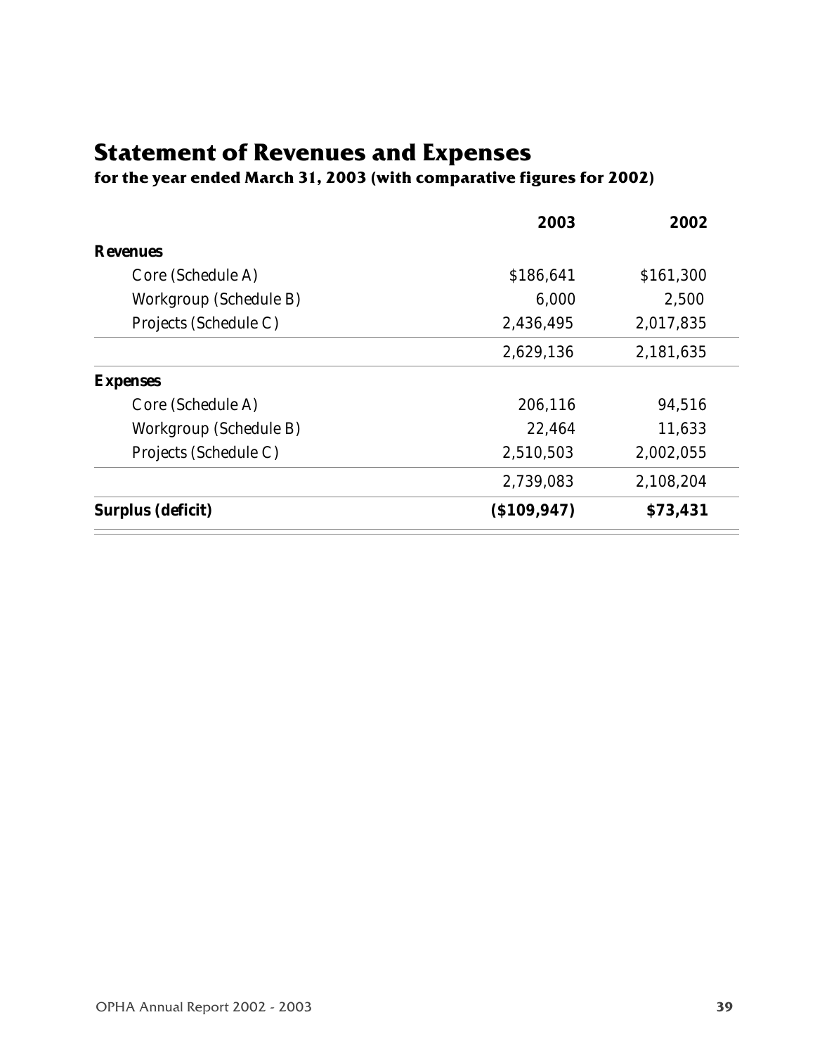# Statement of Revenues and Expenses

**for the year ended March 31, 2003 (with comparative figures for 2002)**

| | 2003 | 2002 |
|---|---|---|
| **Revenues** | | |
| Core (Schedule A) | $186,641 | $161,300 |
| Workgroup (Schedule B) | 6,000 | 2,500 |
| Projects (Schedule C) | 2,436,495 | 2,017,835 |
| | 2,629,136 | 2,181,635 |
| **Expenses** | | |
| Core (Schedule A) | 206,116 | 94,516 |
| Workgroup (Schedule B) | 22,464 | 11,633 |
| Projects (Schedule C) | 2,510,503 | 2,002,055 |
| | 2,739,083 | 2,108,204 |
| **Surplus (deficit)** | **($109,947)** | **$73,431** |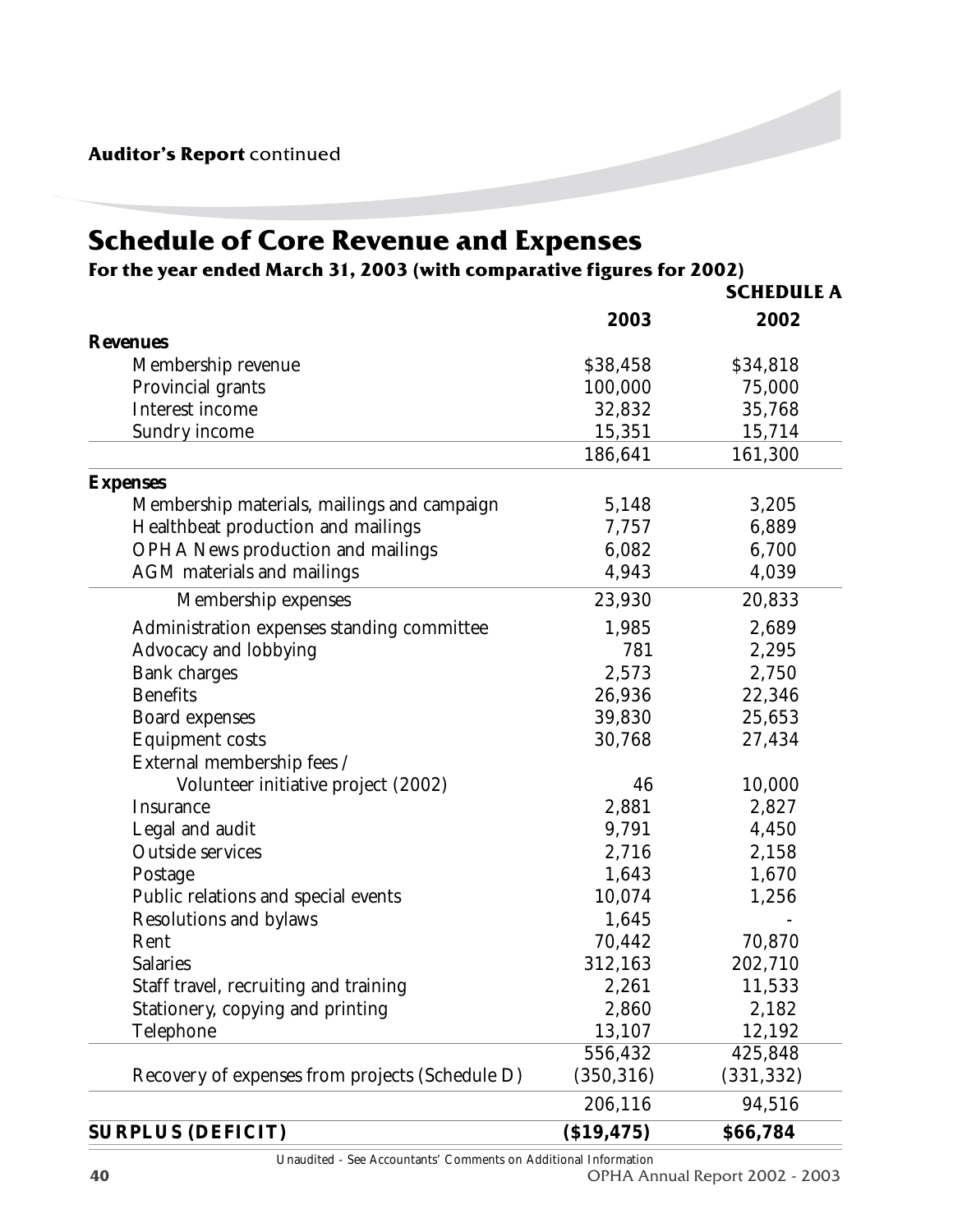**Auditor's Report** continued

# Schedule of Core Revenue and Expenses

**For the year ended March 31, 2003 (with comparative figures for 2002)**

**SCHEDULE A**

| | 2003 | 2002 |
|---|---|---|
| **Revenues** | | |
| Membership revenue | $38,458 | $34,818 |
| Provincial grants | 100,000 | 75,000 |
| Interest income | 32,832 | 35,768 |
| Sundry income | 15,351 | 15,714 |
| | 186,641 | 161,300 |
| **Expenses** | | |
| Membership materials, mailings and campaign | 5,148 | 3,205 |
| Healthbeat production and mailings | 7,757 | 6,889 |
| OPHA News production and mailings | 6,082 | 6,700 |
| AGM materials and mailings | 4,943 | 4,039 |
| Membership expenses | 23,930 | 20,833 |
| Administration expenses standing committee | 1,985 | 2,689 |
| Advocacy and lobbying | 781 | 2,295 |
| Bank charges | 2,573 | 2,750 |
| Benefits | 26,936 | 22,346 |
| Board expenses | 39,830 | 25,653 |
| Equipment costs | 30,768 | 27,434 |
| External membership fees / Volunteer initiative project (2002) | 46 | 10,000 |
| Insurance | 2,881 | 2,827 |
| Legal and audit | 9,791 | 4,450 |
| Outside services | 2,716 | 2,158 |
| Postage | 1,643 | 1,670 |
| Public relations and special events | 10,074 | 1,256 |
| Resolutions and bylaws | 1,645 | - |
| Rent | 70,442 | 70,870 |
| Salaries | 312,163 | 202,710 |
| Staff travel, recruiting and training | 2,261 | 11,533 |
| Stationery, copying and printing | 2,860 | 2,182 |
| Telephone | 13,107 | 12,192 |
| | 556,432 | 425,848 |
| Recovery of expenses from projects (Schedule D) | (350,316) | (331,332) |
| | 206,116 | 94,516 |
| **SURPLUS (DEFICIT)** | **($19,475)** | **$66,784** |

*Unaudited - See Accountants' Comments on Additional Information*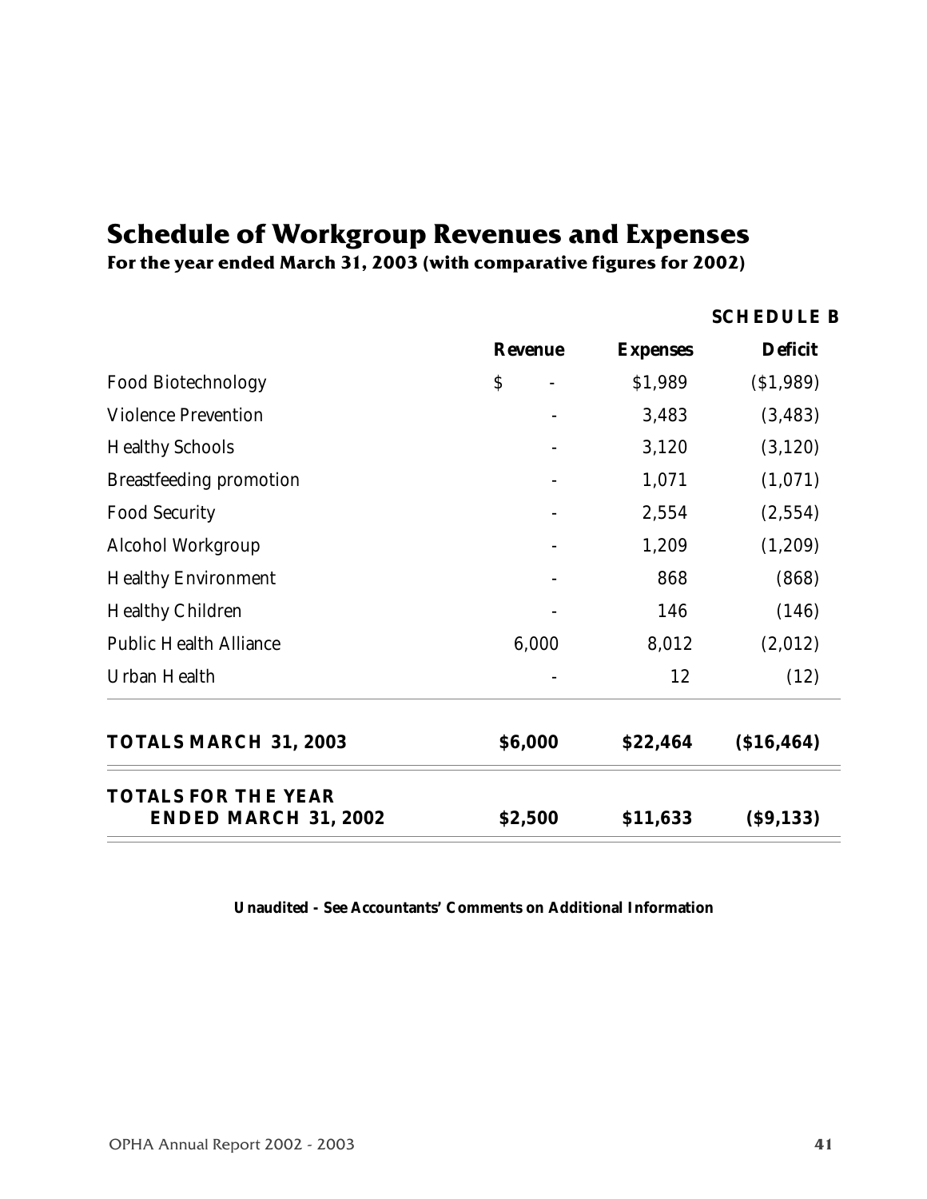# Schedule of Workgroup Revenues and Expenses

**For the year ended March 31, 2003 (with comparative figures for 2002)**

**SCHEDULE B**

| | **Revenue** | **Expenses** | **Deficit** |
|---|---|---|---|
| Food Biotechnology | $ - | $1,989 | ($1,989) |
| Violence Prevention | - | 3,483 | (3,483) |
| Healthy Schools | - | 3,120 | (3,120) |
| Breastfeeding promotion | - | 1,071 | (1,071) |
| Food Security | - | 2,554 | (2,554) |
| Alcohol Workgroup | - | 1,209 | (1,209) |
| Healthy Environment | - | 868 | (868) |
| Healthy Children | - | 146 | (146) |
| Public Health Alliance | 6,000 | 8,012 | (2,012) |
| Urban Health | - | 12 | (12) |
| **TOTALS MARCH 31, 2003** | **$6,000** | **$22,464** | **($16,464)** |
| **TOTALS FOR THE YEAR ENDED MARCH 31, 2002** | **$2,500** | **$11,633** | **($9,133)** |

**Unaudited - See Accountants' Comments on Additional Information**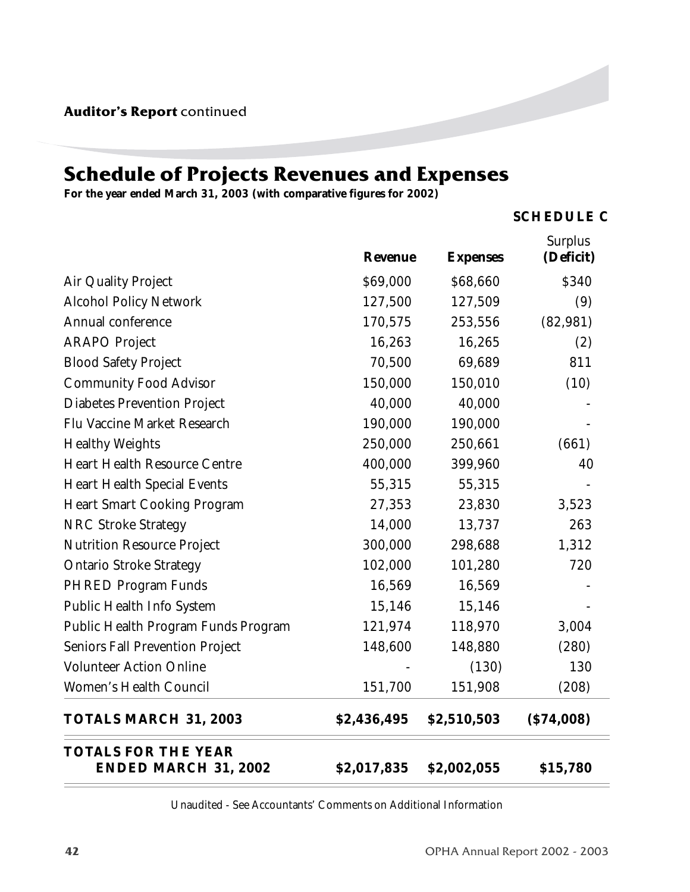**Auditor's Report** continued

# Schedule of Projects Revenues and Expenses

**For the year ended March 31, 2003 (with comparative figures for 2002)**

**SCHEDULE C**

| | **Revenue** | **Expenses** | Surplus **(Deficit)** |
|---|---|---|---|
| Air Quality Project | $69,000 | $68,660 | $340 |
| Alcohol Policy Network | 127,500 | 127,509 | (9) |
| Annual conference | 170,575 | 253,556 | (82,981) |
| ARAPO Project | 16,263 | 16,265 | (2) |
| Blood Safety Project | 70,500 | 69,689 | 811 |
| Community Food Advisor | 150,000 | 150,010 | (10) |
| Diabetes Prevention Project | 40,000 | 40,000 | - |
| Flu Vaccine Market Research | 190,000 | 190,000 | - |
| Healthy Weights | 250,000 | 250,661 | (661) |
| Heart Health Resource Centre | 400,000 | 399,960 | 40 |
| Heart Health Special Events | 55,315 | 55,315 | - |
| Heart Smart Cooking Program | 27,353 | 23,830 | 3,523 |
| NRC Stroke Strategy | 14,000 | 13,737 | 263 |
| Nutrition Resource Project | 300,000 | 298,688 | 1,312 |
| Ontario Stroke Strategy | 102,000 | 101,280 | 720 |
| PHRED Program Funds | 16,569 | 16,569 | - |
| Public Health Info System | 15,146 | 15,146 | - |
| Public Health Program Funds Program | 121,974 | 118,970 | 3,004 |
| Seniors Fall Prevention Project | 148,600 | 148,880 | (280) |
| Volunteer Action Online | - | (130) | 130 |
| Women's Health Council | 151,700 | 151,908 | (208) |
| **TOTALS MARCH 31, 2003** | **$2,436,495** | **$2,510,503** | **($74,008)** |
| **TOTALS FOR THE YEAR ENDED MARCH 31, 2002** | **$2,017,835** | **$2,002,055** | **$15,780** |

Unaudited - See Accountants' Comments on Additional Information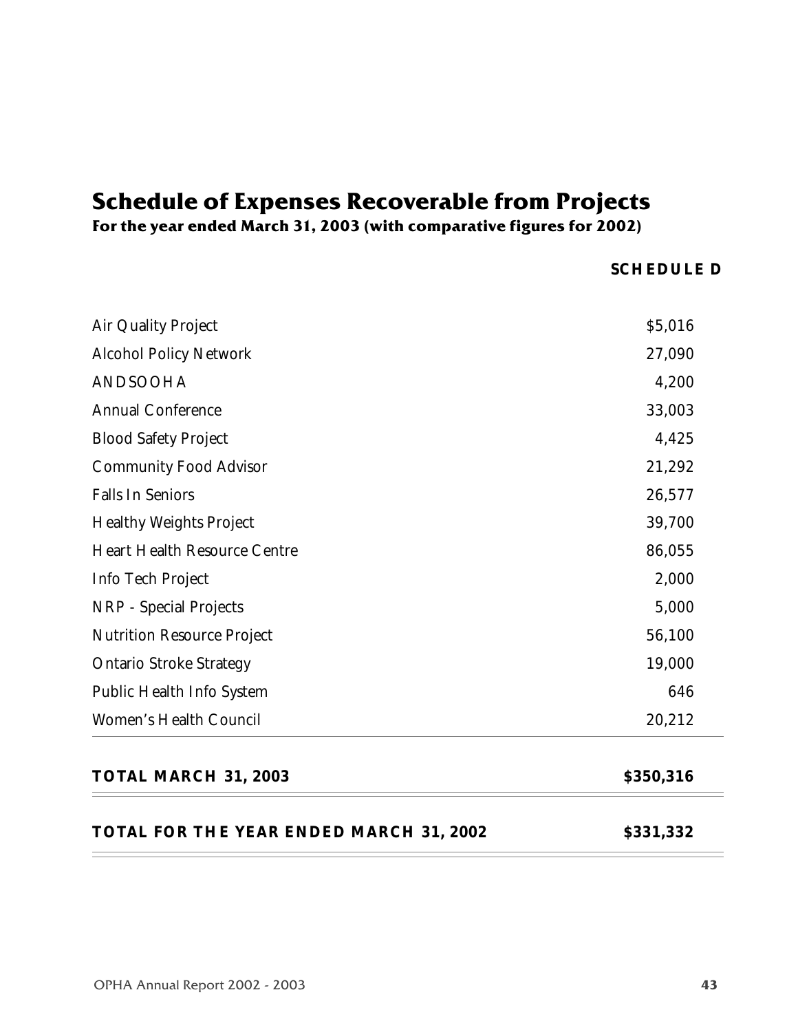# Schedule of Expenses Recoverable from Projects

**For the year ended March 31, 2003 (with comparative figures for 2002)**

**SCHEDULE D**

| | |
|---|---|
| Air Quality Project | $5,016 |
| Alcohol Policy Network | 27,090 |
| ANDSOOHA | 4,200 |
| Annual Conference | 33,003 |
| Blood Safety Project | 4,425 |
| Community Food Advisor | 21,292 |
| Falls In Seniors | 26,577 |
| Healthy Weights Project | 39,700 |
| Heart Health Resource Centre | 86,055 |
| Info Tech Project | 2,000 |
| NRP - Special Projects | 5,000 |
| Nutrition Resource Project | 56,100 |
| Ontario Stroke Strategy | 19,000 |
| Public Health Info System | 646 |
| Women's Health Council | 20,212 |
| **TOTAL MARCH 31, 2003** | **$350,316** |
| **TOTAL FOR THE YEAR ENDED MARCH 31, 2002** | **$331,332** |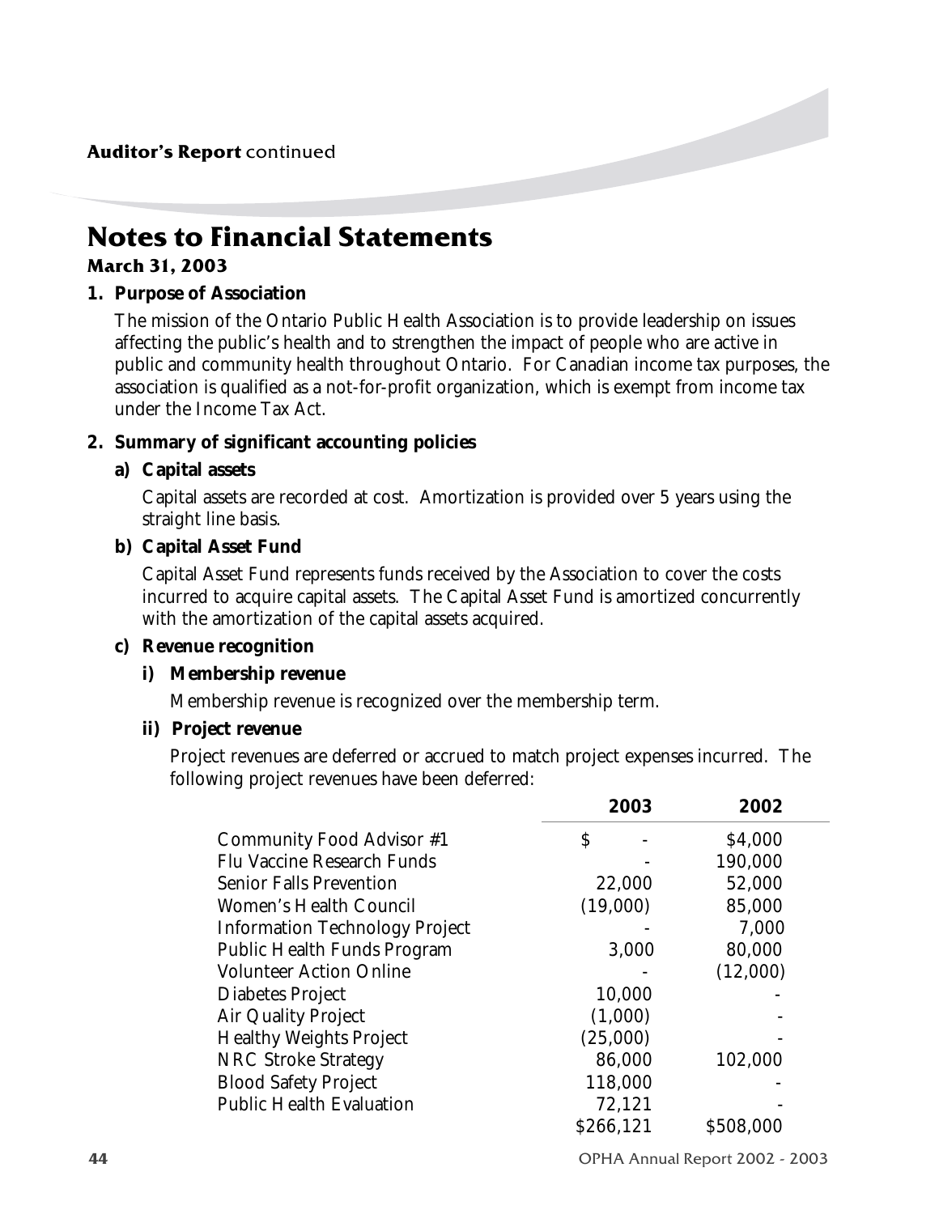Auditor's Report continued

# Notes to Financial Statements

### March 31, 2003

**1. Purpose of Association**

The mission of the Ontario Public Health Association is to provide leadership on issues affecting the public's health and to strengthen the impact of people who are active in public and community health throughout Ontario. For Canadian income tax purposes, the association is qualified as a not-for-profit organization, which is exempt from income tax under the Income Tax Act.

**2. Summary of significant accounting policies**

**a) Capital assets**

Capital assets are recorded at cost. Amortization is provided over 5 years using the straight line basis.

**b) Capital Asset Fund**

Capital Asset Fund represents funds received by the Association to cover the costs incurred to acquire capital assets. The Capital Asset Fund is amortized concurrently with the amortization of the capital assets acquired.

**c) Revenue recognition**

**i) Membership revenue**

Membership revenue is recognized over the membership term.

**ii) Project revenue**

Project revenues are deferred or accrued to match project expenses incurred. The following project revenues have been deferred:

| | 2003 | 2002 |
|---|---|---|
| Community Food Advisor #1 | $ - | $4,000 |
| Flu Vaccine Research Funds | - | 190,000 |
| Senior Falls Prevention | 22,000 | 52,000 |
| Women's Health Council | (19,000) | 85,000 |
| Information Technology Project | - | 7,000 |
| Public Health Funds Program | 3,000 | 80,000 |
| Volunteer Action Online | - | (12,000) |
| Diabetes Project | 10,000 | - |
| Air Quality Project | (1,000) | - |
| Healthy Weights Project | (25,000) | - |
| NRC Stroke Strategy | 86,000 | 102,000 |
| Blood Safety Project | 118,000 | - |
| Public Health Evaluation | 72,121 | - |
| | $266,121 | $508,000 |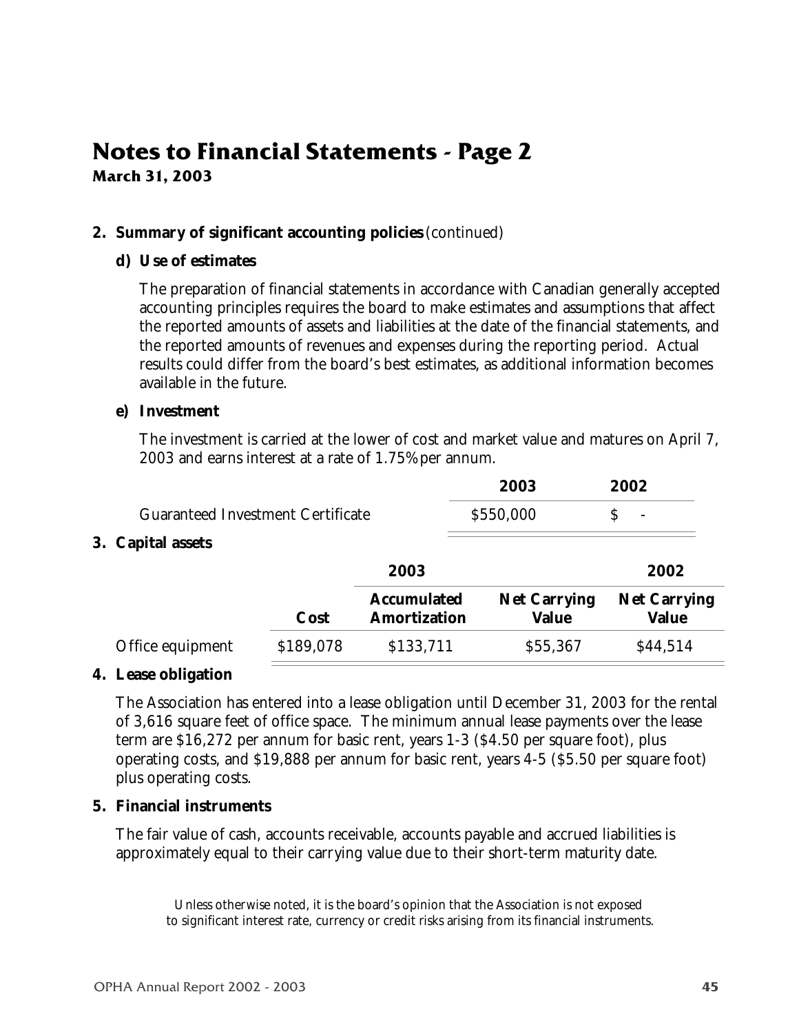# Notes to Financial Statements - Page 2

**March 31, 2003**

**2. Summary of significant accounting policies** (continued)

**d) Use of estimates**

The preparation of financial statements in accordance with Canadian generally accepted accounting principles requires the board to make estimates and assumptions that affect the reported amounts of assets and liabilities at the date of the financial statements, and the reported amounts of revenues and expenses during the reporting period. Actual results could differ from the board's best estimates, as additional information becomes available in the future.

**e) Investment**

The investment is carried at the lower of cost and market value and matures on April 7, 2003 and earns interest at a rate of 1.75% per annum.

| | **2003** | **2002** |
|---|---|---|
| Guaranteed Investment Certificate | $550,000 | $ - |

**3. Capital assets**

| | | **2003** | | **2002** |
|---|---|---|---|---|
| | **Cost** | **Accumulated Amortization** | **Net Carrying Value** | **Net Carrying Value** |
| Office equipment | $189,078 | $133,711 | $55,367 | $44,514 |

**4. Lease obligation**

The Association has entered into a lease obligation until December 31, 2003 for the rental of 3,616 square feet of office space. The minimum annual lease payments over the lease term are $16,272 per annum for basic rent, years 1-3 ($4.50 per square foot), plus operating costs, and $19,888 per annum for basic rent, years 4-5 ($5.50 per square foot) plus operating costs.

**5. Financial instruments**

The fair value of cash, accounts receivable, accounts payable and accrued liabilities is approximately equal to their carrying value due to their short-term maturity date.

Unless otherwise noted, it is the board's opinion that the Association is not exposed to significant interest rate, currency or credit risks arising from its financial instruments.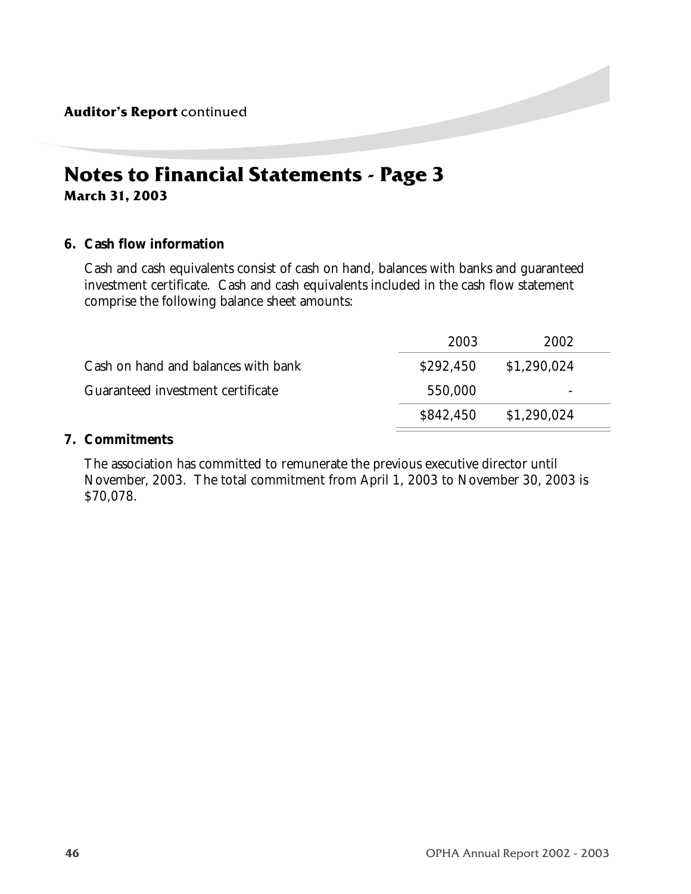# Notes to Financial Statements - Page 3

**March 31, 2003**

## 6. Cash flow information

Cash and cash equivalents consist of cash on hand, balances with banks and guaranteed investment certificate. Cash and cash equivalents included in the cash flow statement comprise the following balance sheet amounts:

| | 2003 | 2002 |
|---|---|---|
| Cash on hand and balances with bank | $292,450 | $1,290,024 |
| Guaranteed investment certificate | 550,000 | - |
| | $842,450 | $1,290,024 |

## 7. Commitments

The association has committed to remunerate the previous executive director until November, 2003. The total commitment from April 1, 2003 to November 30, 2003 is $70,078.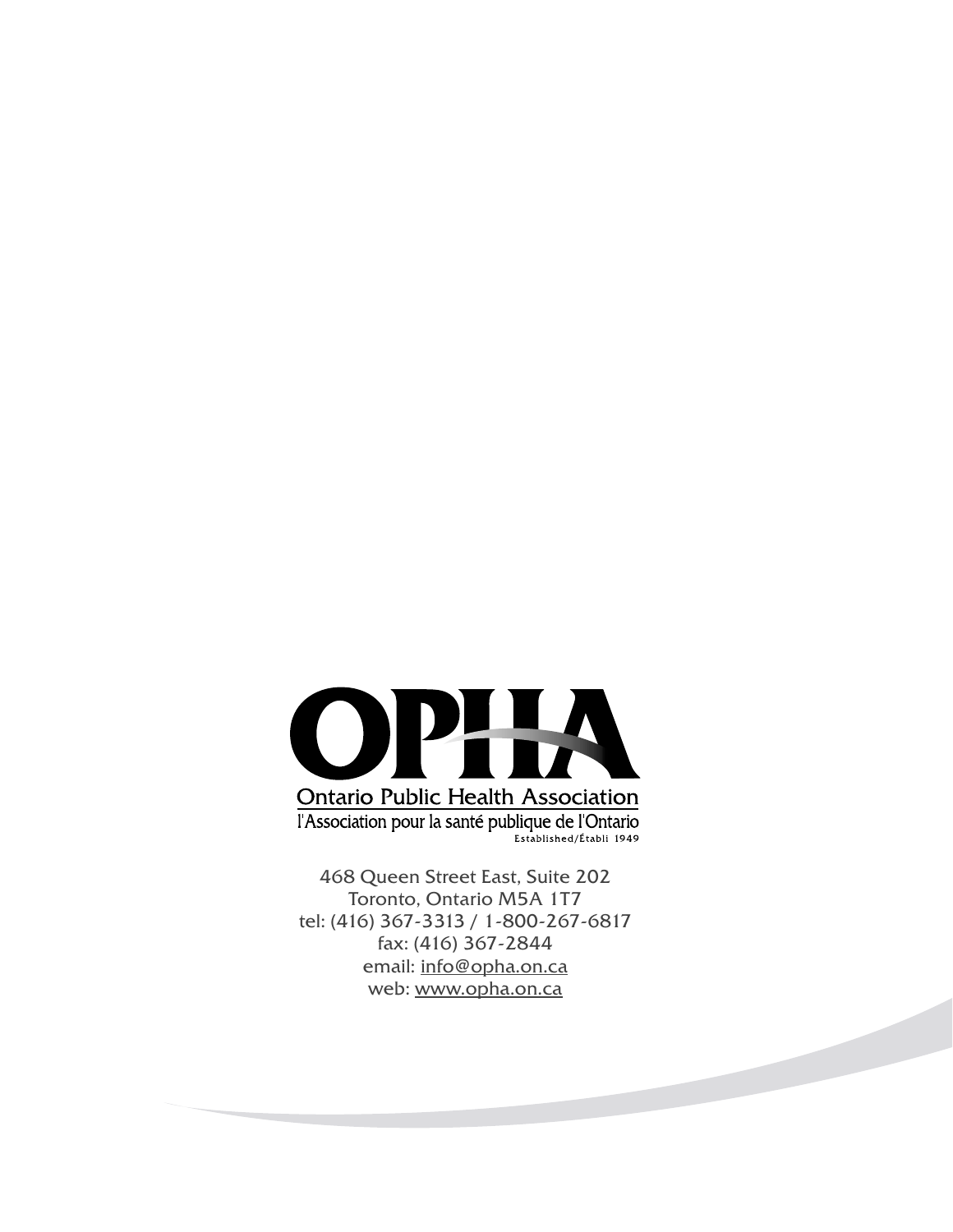OPHA

Ontario Public Health Association

l'Association pour la santé publique de l'Ontario

Established/Établi 1949

468 Queen Street East, Suite 202
Toronto, Ontario M5A 1T7
tel: (416) 367-3313 / 1-800-267-6817
fax: (416) 367-2844
email: info@opha.on.ca
web: www.opha.on.ca